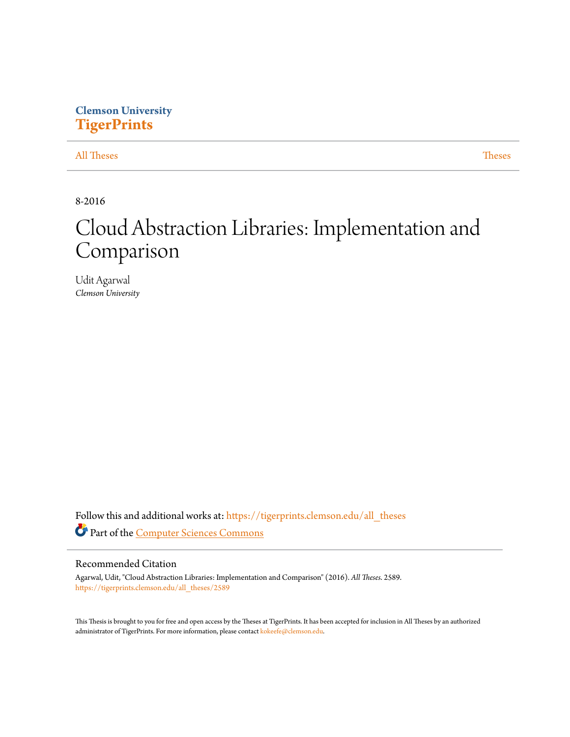Clemson University
**TigerPrints**

All Theses | Theses

8-2016

# Cloud Abstraction Libraries: Implementation and Comparison

Udit Agarwal
*Clemson University*

Follow this and additional works at: https://tigerprints.clemson.edu/all_theses

Part of the Computer Sciences Commons

## Recommended Citation

Agarwal, Udit, "Cloud Abstraction Libraries: Implementation and Comparison" (2016). *All Theses*. 2589.
https://tigerprints.clemson.edu/all_theses/2589

This Thesis is brought to you for free and open access by the Theses at TigerPrints. It has been accepted for inclusion in All Theses by an authorized administrator of TigerPrints. For more information, please contact kokeefe@clemson.edu.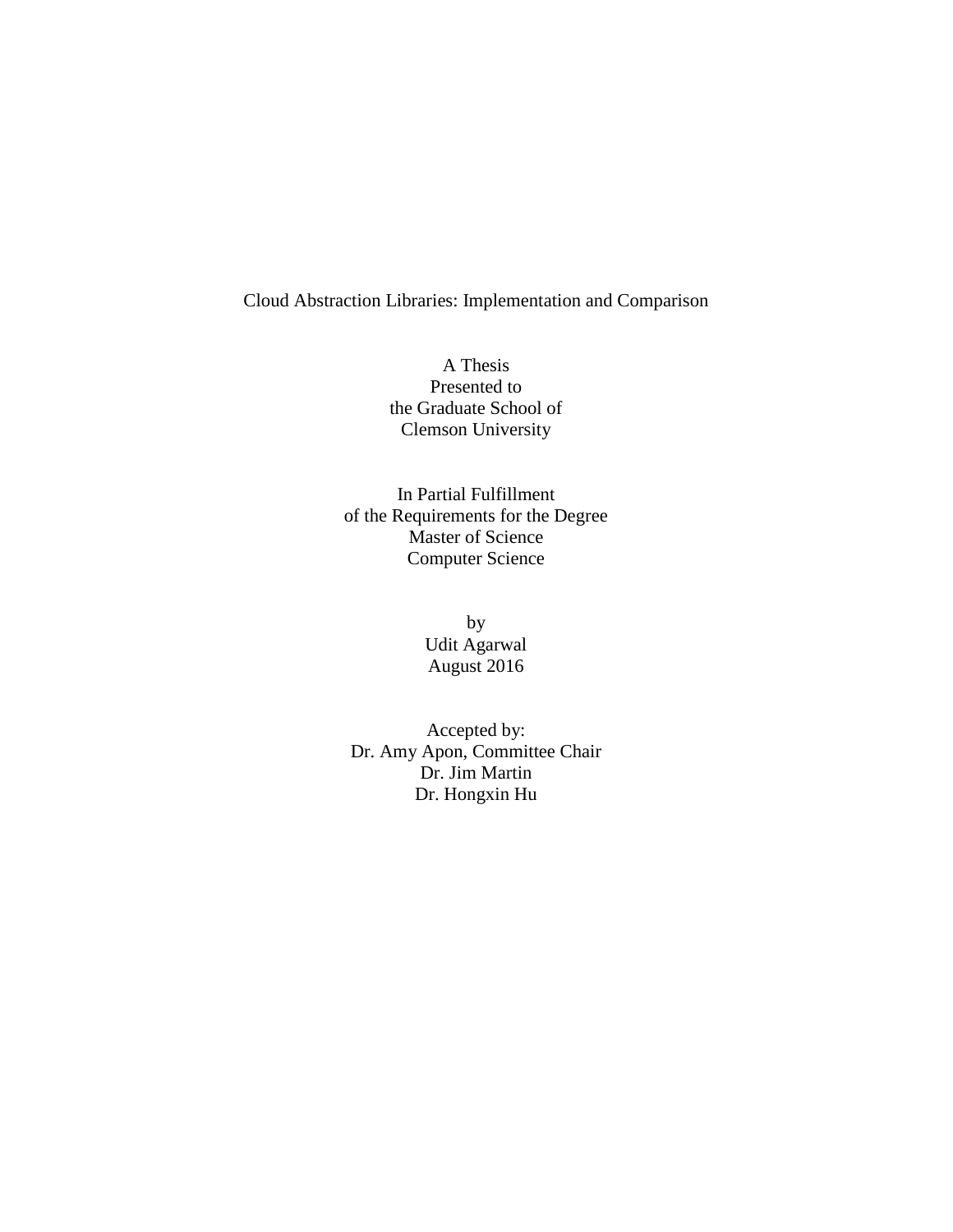Cloud Abstraction Libraries: Implementation and Comparison

A Thesis
Presented to
the Graduate School of
Clemson University

In Partial Fulfillment
of the Requirements for the Degree
Master of Science
Computer Science

by
Udit Agarwal
August 2016

Accepted by:
Dr. Amy Apon, Committee Chair
Dr. Jim Martin
Dr. Hongxin Hu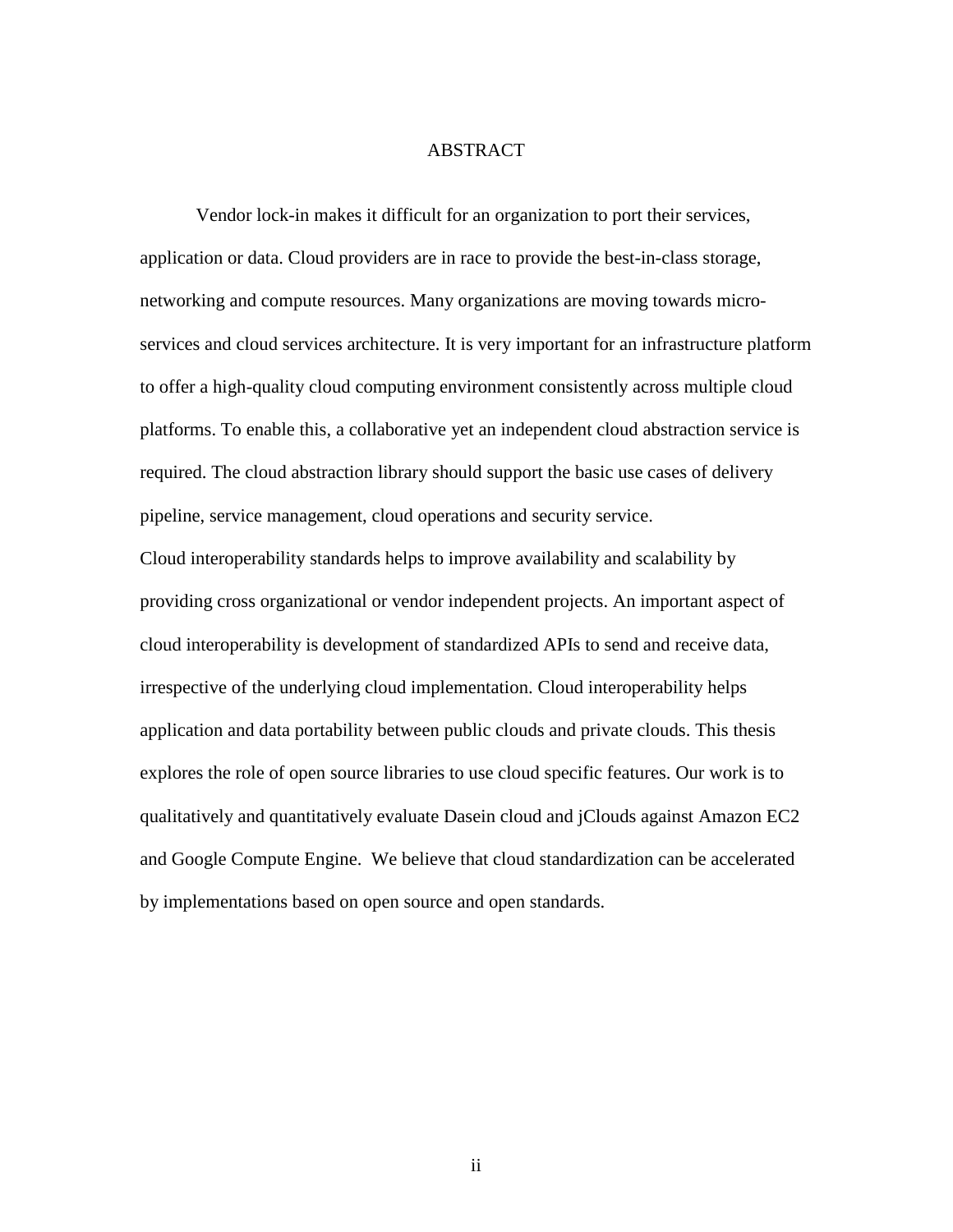# ABSTRACT

Vendor lock-in makes it difficult for an organization to port their services, application or data. Cloud providers are in race to provide the best-in-class storage, networking and compute resources. Many organizations are moving towards micro-services and cloud services architecture. It is very important for an infrastructure platform to offer a high-quality cloud computing environment consistently across multiple cloud platforms. To enable this, a collaborative yet an independent cloud abstraction service is required. The cloud abstraction library should support the basic use cases of delivery pipeline, service management, cloud operations and security service.

Cloud interoperability standards helps to improve availability and scalability by providing cross organizational or vendor independent projects. An important aspect of cloud interoperability is development of standardized APIs to send and receive data, irrespective of the underlying cloud implementation. Cloud interoperability helps application and data portability between public clouds and private clouds. This thesis explores the role of open source libraries to use cloud specific features. Our work is to qualitatively and quantitatively evaluate Dasein cloud and jClouds against Amazon EC2 and Google Compute Engine. We believe that cloud standardization can be accelerated by implementations based on open source and open standards.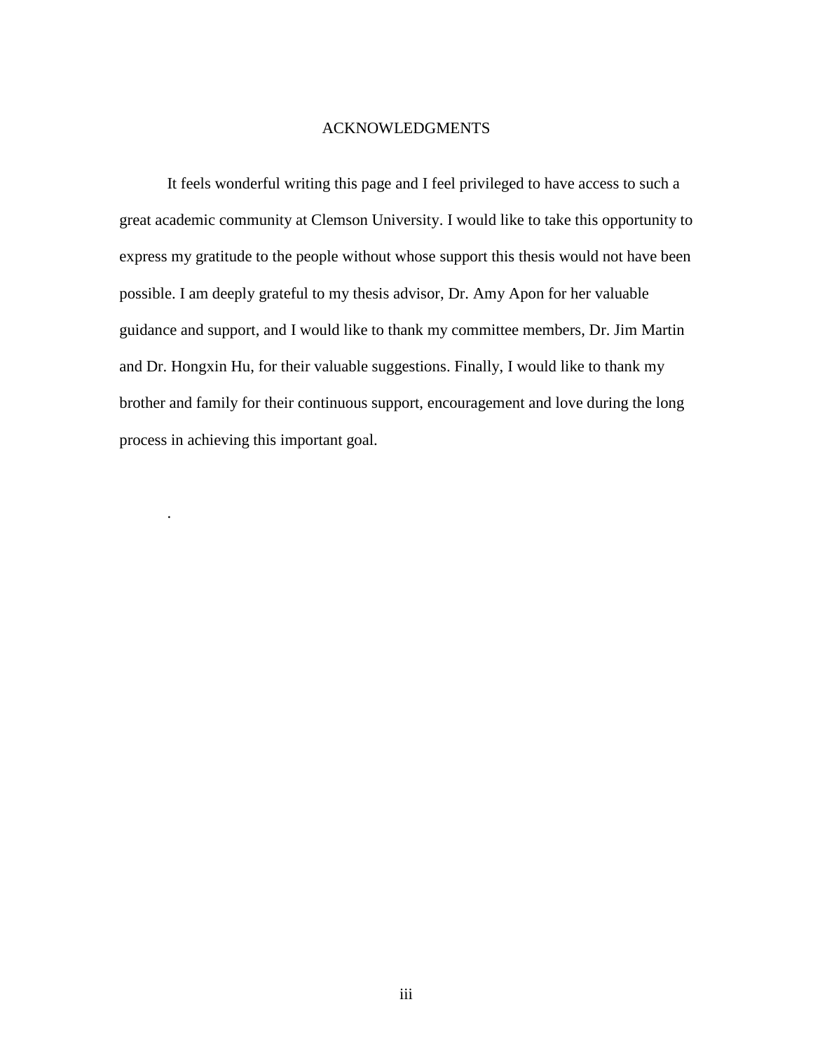# ACKNOWLEDGMENTS

It feels wonderful writing this page and I feel privileged to have access to such a great academic community at Clemson University. I would like to take this opportunity to express my gratitude to the people without whose support this thesis would not have been possible. I am deeply grateful to my thesis advisor, Dr. Amy Apon for her valuable guidance and support, and I would like to thank my committee members, Dr. Jim Martin and Dr. Hongxin Hu, for their valuable suggestions. Finally, I would like to thank my brother and family for their continuous support, encouragement and love during the long process in achieving this important goal.

.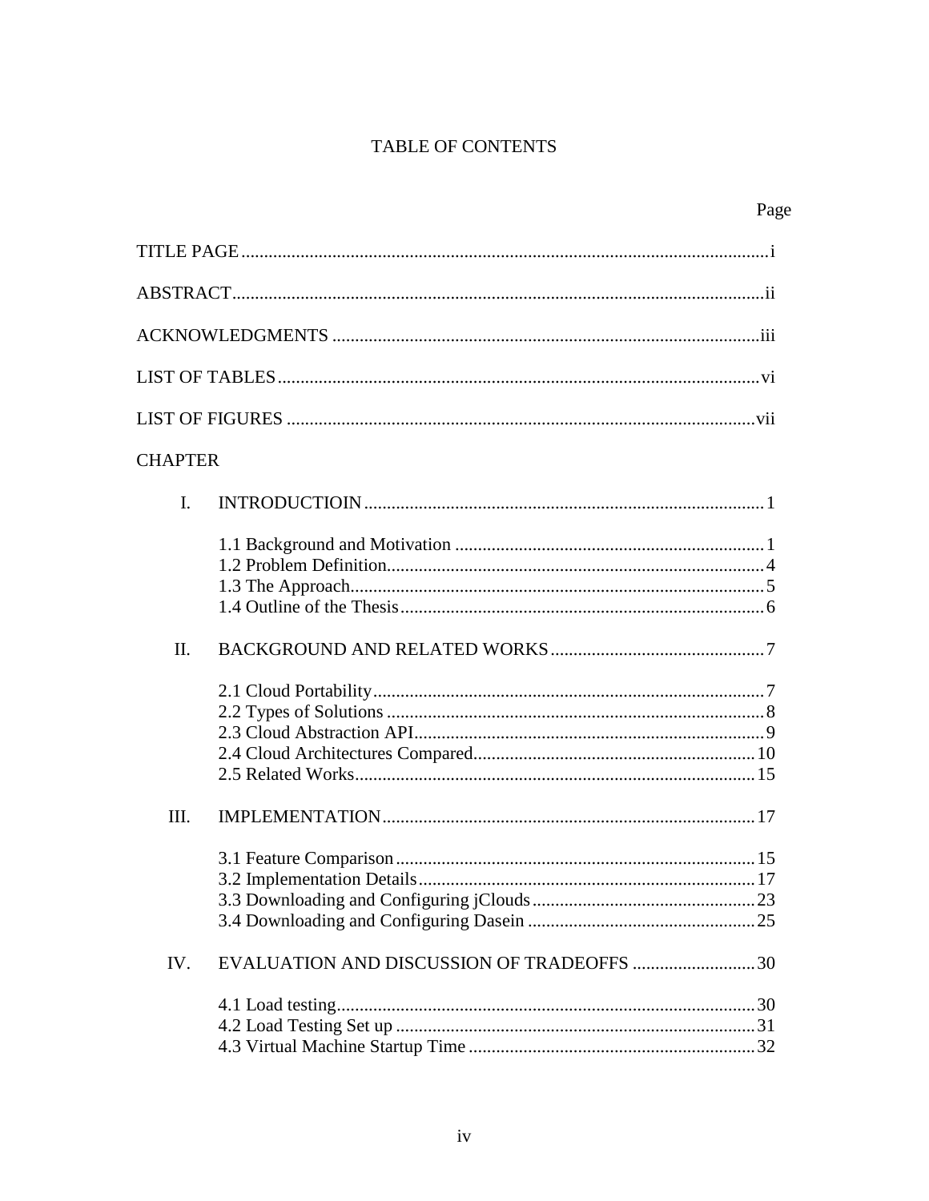# TABLE OF CONTENTS

| | Page |
|---|---|
| TITLE PAGE | i |
| ABSTRACT | ii |
| ACKNOWLEDGMENTS | iii |
| LIST OF TABLES | vi |
| LIST OF FIGURES | vii |

CHAPTER

| | | |
|---|---|---|
| I. | INTRODUCTIOIN | 1 |
| | 1.1 Background and Motivation | 1 |
| | 1.2 Problem Definition | 4 |
| | 1.3 The Approach | 5 |
| | 1.4 Outline of the Thesis | 6 |
| II. | BACKGROUND AND RELATED WORKS | 7 |
| | 2.1 Cloud Portability | 7 |
| | 2.2 Types of Solutions | 8 |
| | 2.3 Cloud Abstraction API | 9 |
| | 2.4 Cloud Architectures Compared | 10 |
| | 2.5 Related Works | 15 |
| III. | IMPLEMENTATION | 17 |
| | 3.1 Feature Comparison | 15 |
| | 3.2 Implementation Details | 17 |
| | 3.3 Downloading and Configuring jClouds | 23 |
| | 3.4 Downloading and Configuring Dasein | 25 |
| IV. | EVALUATION AND DISCUSSION OF TRADEOFFS | 30 |
| | 4.1 Load testing | 30 |
| | 4.2 Load Testing Set up | 31 |
| | 4.3 Virtual Machine Startup Time | 32 |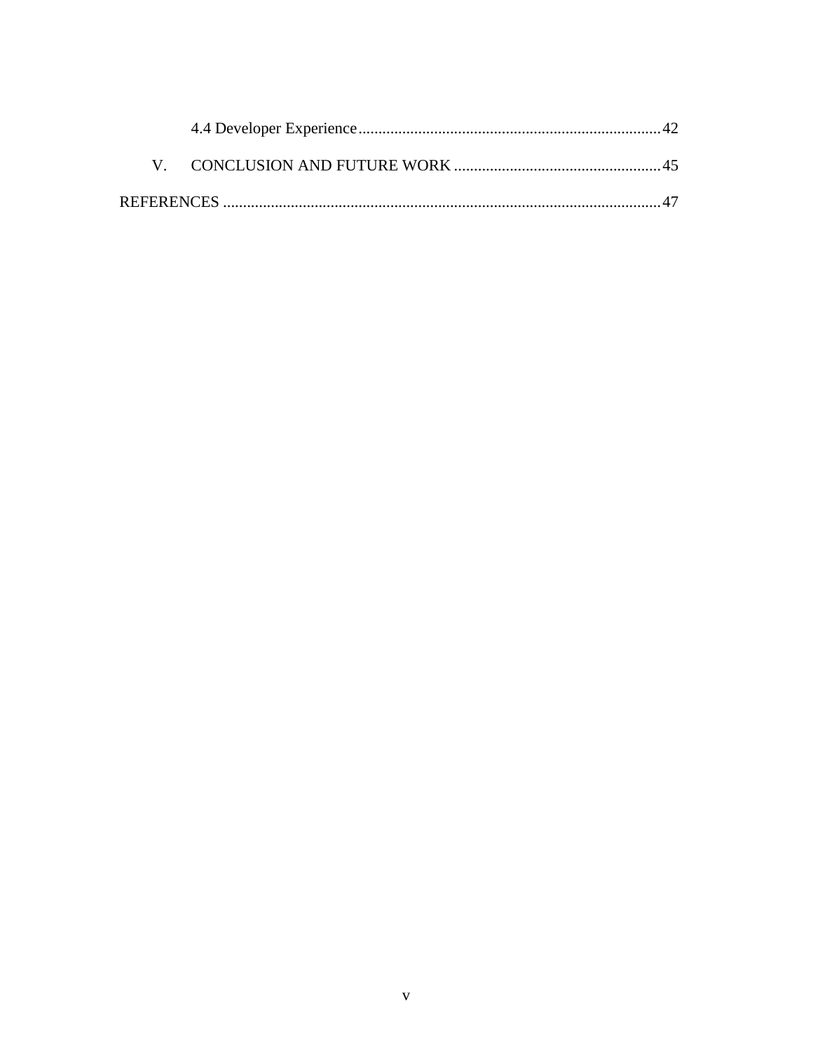4.4 Developer Experience ........................................................................... 42

V. CONCLUSION AND FUTURE WORK .................................................... 45

REFERENCES ............................................................................................................ 47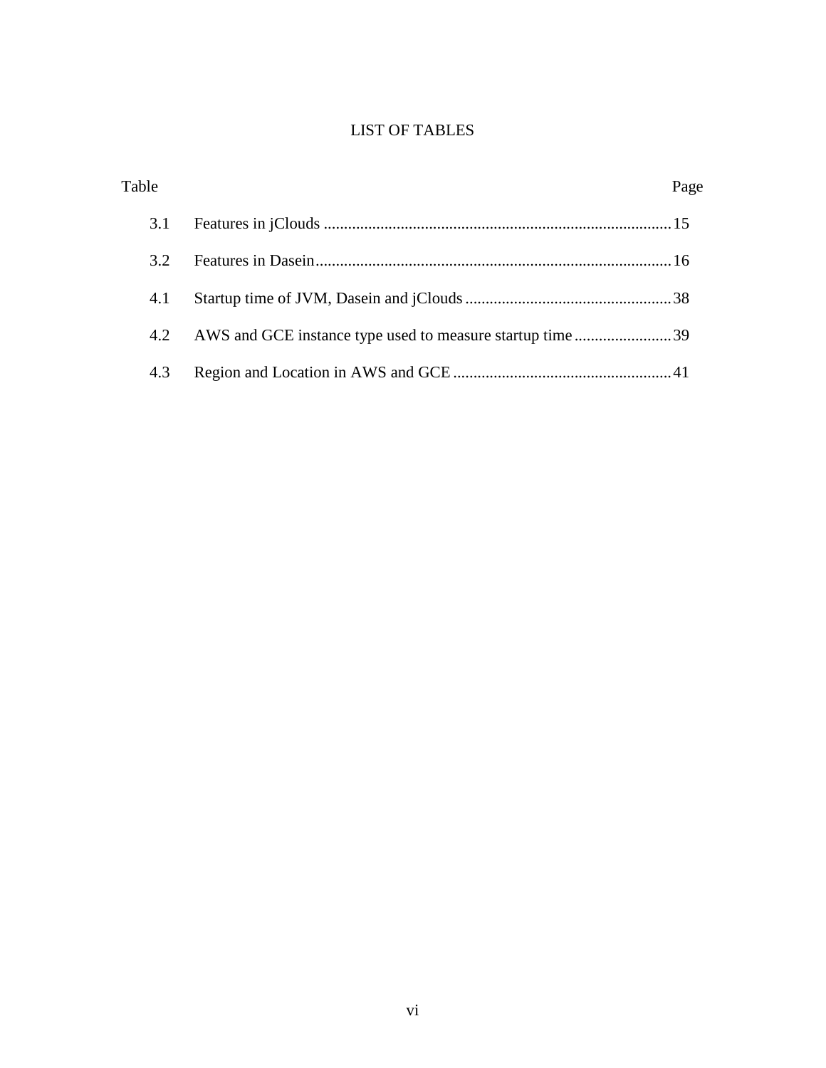# LIST OF TABLES

| Table | | Page |
|---|---|---|
| 3.1 | Features in jClouds | 15 |
| 3.2 | Features in Dasein | 16 |
| 4.1 | Startup time of JVM, Dasein and jClouds | 38 |
| 4.2 | AWS and GCE instance type used to measure startup time | 39 |
| 4.3 | Region and Location in AWS and GCE | 41 |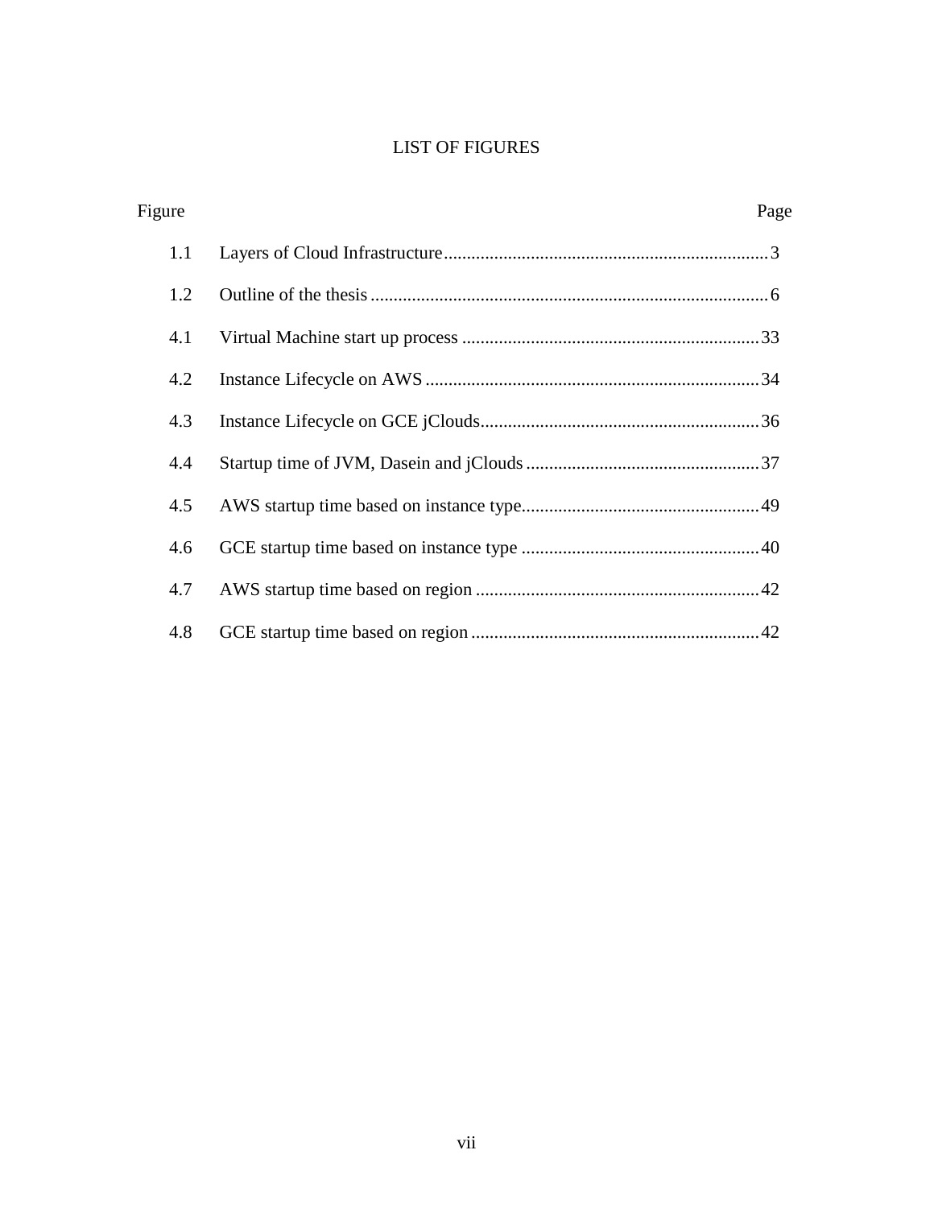# LIST OF FIGURES

| Figure | | Page |
|---|---|---|
| 1.1 | Layers of Cloud Infrastructure | 3 |
| 1.2 | Outline of the thesis | 6 |
| 4.1 | Virtual Machine start up process | 33 |
| 4.2 | Instance Lifecycle on AWS | 34 |
| 4.3 | Instance Lifecycle on GCE jClouds | 36 |
| 4.4 | Startup time of JVM, Dasein and jClouds | 37 |
| 4.5 | AWS startup time based on instance type | 49 |
| 4.6 | GCE startup time based on instance type | 40 |
| 4.7 | AWS startup time based on region | 42 |
| 4.8 | GCE startup time based on region | 42 |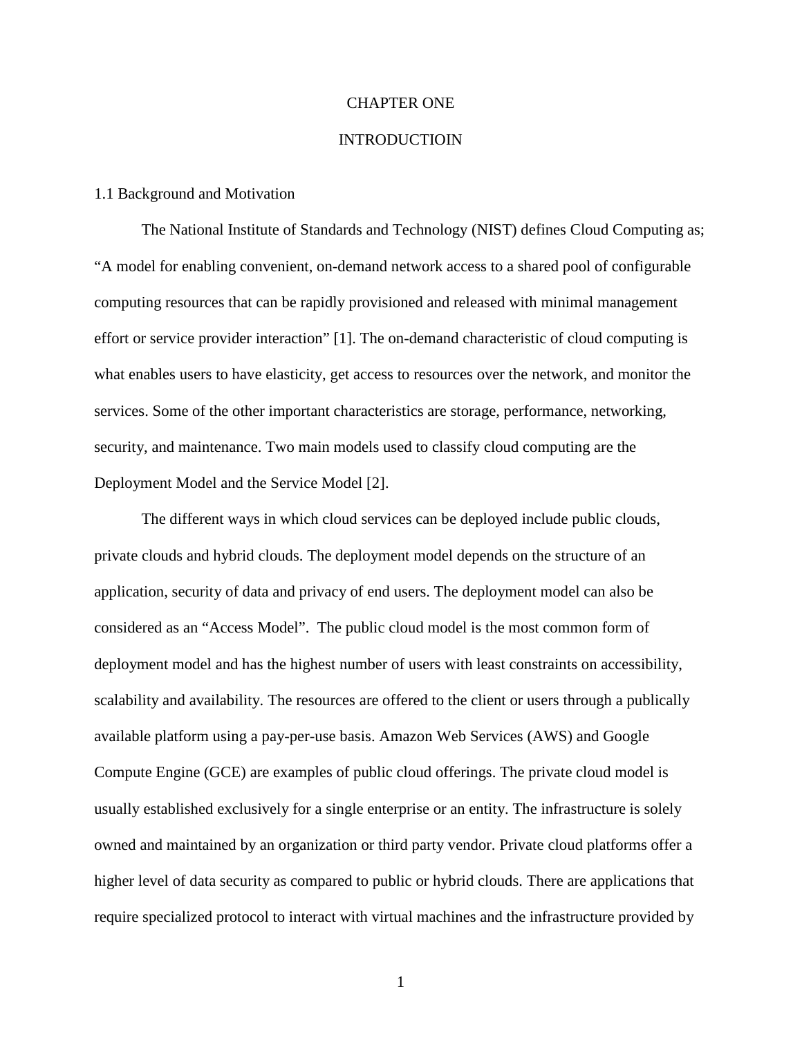# CHAPTER ONE

# INTRODUCTIOIN

## 1.1 Background and Motivation

The National Institute of Standards and Technology (NIST) defines Cloud Computing as; "A model for enabling convenient, on-demand network access to a shared pool of configurable computing resources that can be rapidly provisioned and released with minimal management effort or service provider interaction" [1]. The on-demand characteristic of cloud computing is what enables users to have elasticity, get access to resources over the network, and monitor the services. Some of the other important characteristics are storage, performance, networking, security, and maintenance. Two main models used to classify cloud computing are the Deployment Model and the Service Model [2].

The different ways in which cloud services can be deployed include public clouds, private clouds and hybrid clouds. The deployment model depends on the structure of an application, security of data and privacy of end users. The deployment model can also be considered as an "Access Model". The public cloud model is the most common form of deployment model and has the highest number of users with least constraints on accessibility, scalability and availability. The resources are offered to the client or users through a publically available platform using a pay-per-use basis. Amazon Web Services (AWS) and Google Compute Engine (GCE) are examples of public cloud offerings. The private cloud model is usually established exclusively for a single enterprise or an entity. The infrastructure is solely owned and maintained by an organization or third party vendor. Private cloud platforms offer a higher level of data security as compared to public or hybrid clouds. There are applications that require specialized protocol to interact with virtual machines and the infrastructure provided by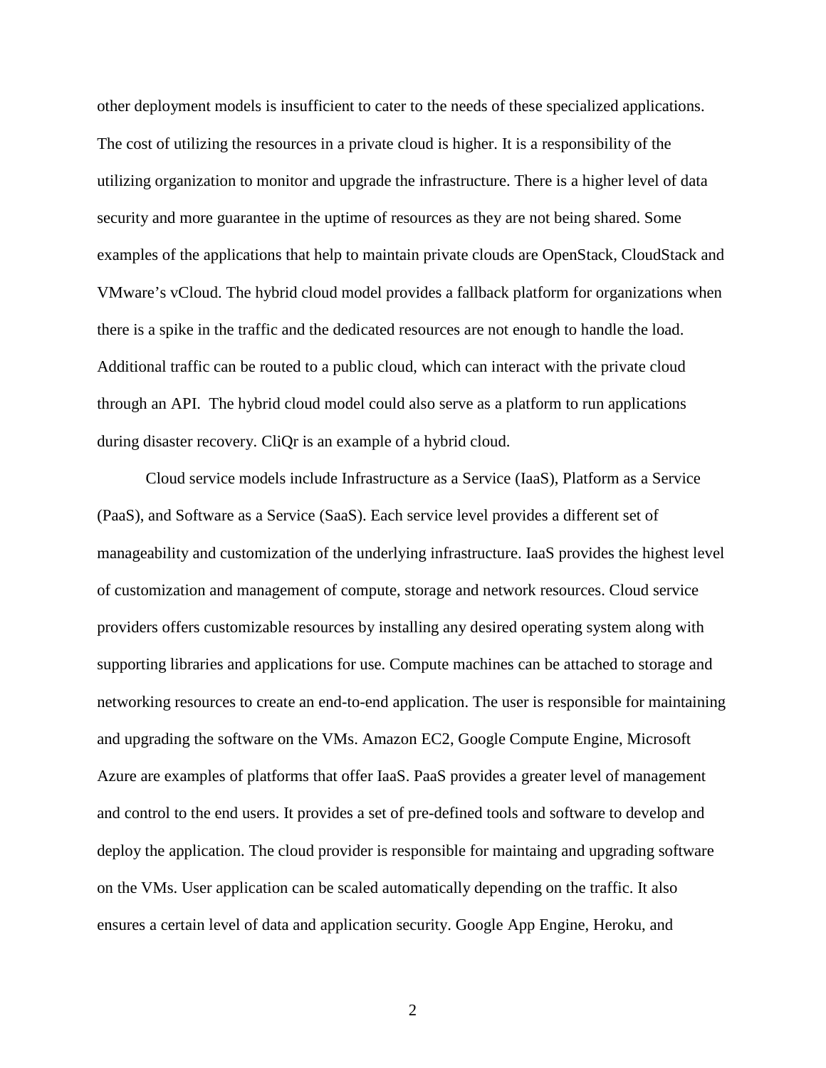other deployment models is insufficient to cater to the needs of these specialized applications. The cost of utilizing the resources in a private cloud is higher. It is a responsibility of the utilizing organization to monitor and upgrade the infrastructure. There is a higher level of data security and more guarantee in the uptime of resources as they are not being shared. Some examples of the applications that help to maintain private clouds are OpenStack, CloudStack and VMware's vCloud. The hybrid cloud model provides a fallback platform for organizations when there is a spike in the traffic and the dedicated resources are not enough to handle the load. Additional traffic can be routed to a public cloud, which can interact with the private cloud through an API. The hybrid cloud model could also serve as a platform to run applications during disaster recovery. CliQr is an example of a hybrid cloud.

Cloud service models include Infrastructure as a Service (IaaS), Platform as a Service (PaaS), and Software as a Service (SaaS). Each service level provides a different set of manageability and customization of the underlying infrastructure. IaaS provides the highest level of customization and management of compute, storage and network resources. Cloud service providers offers customizable resources by installing any desired operating system along with supporting libraries and applications for use. Compute machines can be attached to storage and networking resources to create an end-to-end application. The user is responsible for maintaining and upgrading the software on the VMs. Amazon EC2, Google Compute Engine, Microsoft Azure are examples of platforms that offer IaaS. PaaS provides a greater level of management and control to the end users. It provides a set of pre-defined tools and software to develop and deploy the application. The cloud provider is responsible for maintaing and upgrading software on the VMs. User application can be scaled automatically depending on the traffic. It also ensures a certain level of data and application security. Google App Engine, Heroku, and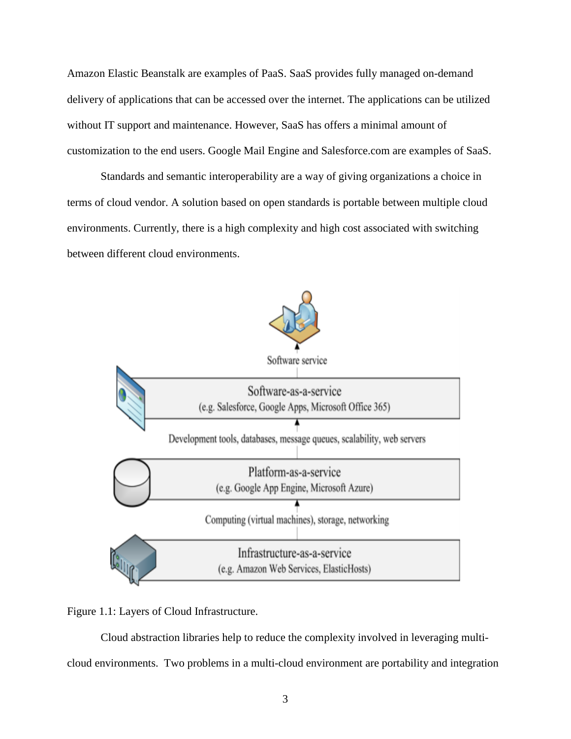Amazon Elastic Beanstalk are examples of PaaS. SaaS provides fully managed on-demand delivery of applications that can be accessed over the internet. The applications can be utilized without IT support and maintenance. However, SaaS has offers a minimal amount of customization to the end users. Google Mail Engine and Salesforce.com are examples of SaaS.

Standards and semantic interoperability are a way of giving organizations a choice in terms of cloud vendor. A solution based on open standards is portable between multiple cloud environments. Currently, there is a high complexity and high cost associated with switching between different cloud environments.

Software service

Software-as-a-service
(e.g. Salesforce, Google Apps, Microsoft Office 365)

Development tools, databases, message queues, scalability, web servers

Platform-as-a-service
(e.g. Google App Engine, Microsoft Azure)

Computing (virtual machines), storage, networking

Infrastructure-as-a-service
(e.g. Amazon Web Services, ElasticHosts)

Figure 1.1: Layers of Cloud Infrastructure.

Cloud abstraction libraries help to reduce the complexity involved in leveraging multi-cloud environments. Two problems in a multi-cloud environment are portability and integration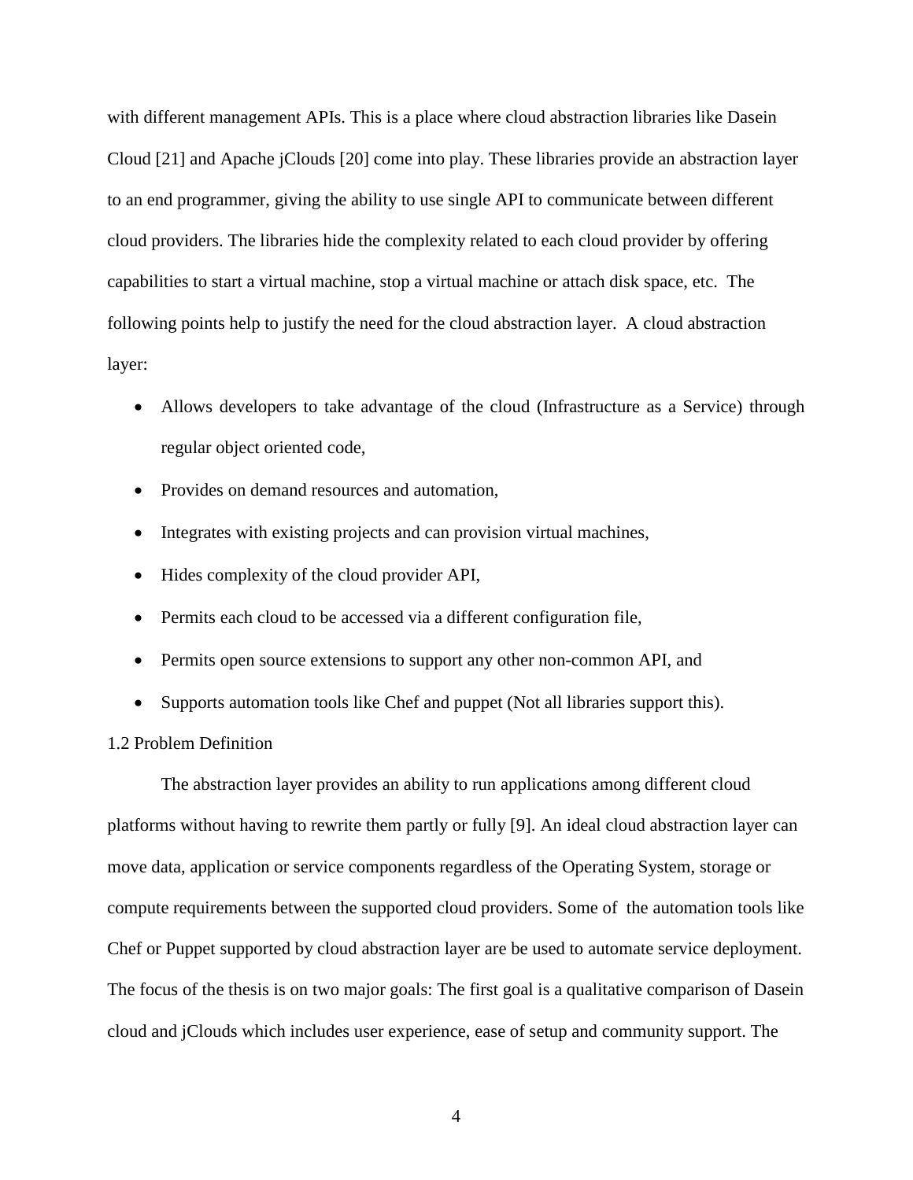with different management APIs. This is a place where cloud abstraction libraries like Dasein Cloud [21] and Apache jClouds [20] come into play. These libraries provide an abstraction layer to an end programmer, giving the ability to use single API to communicate between different cloud providers. The libraries hide the complexity related to each cloud provider by offering capabilities to start a virtual machine, stop a virtual machine or attach disk space, etc. The following points help to justify the need for the cloud abstraction layer. A cloud abstraction layer:

- Allows developers to take advantage of the cloud (Infrastructure as a Service) through regular object oriented code,
- Provides on demand resources and automation,
- Integrates with existing projects and can provision virtual machines,
- Hides complexity of the cloud provider API,
- Permits each cloud to be accessed via a different configuration file,
- Permits open source extensions to support any other non-common API, and
- Supports automation tools like Chef and puppet (Not all libraries support this).

## 1.2 Problem Definition

The abstraction layer provides an ability to run applications among different cloud platforms without having to rewrite them partly or fully [9]. An ideal cloud abstraction layer can move data, application or service components regardless of the Operating System, storage or compute requirements between the supported cloud providers. Some of the automation tools like Chef or Puppet supported by cloud abstraction layer are be used to automate service deployment. The focus of the thesis is on two major goals: The first goal is a qualitative comparison of Dasein cloud and jClouds which includes user experience, ease of setup and community support. The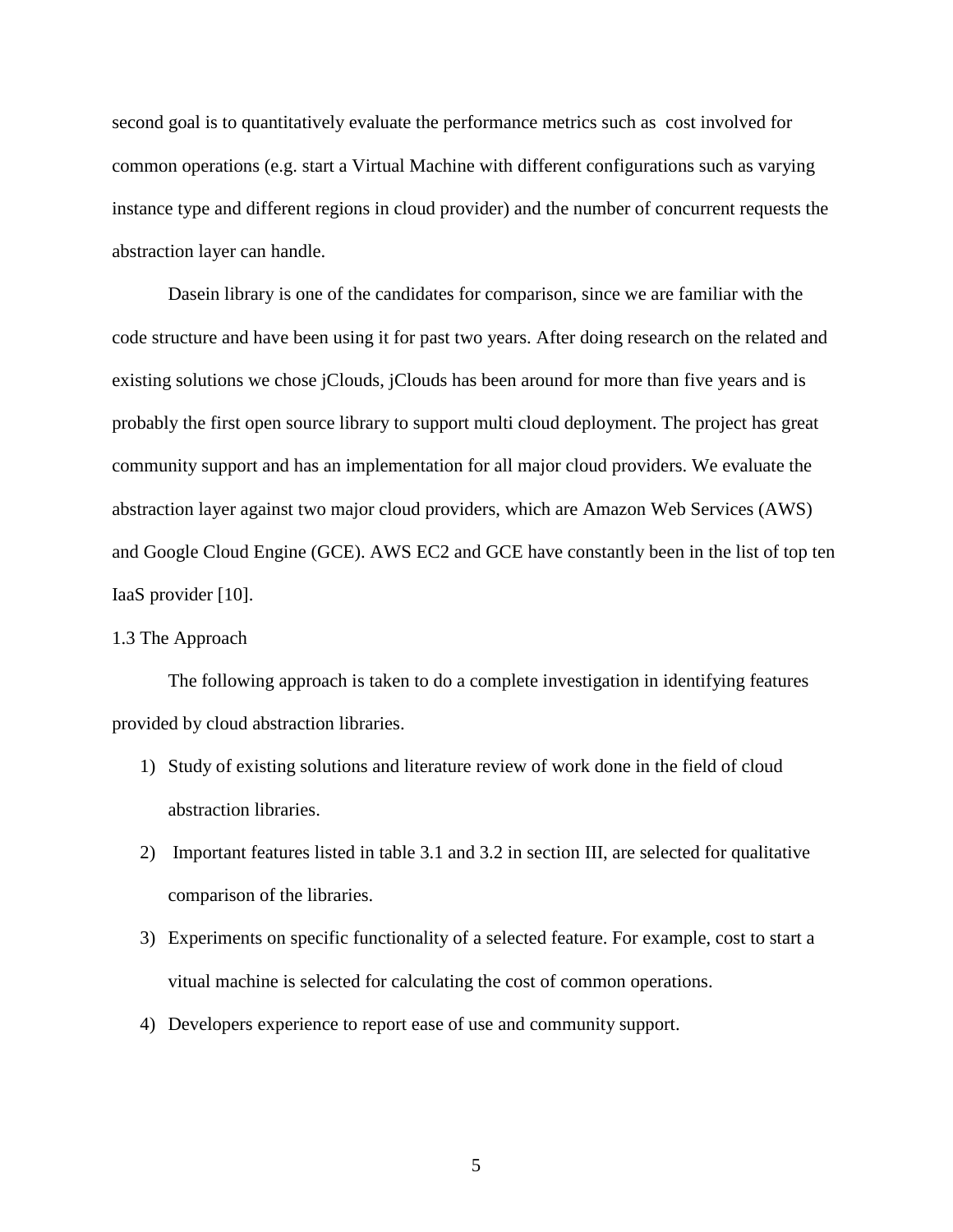second goal is to quantitatively evaluate the performance metrics such as cost involved for common operations (e.g. start a Virtual Machine with different configurations such as varying instance type and different regions in cloud provider) and the number of concurrent requests the abstraction layer can handle.

Dasein library is one of the candidates for comparison, since we are familiar with the code structure and have been using it for past two years. After doing research on the related and existing solutions we chose jClouds, jClouds has been around for more than five years and is probably the first open source library to support multi cloud deployment. The project has great community support and has an implementation for all major cloud providers. We evaluate the abstraction layer against two major cloud providers, which are Amazon Web Services (AWS) and Google Cloud Engine (GCE). AWS EC2 and GCE have constantly been in the list of top ten IaaS provider [10].

### 1.3 The Approach

The following approach is taken to do a complete investigation in identifying features provided by cloud abstraction libraries.

1) Study of existing solutions and literature review of work done in the field of cloud abstraction libraries.
2) Important features listed in table 3.1 and 3.2 in section III, are selected for qualitative comparison of the libraries.
3) Experiments on specific functionality of a selected feature. For example, cost to start a vitual machine is selected for calculating the cost of common operations.
4) Developers experience to report ease of use and community support.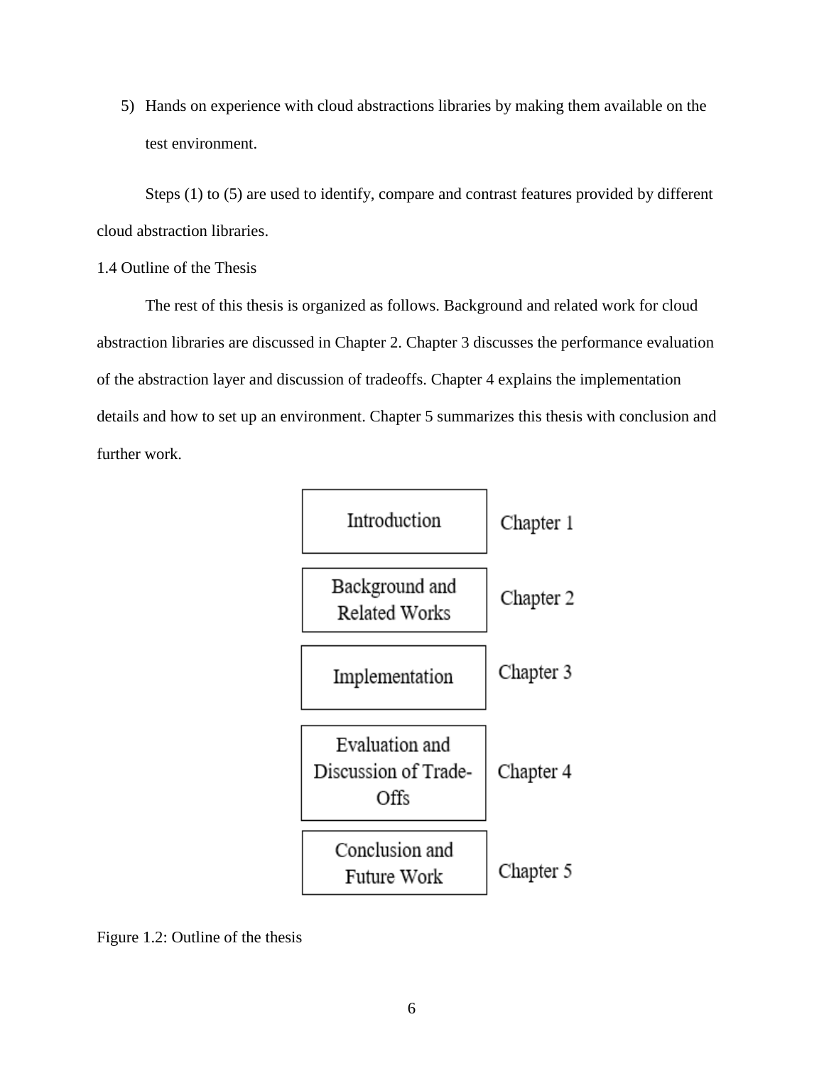5) Hands on experience with cloud abstractions libraries by making them available on the test environment.

Steps (1) to (5) are used to identify, compare and contrast features provided by different cloud abstraction libraries.

## 1.4 Outline of the Thesis

The rest of this thesis is organized as follows. Background and related work for cloud abstraction libraries are discussed in Chapter 2. Chapter 3 discusses the performance evaluation of the abstraction layer and discussion of tradeoffs. Chapter 4 explains the implementation details and how to set up an environment. Chapter 5 summarizes this thesis with conclusion and further work.

| | |
|---|---|
| Introduction | Chapter 1 |
| Background and Related Works | Chapter 2 |
| Implementation | Chapter 3 |
| Evaluation and Discussion of Trade-Offs | Chapter 4 |
| Conclusion and Future Work | Chapter 5 |

Figure 1.2: Outline of the thesis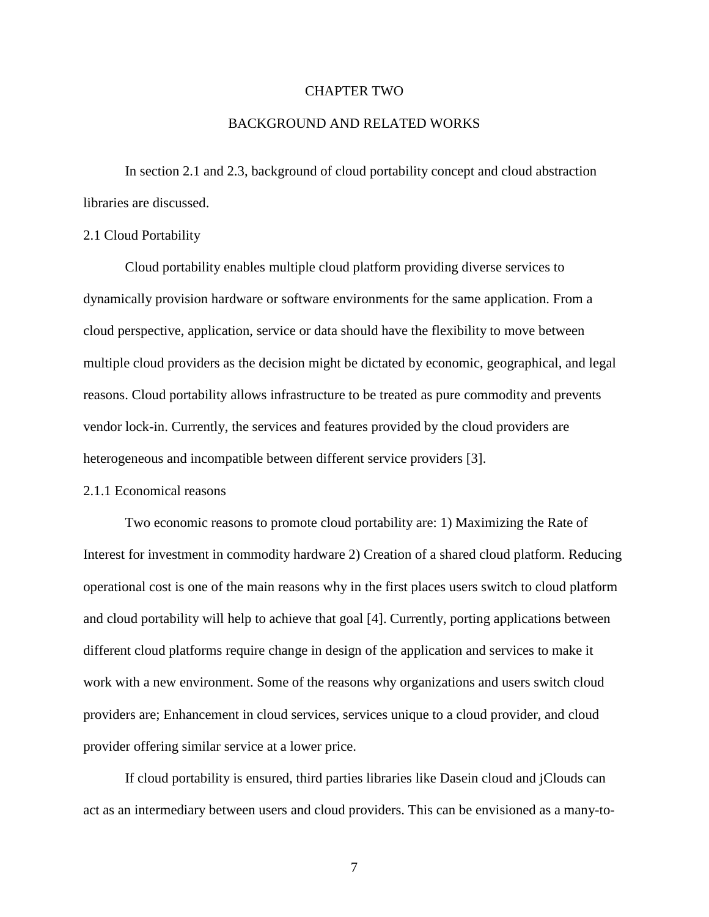# CHAPTER TWO

# BACKGROUND AND RELATED WORKS

In section 2.1 and 2.3, background of cloud portability concept and cloud abstraction libraries are discussed.

## 2.1 Cloud Portability

Cloud portability enables multiple cloud platform providing diverse services to dynamically provision hardware or software environments for the same application. From a cloud perspective, application, service or data should have the flexibility to move between multiple cloud providers as the decision might be dictated by economic, geographical, and legal reasons. Cloud portability allows infrastructure to be treated as pure commodity and prevents vendor lock-in. Currently, the services and features provided by the cloud providers are heterogeneous and incompatible between different service providers [3].

### 2.1.1 Economical reasons

Two economic reasons to promote cloud portability are: 1) Maximizing the Rate of Interest for investment in commodity hardware 2) Creation of a shared cloud platform. Reducing operational cost is one of the main reasons why in the first places users switch to cloud platform and cloud portability will help to achieve that goal [4]. Currently, porting applications between different cloud platforms require change in design of the application and services to make it work with a new environment. Some of the reasons why organizations and users switch cloud providers are; Enhancement in cloud services, services unique to a cloud provider, and cloud provider offering similar service at a lower price.

If cloud portability is ensured, third parties libraries like Dasein cloud and jClouds can act as an intermediary between users and cloud providers. This can be envisioned as a many-to-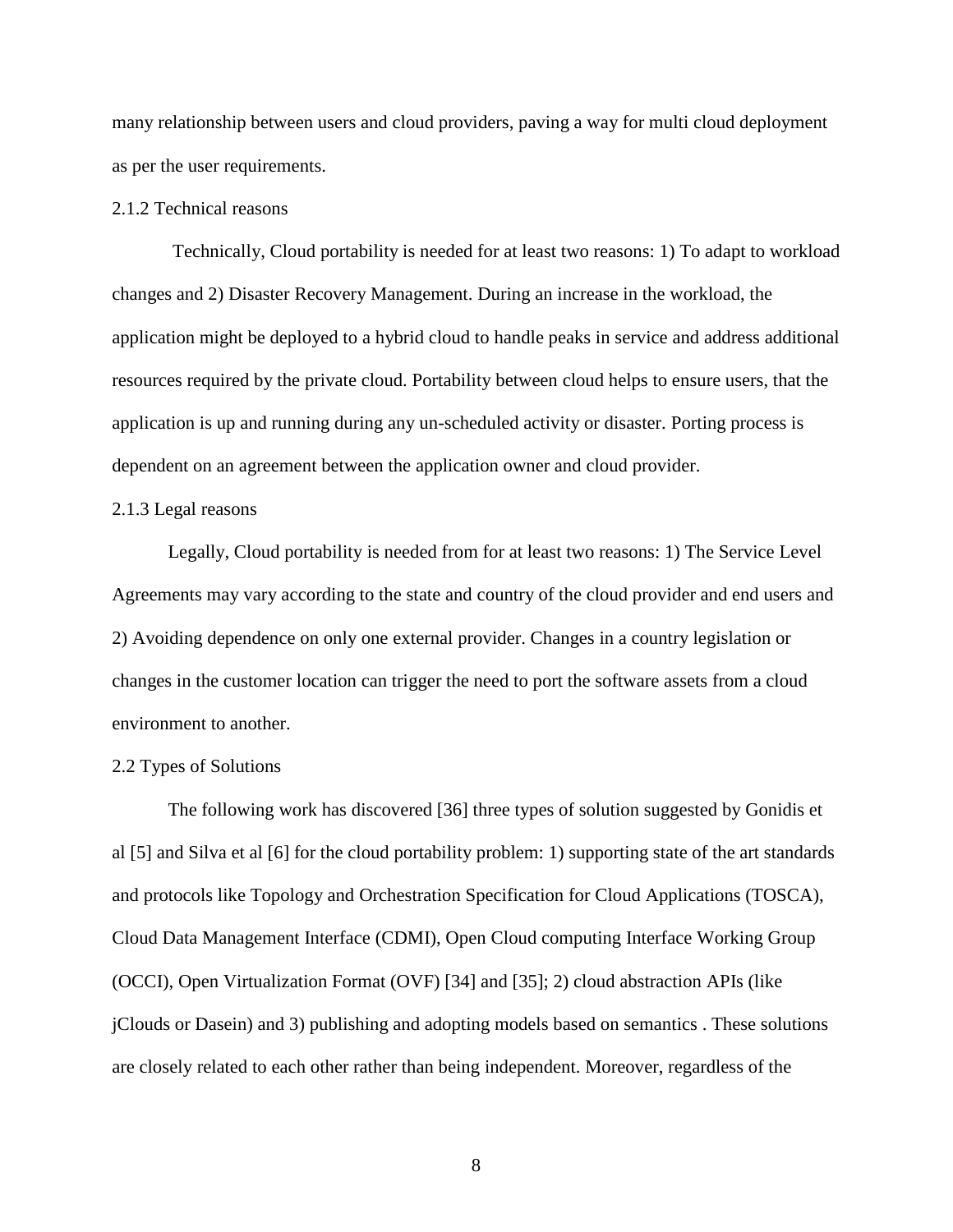many relationship between users and cloud providers, paving a way for multi cloud deployment as per the user requirements.

### 2.1.2 Technical reasons

Technically, Cloud portability is needed for at least two reasons: 1) To adapt to workload changes and 2) Disaster Recovery Management. During an increase in the workload, the application might be deployed to a hybrid cloud to handle peaks in service and address additional resources required by the private cloud. Portability between cloud helps to ensure users, that the application is up and running during any un-scheduled activity or disaster. Porting process is dependent on an agreement between the application owner and cloud provider.

### 2.1.3 Legal reasons

Legally, Cloud portability is needed from for at least two reasons: 1) The Service Level Agreements may vary according to the state and country of the cloud provider and end users and 2) Avoiding dependence on only one external provider. Changes in a country legislation or changes in the customer location can trigger the need to port the software assets from a cloud environment to another.

## 2.2 Types of Solutions

The following work has discovered [36] three types of solution suggested by Gonidis et al [5] and Silva et al [6] for the cloud portability problem: 1) supporting state of the art standards and protocols like Topology and Orchestration Specification for Cloud Applications (TOSCA), Cloud Data Management Interface (CDMI), Open Cloud computing Interface Working Group (OCCI), Open Virtualization Format (OVF) [34] and [35]; 2) cloud abstraction APIs (like jClouds or Dasein) and 3) publishing and adopting models based on semantics . These solutions are closely related to each other rather than being independent. Moreover, regardless of the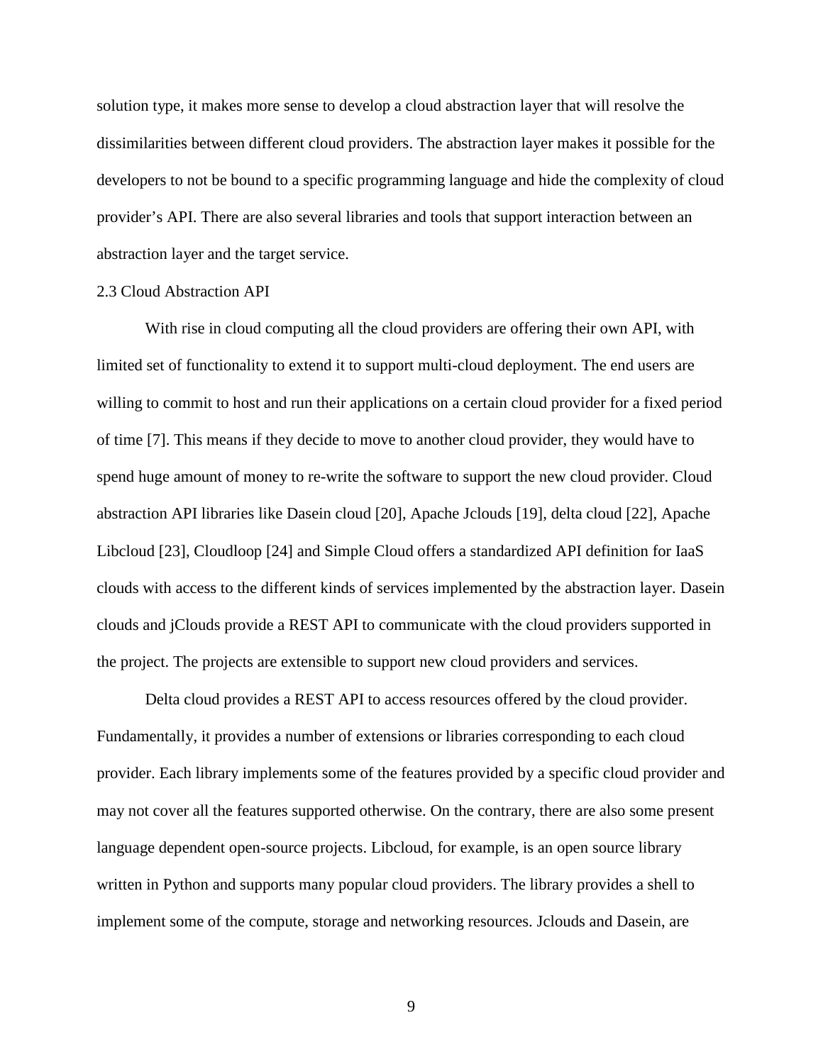solution type, it makes more sense to develop a cloud abstraction layer that will resolve the dissimilarities between different cloud providers. The abstraction layer makes it possible for the developers to not be bound to a specific programming language and hide the complexity of cloud provider's API. There are also several libraries and tools that support interaction between an abstraction layer and the target service.

## 2.3 Cloud Abstraction API

With rise in cloud computing all the cloud providers are offering their own API, with limited set of functionality to extend it to support multi-cloud deployment. The end users are willing to commit to host and run their applications on a certain cloud provider for a fixed period of time [7]. This means if they decide to move to another cloud provider, they would have to spend huge amount of money to re-write the software to support the new cloud provider. Cloud abstraction API libraries like Dasein cloud [20], Apache Jclouds [19], delta cloud [22], Apache Libcloud [23], Cloudloop [24] and Simple Cloud offers a standardized API definition for IaaS clouds with access to the different kinds of services implemented by the abstraction layer. Dasein clouds and jClouds provide a REST API to communicate with the cloud providers supported in the project. The projects are extensible to support new cloud providers and services.

Delta cloud provides a REST API to access resources offered by the cloud provider. Fundamentally, it provides a number of extensions or libraries corresponding to each cloud provider. Each library implements some of the features provided by a specific cloud provider and may not cover all the features supported otherwise. On the contrary, there are also some present language dependent open-source projects. Libcloud, for example, is an open source library written in Python and supports many popular cloud providers. The library provides a shell to implement some of the compute, storage and networking resources. Jclouds and Dasein, are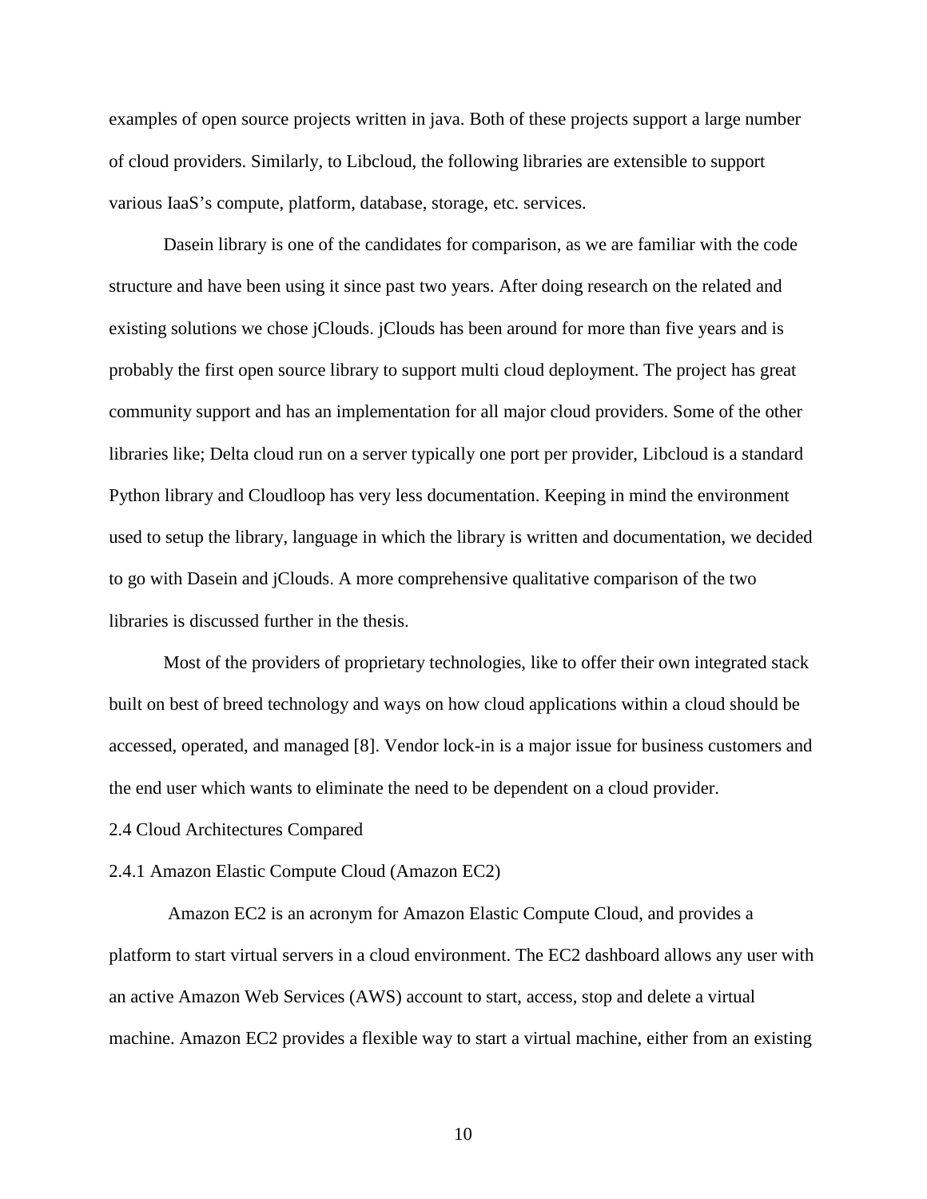examples of open source projects written in java. Both of these projects support a large number of cloud providers. Similarly, to Libcloud, the following libraries are extensible to support various IaaS's compute, platform, database, storage, etc. services.

Dasein library is one of the candidates for comparison, as we are familiar with the code structure and have been using it since past two years. After doing research on the related and existing solutions we chose jClouds. jClouds has been around for more than five years and is probably the first open source library to support multi cloud deployment. The project has great community support and has an implementation for all major cloud providers. Some of the other libraries like; Delta cloud run on a server typically one port per provider, Libcloud is a standard Python library and Cloudloop has very less documentation. Keeping in mind the environment used to setup the library, language in which the library is written and documentation, we decided to go with Dasein and jClouds. A more comprehensive qualitative comparison of the two libraries is discussed further in the thesis.

Most of the providers of proprietary technologies, like to offer their own integrated stack built on best of breed technology and ways on how cloud applications within a cloud should be accessed, operated, and managed [8]. Vendor lock-in is a major issue for business customers and the end user which wants to eliminate the need to be dependent on a cloud provider.

## 2.4 Cloud Architectures Compared

### 2.4.1 Amazon Elastic Compute Cloud (Amazon EC2)

Amazon EC2 is an acronym for Amazon Elastic Compute Cloud, and provides a platform to start virtual servers in a cloud environment. The EC2 dashboard allows any user with an active Amazon Web Services (AWS) account to start, access, stop and delete a virtual machine. Amazon EC2 provides a flexible way to start a virtual machine, either from an existing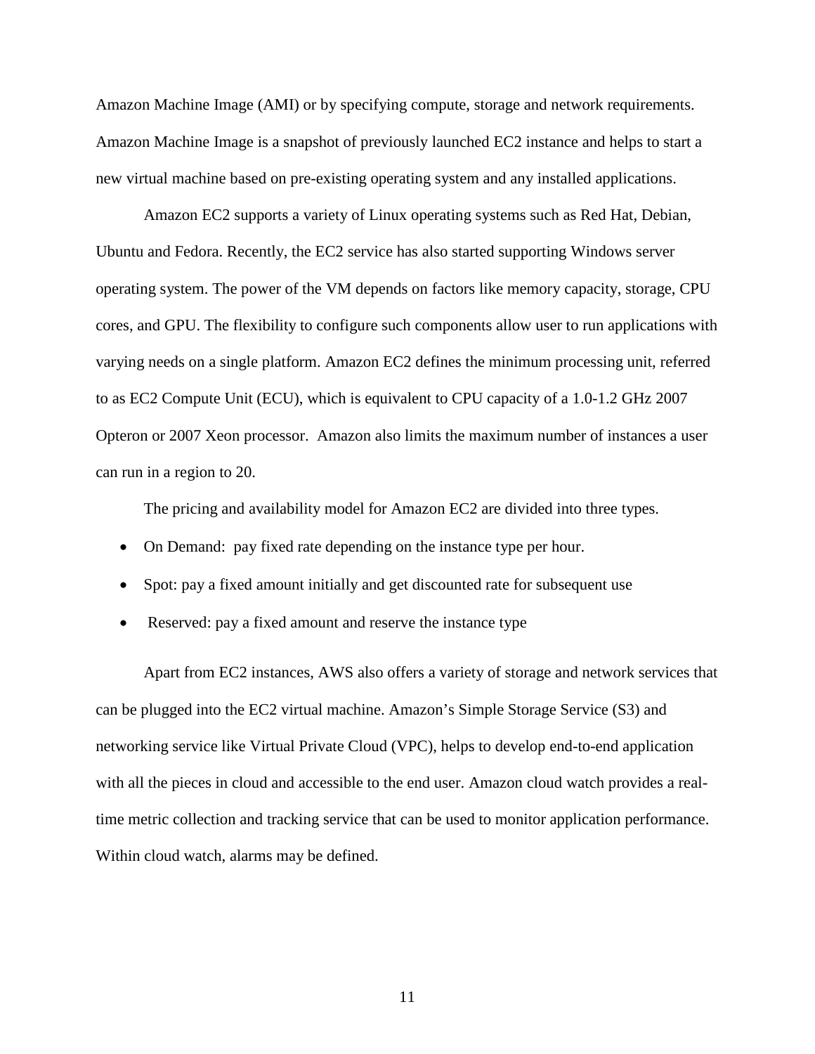Amazon Machine Image (AMI) or by specifying compute, storage and network requirements. Amazon Machine Image is a snapshot of previously launched EC2 instance and helps to start a new virtual machine based on pre-existing operating system and any installed applications.

Amazon EC2 supports a variety of Linux operating systems such as Red Hat, Debian, Ubuntu and Fedora. Recently, the EC2 service has also started supporting Windows server operating system. The power of the VM depends on factors like memory capacity, storage, CPU cores, and GPU. The flexibility to configure such components allow user to run applications with varying needs on a single platform. Amazon EC2 defines the minimum processing unit, referred to as EC2 Compute Unit (ECU), which is equivalent to CPU capacity of a 1.0-1.2 GHz 2007 Opteron or 2007 Xeon processor. Amazon also limits the maximum number of instances a user can run in a region to 20.

The pricing and availability model for Amazon EC2 are divided into three types.

- On Demand: pay fixed rate depending on the instance type per hour.
- Spot: pay a fixed amount initially and get discounted rate for subsequent use
- Reserved: pay a fixed amount and reserve the instance type

Apart from EC2 instances, AWS also offers a variety of storage and network services that can be plugged into the EC2 virtual machine. Amazon's Simple Storage Service (S3) and networking service like Virtual Private Cloud (VPC), helps to develop end-to-end application with all the pieces in cloud and accessible to the end user. Amazon cloud watch provides a real-time metric collection and tracking service that can be used to monitor application performance. Within cloud watch, alarms may be defined.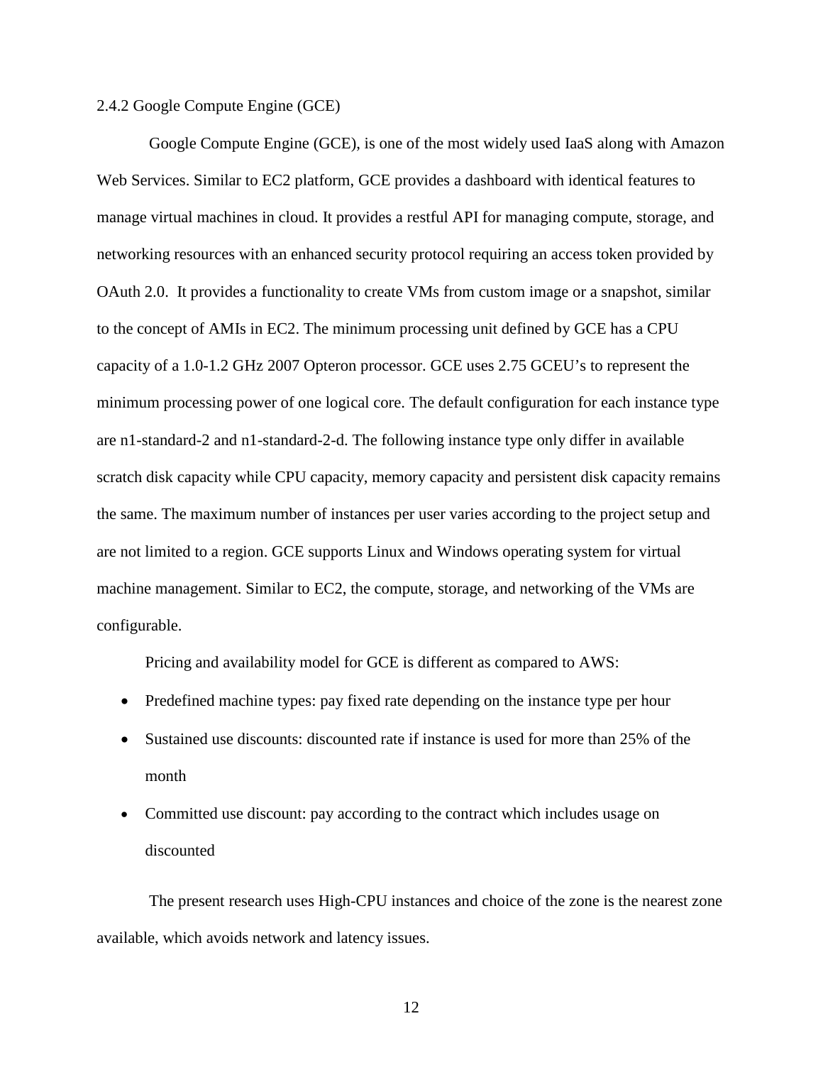### 2.4.2 Google Compute Engine (GCE)

Google Compute Engine (GCE), is one of the most widely used IaaS along with Amazon Web Services. Similar to EC2 platform, GCE provides a dashboard with identical features to manage virtual machines in cloud. It provides a restful API for managing compute, storage, and networking resources with an enhanced security protocol requiring an access token provided by OAuth 2.0. It provides a functionality to create VMs from custom image or a snapshot, similar to the concept of AMIs in EC2. The minimum processing unit defined by GCE has a CPU capacity of a 1.0-1.2 GHz 2007 Opteron processor. GCE uses 2.75 GCEU's to represent the minimum processing power of one logical core. The default configuration for each instance type are n1-standard-2 and n1-standard-2-d. The following instance type only differ in available scratch disk capacity while CPU capacity, memory capacity and persistent disk capacity remains the same. The maximum number of instances per user varies according to the project setup and are not limited to a region. GCE supports Linux and Windows operating system for virtual machine management. Similar to EC2, the compute, storage, and networking of the VMs are configurable.

Pricing and availability model for GCE is different as compared to AWS:

- Predefined machine types: pay fixed rate depending on the instance type per hour
- Sustained use discounts: discounted rate if instance is used for more than 25% of the month
- Committed use discount: pay according to the contract which includes usage on discounted

The present research uses High-CPU instances and choice of the zone is the nearest zone available, which avoids network and latency issues.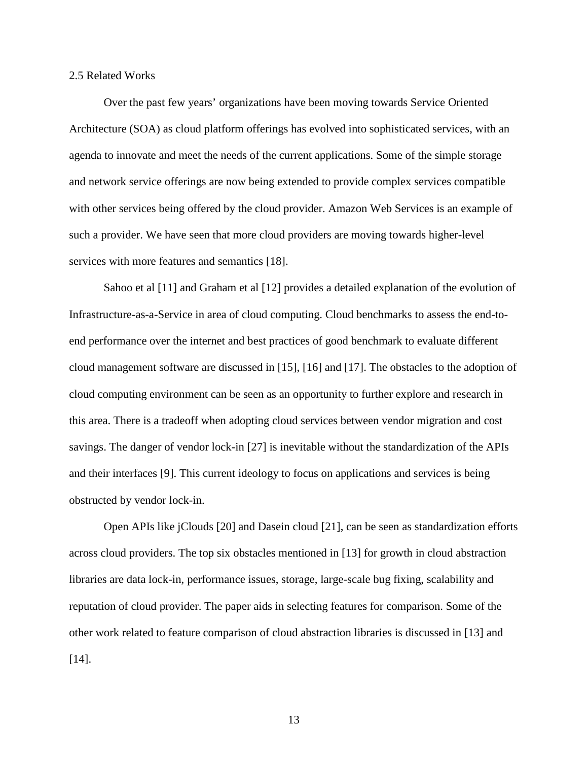## 2.5 Related Works

Over the past few years' organizations have been moving towards Service Oriented Architecture (SOA) as cloud platform offerings has evolved into sophisticated services, with an agenda to innovate and meet the needs of the current applications. Some of the simple storage and network service offerings are now being extended to provide complex services compatible with other services being offered by the cloud provider. Amazon Web Services is an example of such a provider. We have seen that more cloud providers are moving towards higher-level services with more features and semantics [18].

Sahoo et al [11] and Graham et al [12] provides a detailed explanation of the evolution of Infrastructure-as-a-Service in area of cloud computing. Cloud benchmarks to assess the end-to-end performance over the internet and best practices of good benchmark to evaluate different cloud management software are discussed in [15], [16] and [17]. The obstacles to the adoption of cloud computing environment can be seen as an opportunity to further explore and research in this area. There is a tradeoff when adopting cloud services between vendor migration and cost savings. The danger of vendor lock-in [27] is inevitable without the standardization of the APIs and their interfaces [9]. This current ideology to focus on applications and services is being obstructed by vendor lock-in.

Open APIs like jClouds [20] and Dasein cloud [21], can be seen as standardization efforts across cloud providers. The top six obstacles mentioned in [13] for growth in cloud abstraction libraries are data lock-in, performance issues, storage, large-scale bug fixing, scalability and reputation of cloud provider. The paper aids in selecting features for comparison. Some of the other work related to feature comparison of cloud abstraction libraries is discussed in [13] and [14].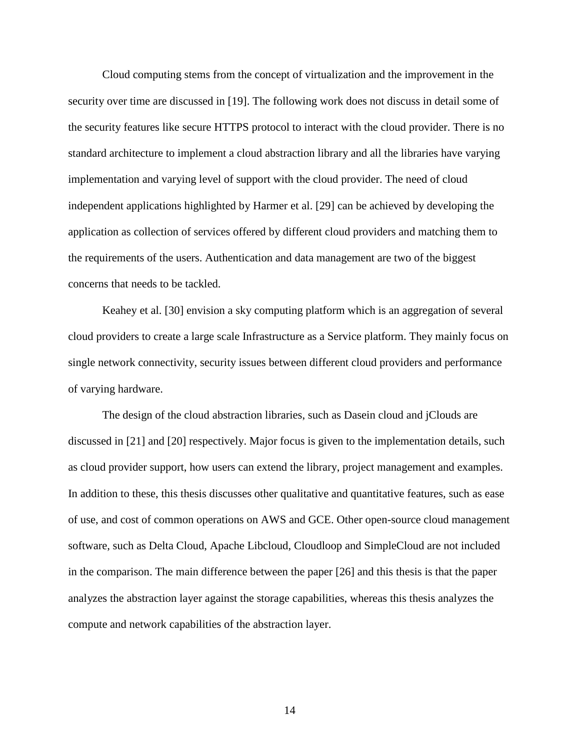Cloud computing stems from the concept of virtualization and the improvement in the security over time are discussed in [19]. The following work does not discuss in detail some of the security features like secure HTTPS protocol to interact with the cloud provider. There is no standard architecture to implement a cloud abstraction library and all the libraries have varying implementation and varying level of support with the cloud provider. The need of cloud independent applications highlighted by Harmer et al. [29] can be achieved by developing the application as collection of services offered by different cloud providers and matching them to the requirements of the users. Authentication and data management are two of the biggest concerns that needs to be tackled.

Keahey et al. [30] envision a sky computing platform which is an aggregation of several cloud providers to create a large scale Infrastructure as a Service platform. They mainly focus on single network connectivity, security issues between different cloud providers and performance of varying hardware.

The design of the cloud abstraction libraries, such as Dasein cloud and jClouds are discussed in [21] and [20] respectively. Major focus is given to the implementation details, such as cloud provider support, how users can extend the library, project management and examples. In addition to these, this thesis discusses other qualitative and quantitative features, such as ease of use, and cost of common operations on AWS and GCE. Other open-source cloud management software, such as Delta Cloud, Apache Libcloud, Cloudloop and SimpleCloud are not included in the comparison. The main difference between the paper [26] and this thesis is that the paper analyzes the abstraction layer against the storage capabilities, whereas this thesis analyzes the compute and network capabilities of the abstraction layer.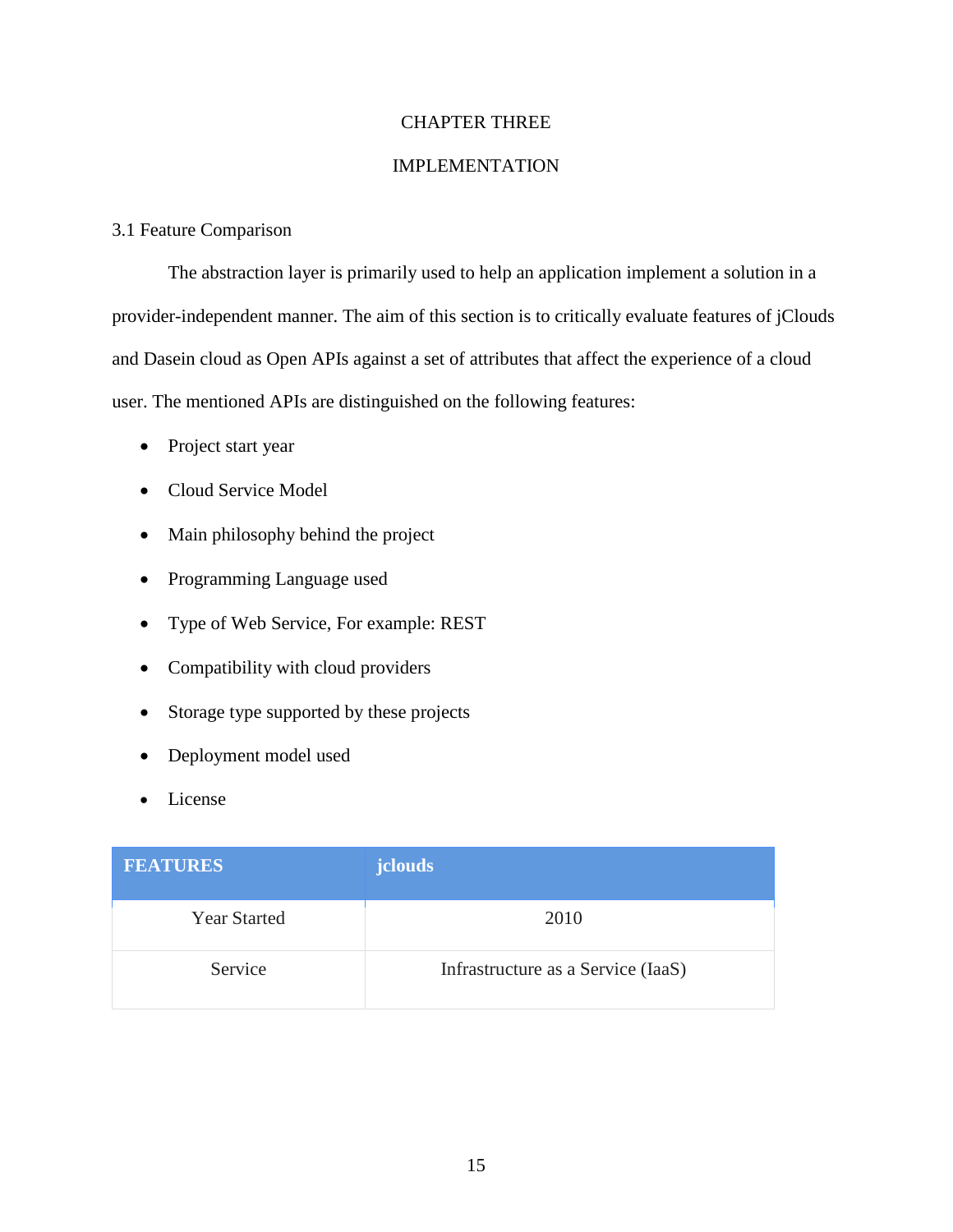# CHAPTER THREE

# IMPLEMENTATION

## 3.1 Feature Comparison

The abstraction layer is primarily used to help an application implement a solution in a provider-independent manner. The aim of this section is to critically evaluate features of jClouds and Dasein cloud as Open APIs against a set of attributes that affect the experience of a cloud user. The mentioned APIs are distinguished on the following features:

- Project start year
- Cloud Service Model
- Main philosophy behind the project
- Programming Language used
- Type of Web Service, For example: REST
- Compatibility with cloud providers
- Storage type supported by these projects
- Deployment model used
- License

| **FEATURES** | **jclouds** |
| --- | --- |
| Year Started | 2010 |
| Service | Infrastructure as a Service (IaaS) |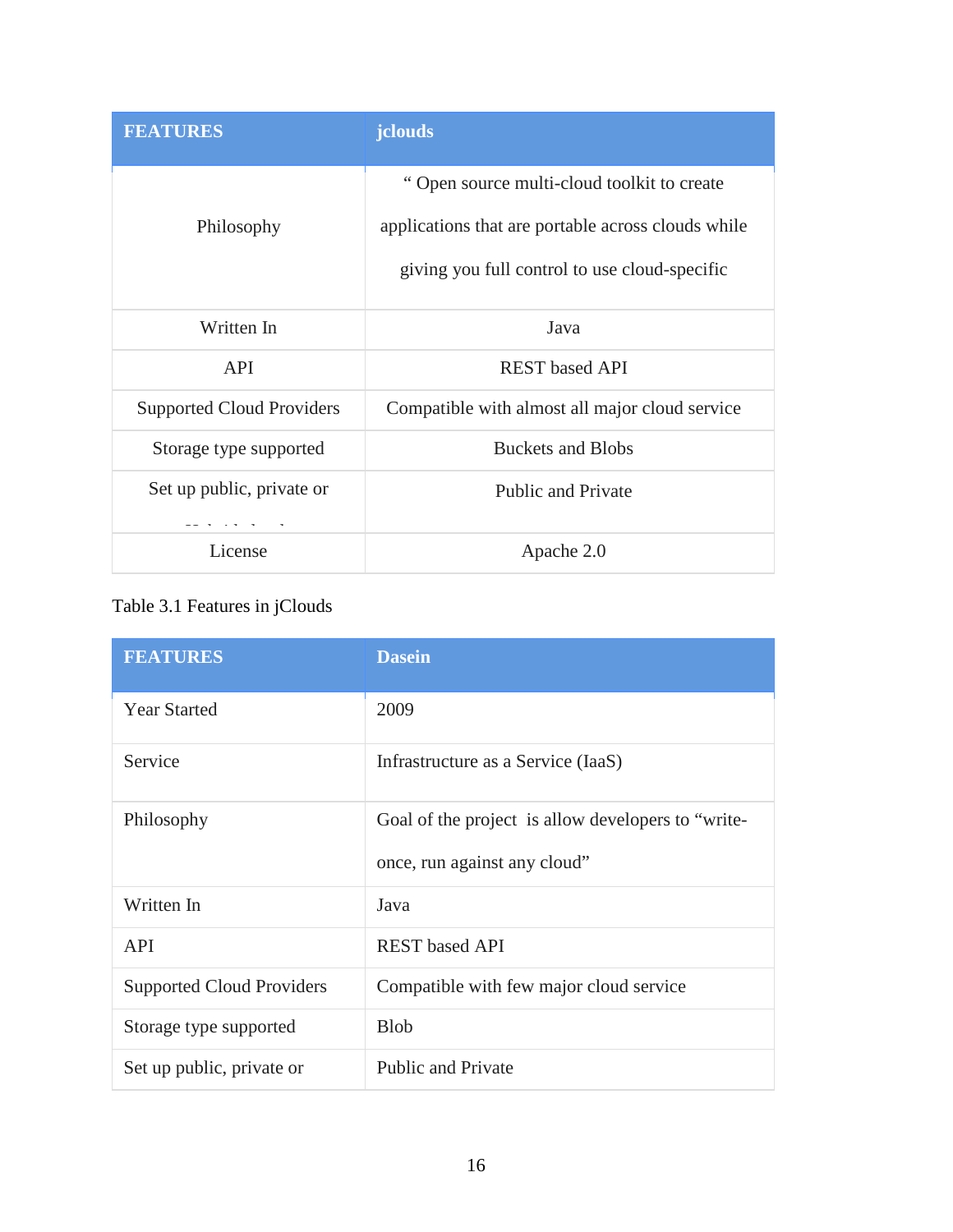| FEATURES | jclouds |
| --- | --- |
| Philosophy | " Open source multi-cloud toolkit to create applications that are portable across clouds while giving you full control to use cloud-specific |
| Written In | Java |
| API | REST based API |
| Supported Cloud Providers | Compatible with almost all major cloud service |
| Storage type supported | Buckets and Blobs |
| Set up public, private or Hybrid cloud | Public and Private |
| License | Apache 2.0 |

Table 3.1 Features in jClouds

| FEATURES | Dasein |
| --- | --- |
| Year Started | 2009 |
| Service | Infrastructure as a Service (IaaS) |
| Philosophy | Goal of the project  is allow developers to "write-once, run against any cloud" |
| Written In | Java |
| API | REST based API |
| Supported Cloud Providers | Compatible with few major cloud service |
| Storage type supported | Blob |
| Set up public, private or | Public and Private |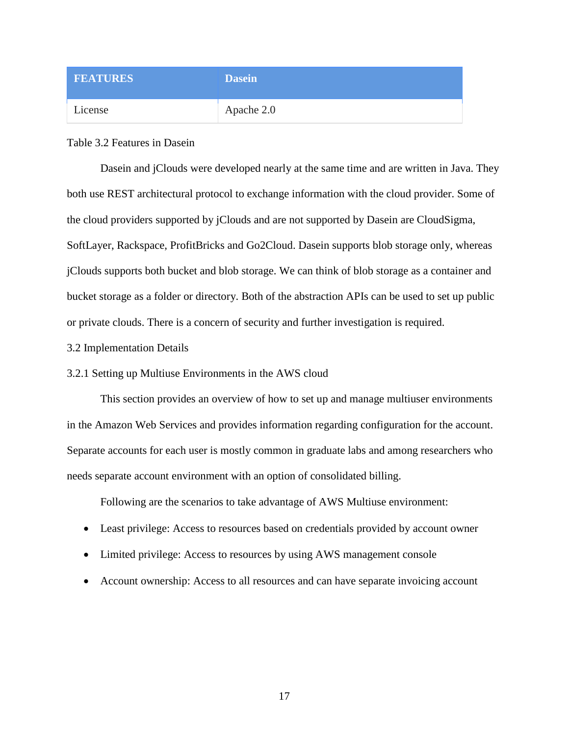| FEATURES | Dasein |
|---|---|
| License | Apache 2.0 |

Table 3.2 Features in Dasein

Dasein and jClouds were developed nearly at the same time and are written in Java. They both use REST architectural protocol to exchange information with the cloud provider. Some of the cloud providers supported by jClouds and are not supported by Dasein are CloudSigma, SoftLayer, Rackspace, ProfitBricks and Go2Cloud. Dasein supports blob storage only, whereas jClouds supports both bucket and blob storage. We can think of blob storage as a container and bucket storage as a folder or directory. Both of the abstraction APIs can be used to set up public or private clouds. There is a concern of security and further investigation is required.

## 3.2 Implementation Details

### 3.2.1 Setting up Multiuse Environments in the AWS cloud

This section provides an overview of how to set up and manage multiuser environments in the Amazon Web Services and provides information regarding configuration for the account. Separate accounts for each user is mostly common in graduate labs and among researchers who needs separate account environment with an option of consolidated billing.

Following are the scenarios to take advantage of AWS Multiuse environment:

- Least privilege: Access to resources based on credentials provided by account owner
- Limited privilege: Access to resources by using AWS management console
- Account ownership: Access to all resources and can have separate invoicing account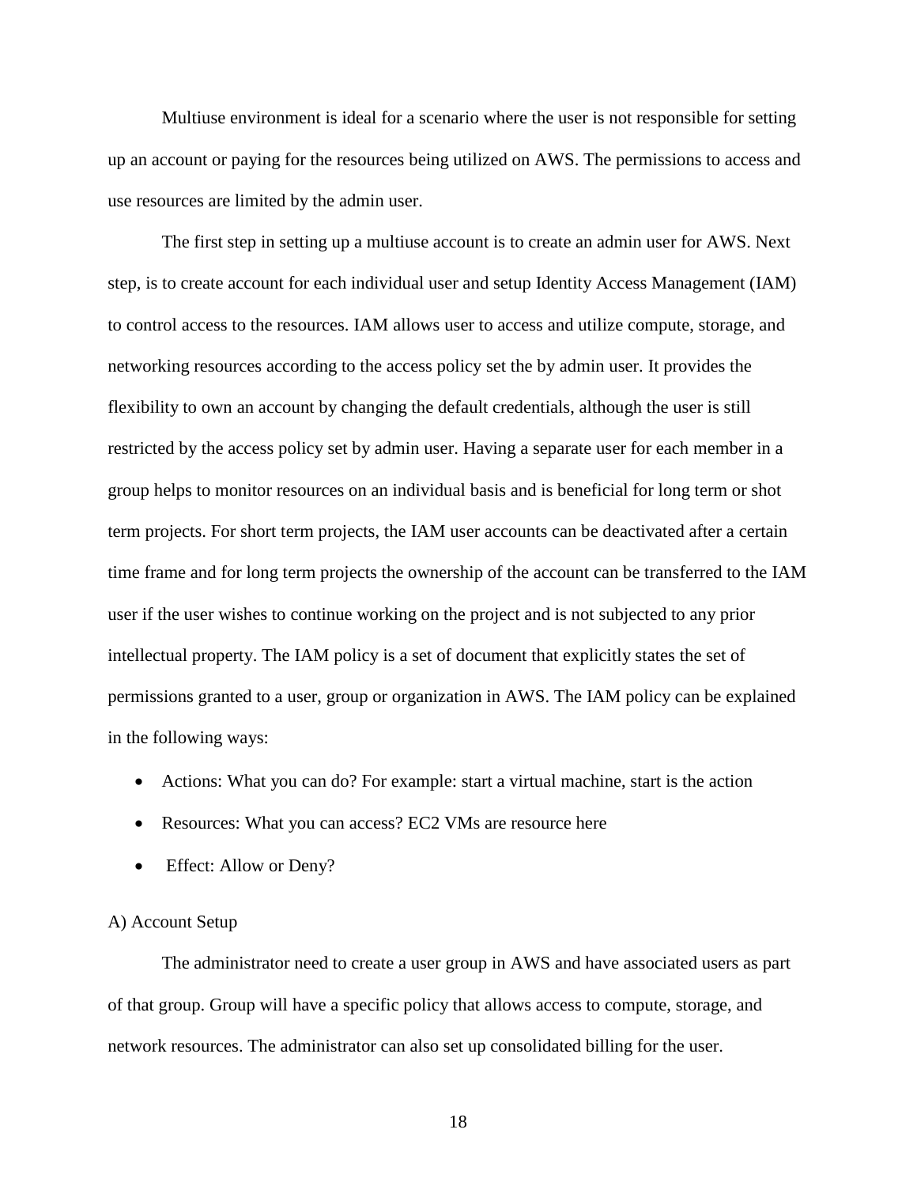Multiuse environment is ideal for a scenario where the user is not responsible for setting up an account or paying for the resources being utilized on AWS. The permissions to access and use resources are limited by the admin user.

The first step in setting up a multiuse account is to create an admin user for AWS. Next step, is to create account for each individual user and setup Identity Access Management (IAM) to control access to the resources. IAM allows user to access and utilize compute, storage, and networking resources according to the access policy set the by admin user. It provides the flexibility to own an account by changing the default credentials, although the user is still restricted by the access policy set by admin user. Having a separate user for each member in a group helps to monitor resources on an individual basis and is beneficial for long term or shot term projects. For short term projects, the IAM user accounts can be deactivated after a certain time frame and for long term projects the ownership of the account can be transferred to the IAM user if the user wishes to continue working on the project and is not subjected to any prior intellectual property. The IAM policy is a set of document that explicitly states the set of permissions granted to a user, group or organization in AWS. The IAM policy can be explained in the following ways:

- Actions: What you can do? For example: start a virtual machine, start is the action
- Resources: What you can access? EC2 VMs are resource here
- Effect: Allow or Deny?

A) Account Setup

The administrator need to create a user group in AWS and have associated users as part of that group. Group will have a specific policy that allows access to compute, storage, and network resources. The administrator can also set up consolidated billing for the user.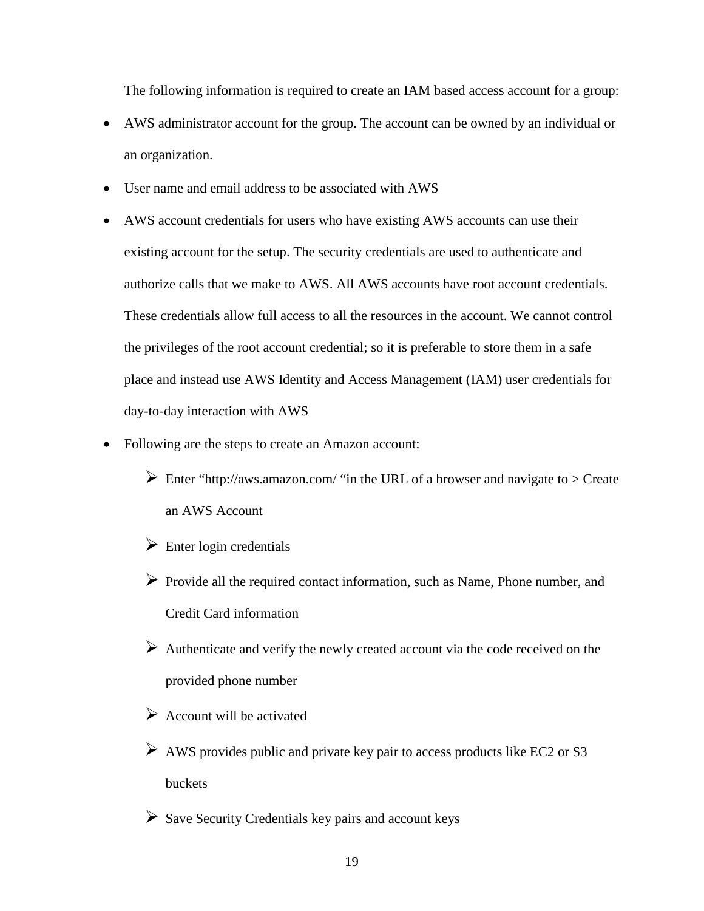The following information is required to create an IAM based access account for a group:

- AWS administrator account for the group. The account can be owned by an individual or an organization.
- User name and email address to be associated with AWS
- AWS account credentials for users who have existing AWS accounts can use their existing account for the setup. The security credentials are used to authenticate and authorize calls that we make to AWS. All AWS accounts have root account credentials. These credentials allow full access to all the resources in the account. We cannot control the privileges of the root account credential; so it is preferable to store them in a safe place and instead use AWS Identity and Access Management (IAM) user credentials for day-to-day interaction with AWS
- Following are the steps to create an Amazon account:
  - Enter "http://aws.amazon.com/ "in the URL of a browser and navigate to > Create an AWS Account
  - Enter login credentials
  - Provide all the required contact information, such as Name, Phone number, and Credit Card information
  - Authenticate and verify the newly created account via the code received on the provided phone number
  - Account will be activated
  - AWS provides public and private key pair to access products like EC2 or S3 buckets
  - Save Security Credentials key pairs and account keys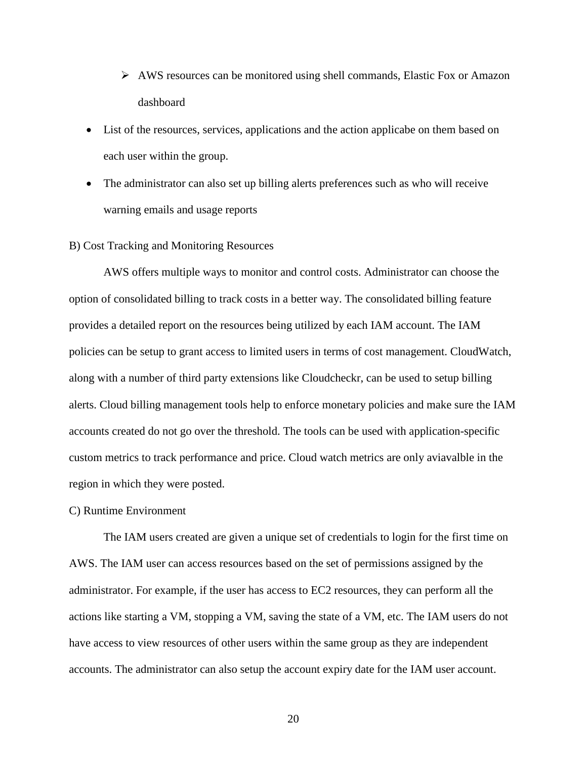- AWS resources can be monitored using shell commands, Elastic Fox or Amazon dashboard

- List of the resources, services, applications and the action applicabe on them based on each user within the group.
- The administrator can also set up billing alerts preferences such as who will receive warning emails and usage reports

B) Cost Tracking and Monitoring Resources

AWS offers multiple ways to monitor and control costs. Administrator can choose the option of consolidated billing to track costs in a better way. The consolidated billing feature provides a detailed report on the resources being utilized by each IAM account. The IAM policies can be setup to grant access to limited users in terms of cost management. CloudWatch, along with a number of third party extensions like Cloudcheckr, can be used to setup billing alerts. Cloud billing management tools help to enforce monetary policies and make sure the IAM accounts created do not go over the threshold. The tools can be used with application-specific custom metrics to track performance and price. Cloud watch metrics are only aviavalble in the region in which they were posted.

C) Runtime Environment

The IAM users created are given a unique set of credentials to login for the first time on AWS. The IAM user can access resources based on the set of permissions assigned by the administrator. For example, if the user has access to EC2 resources, they can perform all the actions like starting a VM, stopping a VM, saving the state of a VM, etc. The IAM users do not have access to view resources of other users within the same group as they are independent accounts. The administrator can also setup the account expiry date for the IAM user account.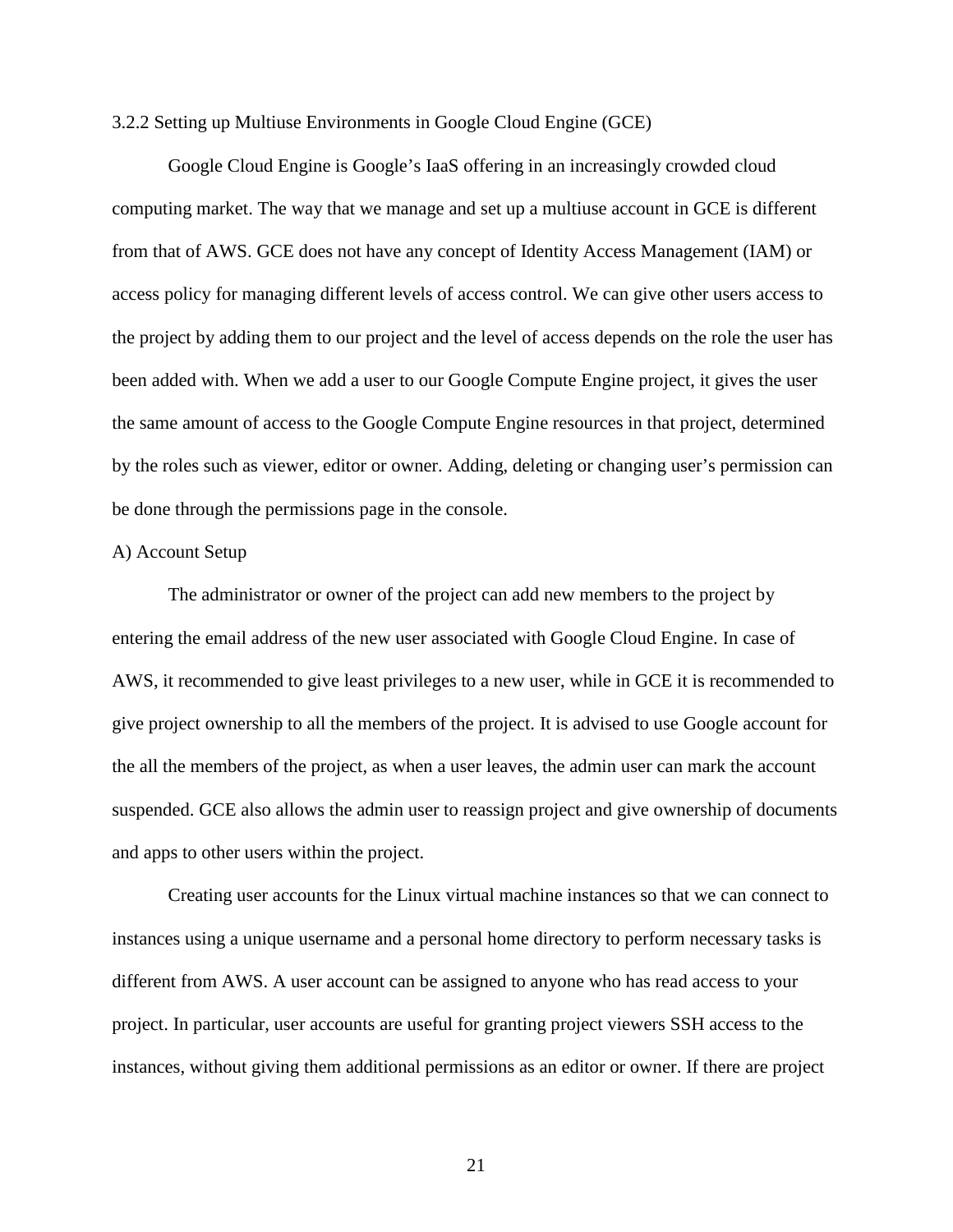### 3.2.2 Setting up Multiuse Environments in Google Cloud Engine (GCE)

Google Cloud Engine is Google's IaaS offering in an increasingly crowded cloud computing market. The way that we manage and set up a multiuse account in GCE is different from that of AWS. GCE does not have any concept of Identity Access Management (IAM) or access policy for managing different levels of access control. We can give other users access to the project by adding them to our project and the level of access depends on the role the user has been added with. When we add a user to our Google Compute Engine project, it gives the user the same amount of access to the Google Compute Engine resources in that project, determined by the roles such as viewer, editor or owner. Adding, deleting or changing user's permission can be done through the permissions page in the console.

#### A) Account Setup

The administrator or owner of the project can add new members to the project by entering the email address of the new user associated with Google Cloud Engine. In case of AWS, it recommended to give least privileges to a new user, while in GCE it is recommended to give project ownership to all the members of the project. It is advised to use Google account for the all the members of the project, as when a user leaves, the admin user can mark the account suspended. GCE also allows the admin user to reassign project and give ownership of documents and apps to other users within the project.

Creating user accounts for the Linux virtual machine instances so that we can connect to instances using a unique username and a personal home directory to perform necessary tasks is different from AWS. A user account can be assigned to anyone who has read access to your project. In particular, user accounts are useful for granting project viewers SSH access to the instances, without giving them additional permissions as an editor or owner. If there are project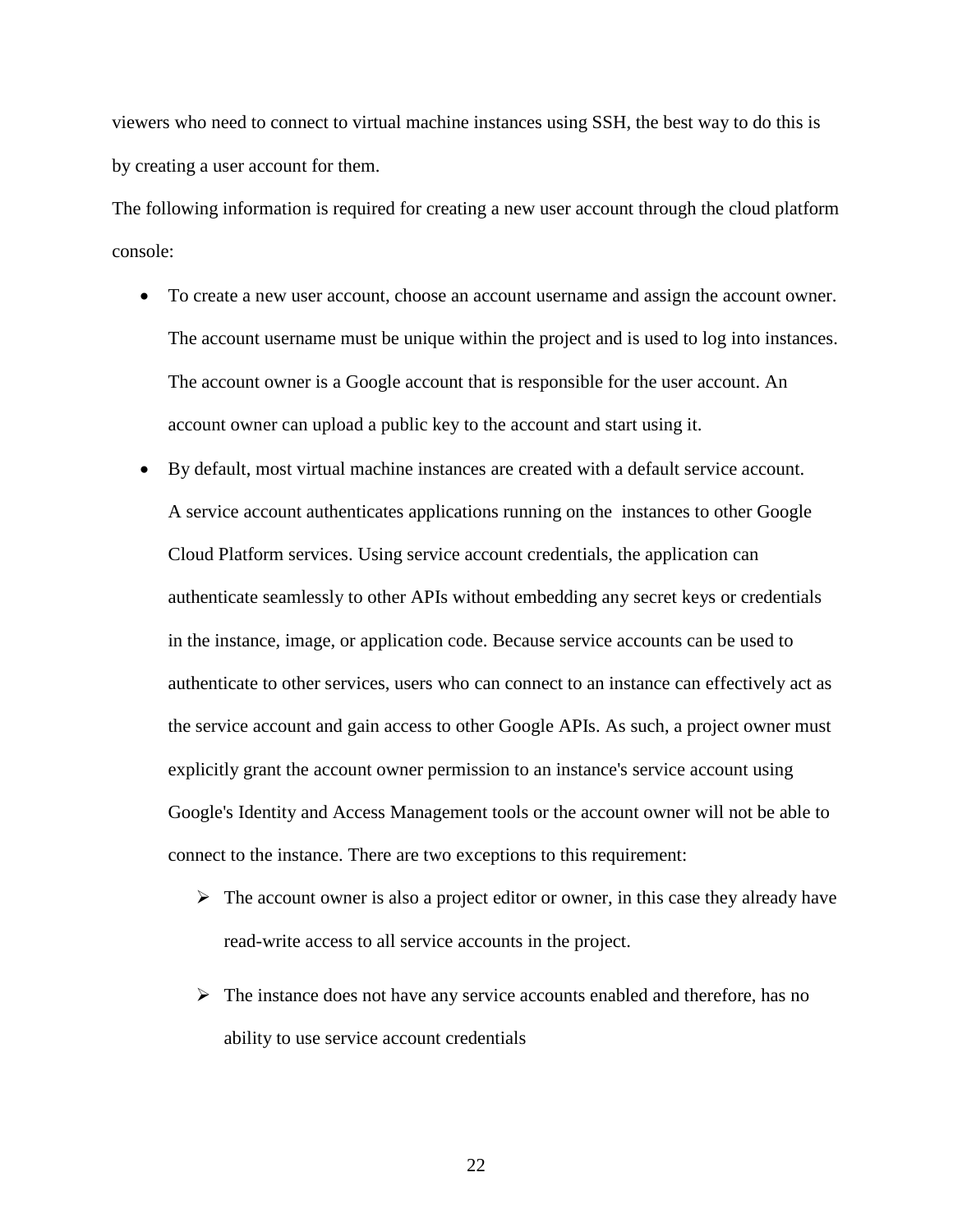viewers who need to connect to virtual machine instances using SSH, the best way to do this is by creating a user account for them.

The following information is required for creating a new user account through the cloud platform console:

- To create a new user account, choose an account username and assign the account owner. The account username must be unique within the project and is used to log into instances. The account owner is a Google account that is responsible for the user account. An account owner can upload a public key to the account and start using it.
- By default, most virtual machine instances are created with a default service account. A service account authenticates applications running on the instances to other Google Cloud Platform services. Using service account credentials, the application can authenticate seamlessly to other APIs without embedding any secret keys or credentials in the instance, image, or application code. Because service accounts can be used to authenticate to other services, users who can connect to an instance can effectively act as the service account and gain access to other Google APIs. As such, a project owner must explicitly grant the account owner permission to an instance's service account using Google's Identity and Access Management tools or the account owner will not be able to connect to the instance. There are two exceptions to this requirement:
    - The account owner is also a project editor or owner, in this case they already have read-write access to all service accounts in the project.
    - The instance does not have any service accounts enabled and therefore, has no ability to use service account credentials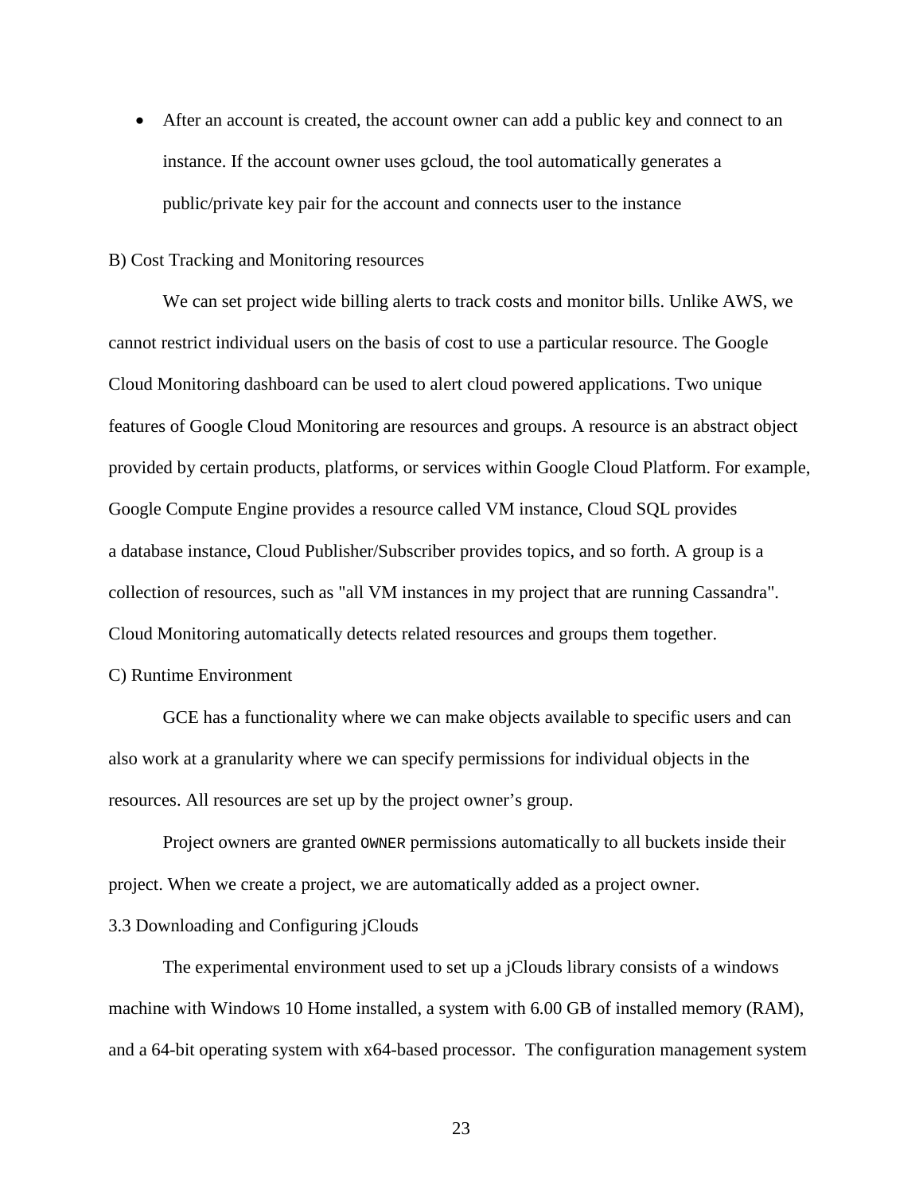- After an account is created, the account owner can add a public key and connect to an instance. If the account owner uses gcloud, the tool automatically generates a public/private key pair for the account and connects user to the instance

B) Cost Tracking and Monitoring resources

We can set project wide billing alerts to track costs and monitor bills. Unlike AWS, we cannot restrict individual users on the basis of cost to use a particular resource. The Google Cloud Monitoring dashboard can be used to alert cloud powered applications. Two unique features of Google Cloud Monitoring are resources and groups. A resource is an abstract object provided by certain products, platforms, or services within Google Cloud Platform. For example, Google Compute Engine provides a resource called VM instance, Cloud SQL provides a database instance, Cloud Publisher/Subscriber provides topics, and so forth. A group is a collection of resources, such as "all VM instances in my project that are running Cassandra". Cloud Monitoring automatically detects related resources and groups them together.

C) Runtime Environment

GCE has a functionality where we can make objects available to specific users and can also work at a granularity where we can specify permissions for individual objects in the resources. All resources are set up by the project owner's group.

Project owners are granted `OWNER` permissions automatically to all buckets inside their project. When we create a project, we are automatically added as a project owner.

3.3 Downloading and Configuring jClouds

The experimental environment used to set up a jClouds library consists of a windows machine with Windows 10 Home installed, a system with 6.00 GB of installed memory (RAM), and a 64-bit operating system with x64-based processor. The configuration management system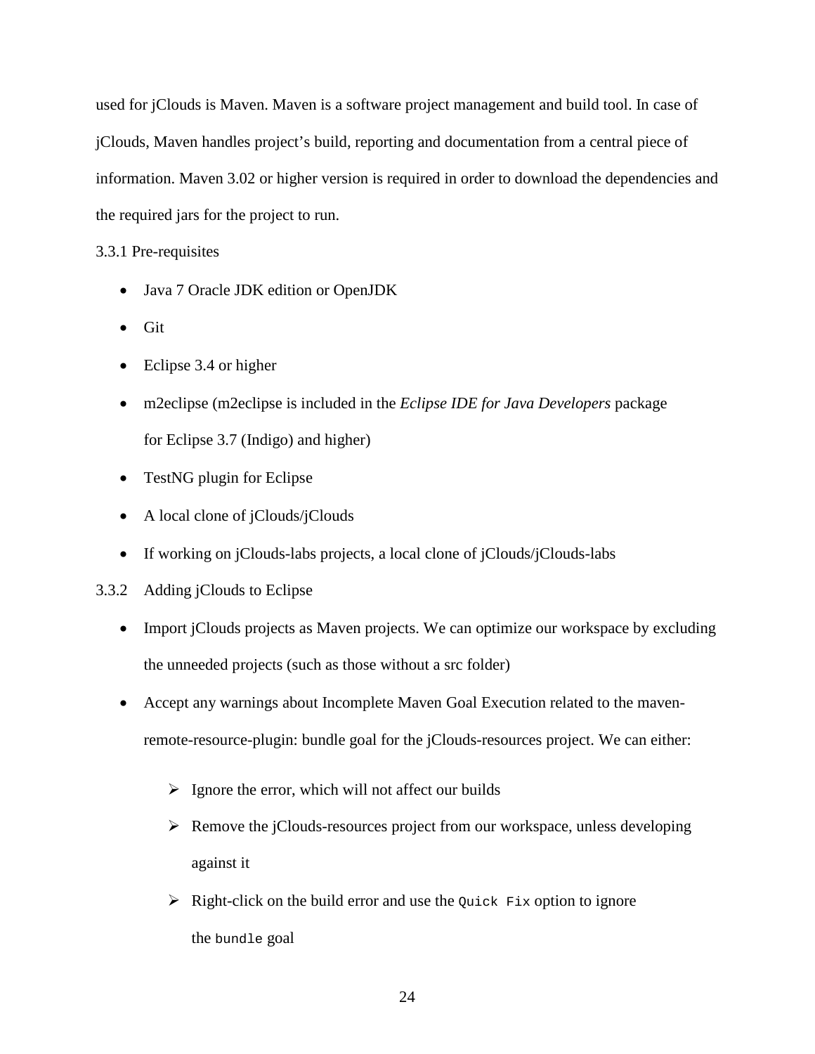used for jClouds is Maven. Maven is a software project management and build tool. In case of jClouds, Maven handles project's build, reporting and documentation from a central piece of information. Maven 3.02 or higher version is required in order to download the dependencies and the required jars for the project to run.

### 3.3.1 Pre-requisites

- Java 7 Oracle JDK edition or OpenJDK
- Git
- Eclipse 3.4 or higher
- m2eclipse (m2eclipse is included in the *Eclipse IDE for Java Developers* package for Eclipse 3.7 (Indigo) and higher)
- TestNG plugin for Eclipse
- A local clone of jClouds/jClouds
- If working on jClouds-labs projects, a local clone of jClouds/jClouds-labs

### 3.3.2 Adding jClouds to Eclipse

- Import jClouds projects as Maven projects. We can optimize our workspace by excluding the unneeded projects (such as those without a src folder)
- Accept any warnings about Incomplete Maven Goal Execution related to the maven-remote-resource-plugin: bundle goal for the jClouds-resources project. We can either:
    - Ignore the error, which will not affect our builds
    - Remove the jClouds-resources project from our workspace, unless developing against it
    - Right-click on the build error and use the `Quick Fix` option to ignore the `bundle` goal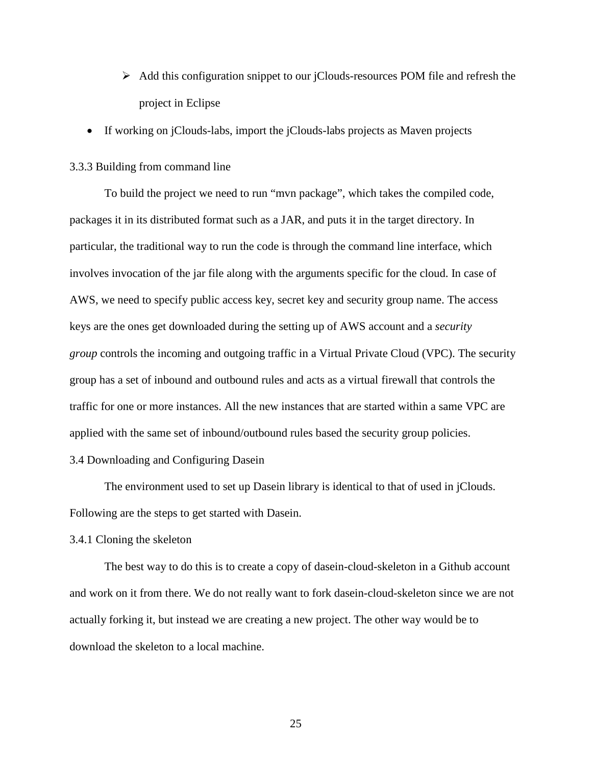- Add this configuration snippet to our jClouds-resources POM file and refresh the project in Eclipse

- If working on jClouds-labs, import the jClouds-labs projects as Maven projects

### 3.3.3 Building from command line

To build the project we need to run "mvn package", which takes the compiled code, packages it in its distributed format such as a JAR, and puts it in the target directory. In particular, the traditional way to run the code is through the command line interface, which involves invocation of the jar file along with the arguments specific for the cloud. In case of AWS, we need to specify public access key, secret key and security group name. The access keys are the ones get downloaded during the setting up of AWS account and a *security group* controls the incoming and outgoing traffic in a Virtual Private Cloud (VPC). The security group has a set of inbound and outbound rules and acts as a virtual firewall that controls the traffic for one or more instances. All the new instances that are started within a same VPC are applied with the same set of inbound/outbound rules based the security group policies.

## 3.4 Downloading and Configuring Dasein

The environment used to set up Dasein library is identical to that of used in jClouds. Following are the steps to get started with Dasein.

### 3.4.1 Cloning the skeleton

The best way to do this is to create a copy of dasein-cloud-skeleton in a Github account and work on it from there. We do not really want to fork dasein-cloud-skeleton since we are not actually forking it, but instead we are creating a new project. The other way would be to download the skeleton to a local machine.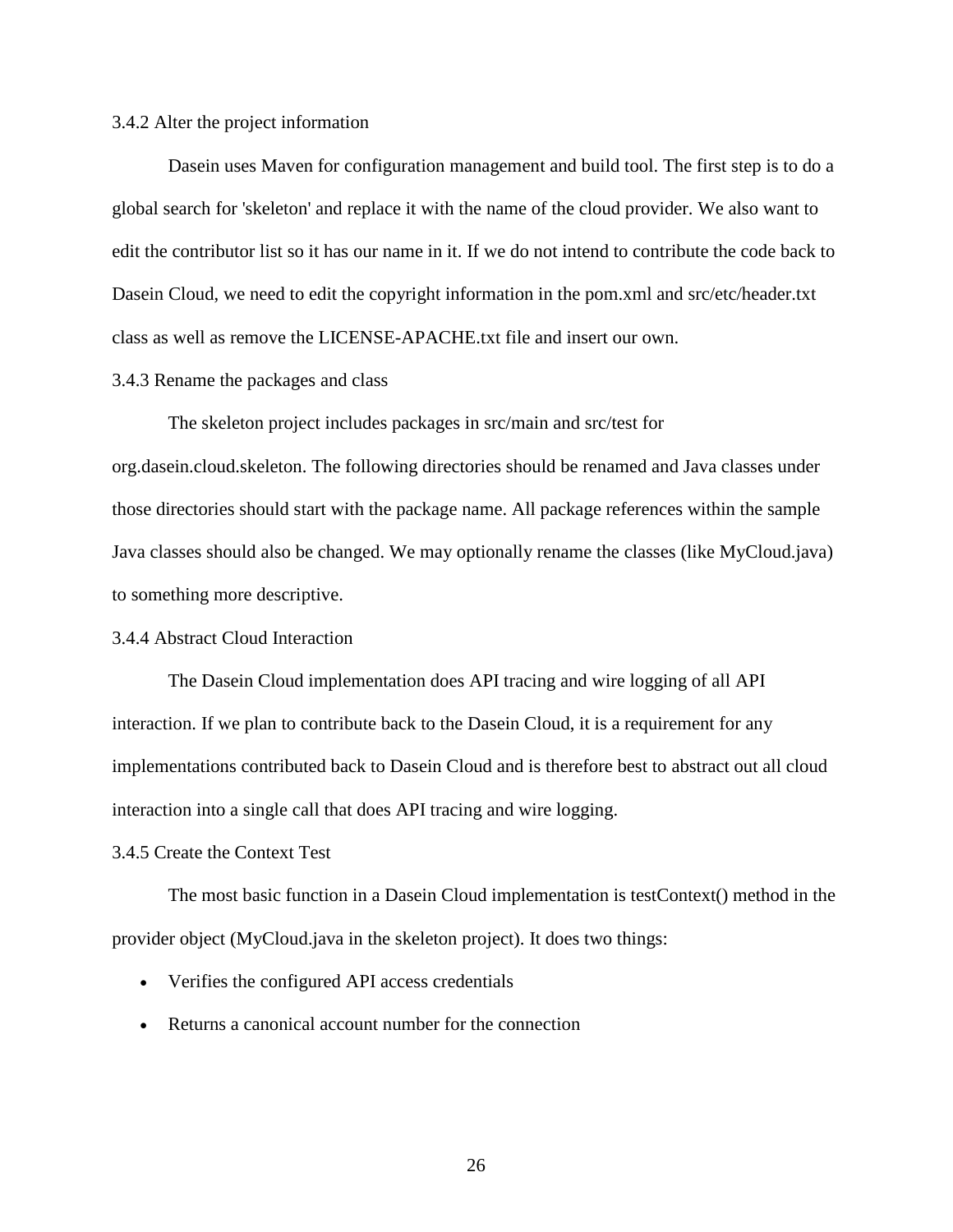### 3.4.2 Alter the project information

Dasein uses Maven for configuration management and build tool. The first step is to do a global search for 'skeleton' and replace it with the name of the cloud provider. We also want to edit the contributor list so it has our name in it. If we do not intend to contribute the code back to Dasein Cloud, we need to edit the copyright information in the pom.xml and src/etc/header.txt class as well as remove the LICENSE-APACHE.txt file and insert our own.

### 3.4.3 Rename the packages and class

The skeleton project includes packages in src/main and src/test for org.dasein.cloud.skeleton. The following directories should be renamed and Java classes under those directories should start with the package name. All package references within the sample Java classes should also be changed. We may optionally rename the classes (like MyCloud.java) to something more descriptive.

### 3.4.4 Abstract Cloud Interaction

The Dasein Cloud implementation does API tracing and wire logging of all API interaction. If we plan to contribute back to the Dasein Cloud, it is a requirement for any implementations contributed back to Dasein Cloud and is therefore best to abstract out all cloud interaction into a single call that does API tracing and wire logging.

### 3.4.5 Create the Context Test

The most basic function in a Dasein Cloud implementation is testContext() method in the provider object (MyCloud.java in the skeleton project). It does two things:

- Verifies the configured API access credentials
- Returns a canonical account number for the connection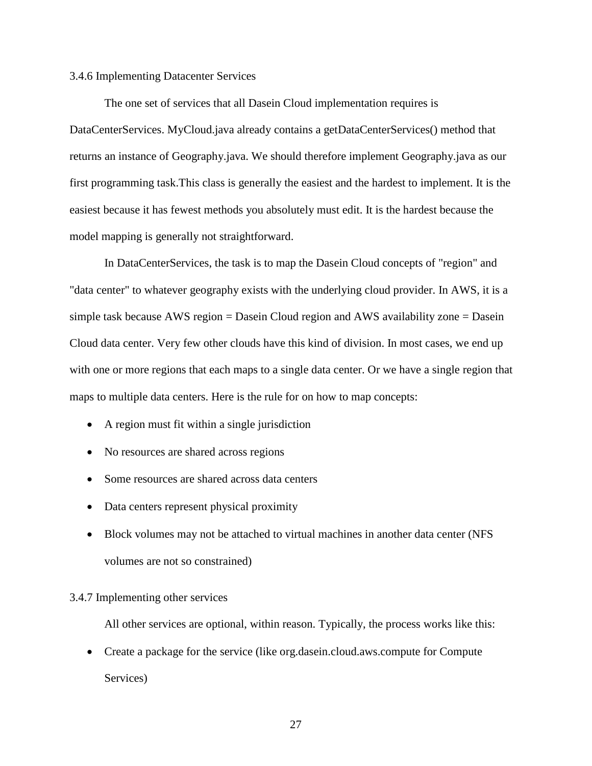### 3.4.6 Implementing Datacenter Services

The one set of services that all Dasein Cloud implementation requires is DataCenterServices. MyCloud.java already contains a getDataCenterServices() method that returns an instance of Geography.java. We should therefore implement Geography.java as our first programming task.This class is generally the easiest and the hardest to implement. It is the easiest because it has fewest methods you absolutely must edit. It is the hardest because the model mapping is generally not straightforward.

In DataCenterServices, the task is to map the Dasein Cloud concepts of "region" and "data center" to whatever geography exists with the underlying cloud provider. In AWS, it is a simple task because AWS region = Dasein Cloud region and AWS availability zone = Dasein Cloud data center. Very few other clouds have this kind of division. In most cases, we end up with one or more regions that each maps to a single data center. Or we have a single region that maps to multiple data centers. Here is the rule for on how to map concepts:

- A region must fit within a single jurisdiction
- No resources are shared across regions
- Some resources are shared across data centers
- Data centers represent physical proximity
- Block volumes may not be attached to virtual machines in another data center (NFS volumes are not so constrained)

### 3.4.7 Implementing other services

All other services are optional, within reason. Typically, the process works like this:

- Create a package for the service (like org.dasein.cloud.aws.compute for Compute Services)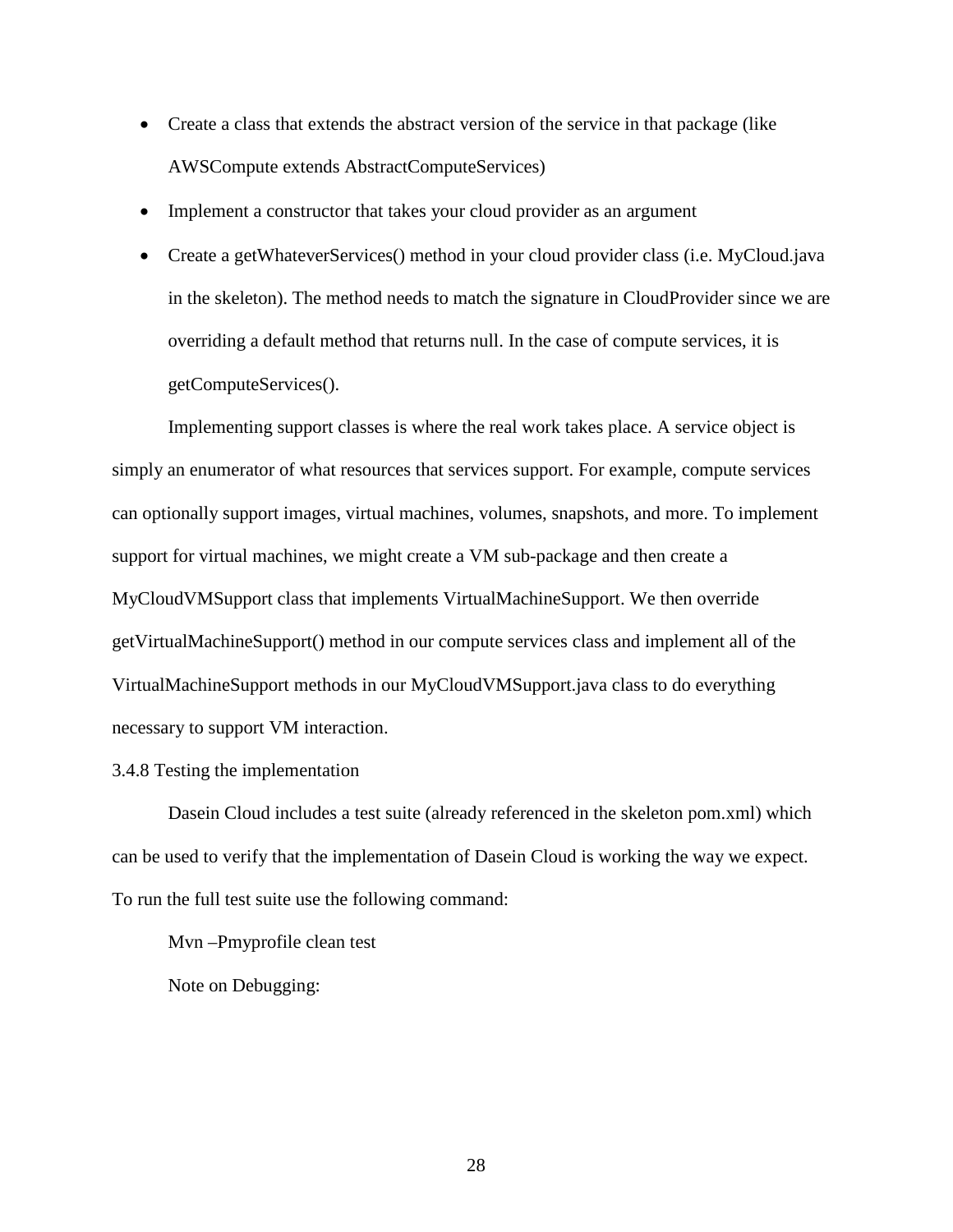- Create a class that extends the abstract version of the service in that package (like AWSCompute extends AbstractComputeServices)
- Implement a constructor that takes your cloud provider as an argument
- Create a getWhateverServices() method in your cloud provider class (i.e. MyCloud.java in the skeleton). The method needs to match the signature in CloudProvider since we are overriding a default method that returns null. In the case of compute services, it is getComputeServices().

Implementing support classes is where the real work takes place. A service object is simply an enumerator of what resources that services support. For example, compute services can optionally support images, virtual machines, volumes, snapshots, and more. To implement support for virtual machines, we might create a VM sub-package and then create a MyCloudVMSupport class that implements VirtualMachineSupport. We then override getVirtualMachineSupport() method in our compute services class and implement all of the VirtualMachineSupport methods in our MyCloudVMSupport.java class to do everything necessary to support VM interaction.

### 3.4.8 Testing the implementation

Dasein Cloud includes a test suite (already referenced in the skeleton pom.xml) which can be used to verify that the implementation of Dasein Cloud is working the way we expect. To run the full test suite use the following command:

Mvn –Pmyprofile clean test

Note on Debugging: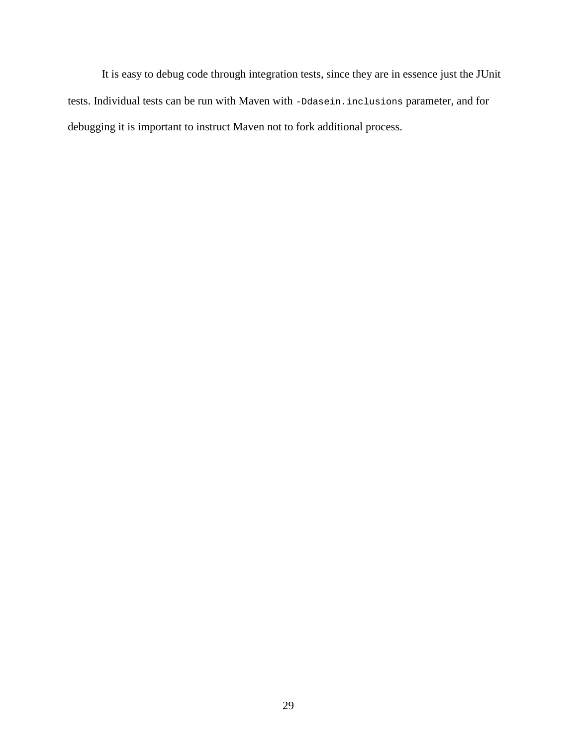It is easy to debug code through integration tests, since they are in essence just the JUnit tests. Individual tests can be run with Maven with `-Ddasein.inclusions` parameter, and for debugging it is important to instruct Maven not to fork additional process.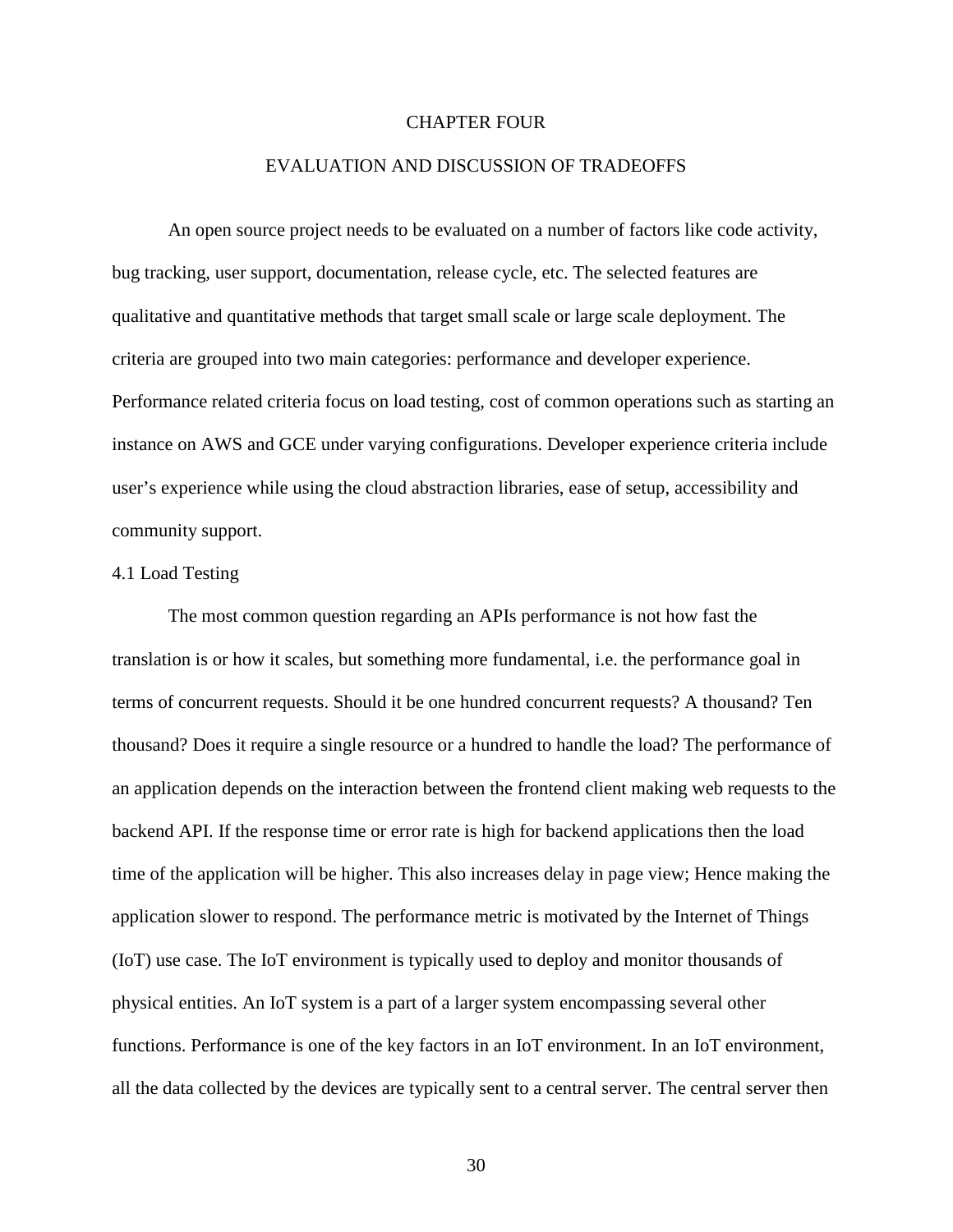# CHAPTER FOUR

# EVALUATION AND DISCUSSION OF TRADEOFFS

An open source project needs to be evaluated on a number of factors like code activity, bug tracking, user support, documentation, release cycle, etc. The selected features are qualitative and quantitative methods that target small scale or large scale deployment. The criteria are grouped into two main categories: performance and developer experience. Performance related criteria focus on load testing, cost of common operations such as starting an instance on AWS and GCE under varying configurations. Developer experience criteria include user's experience while using the cloud abstraction libraries, ease of setup, accessibility and community support.

## 4.1 Load Testing

The most common question regarding an APIs performance is not how fast the translation is or how it scales, but something more fundamental, i.e. the performance goal in terms of concurrent requests. Should it be one hundred concurrent requests? A thousand? Ten thousand? Does it require a single resource or a hundred to handle the load? The performance of an application depends on the interaction between the frontend client making web requests to the backend API. If the response time or error rate is high for backend applications then the load time of the application will be higher. This also increases delay in page view; Hence making the application slower to respond. The performance metric is motivated by the Internet of Things (IoT) use case. The IoT environment is typically used to deploy and monitor thousands of physical entities. An IoT system is a part of a larger system encompassing several other functions. Performance is one of the key factors in an IoT environment. In an IoT environment, all the data collected by the devices are typically sent to a central server. The central server then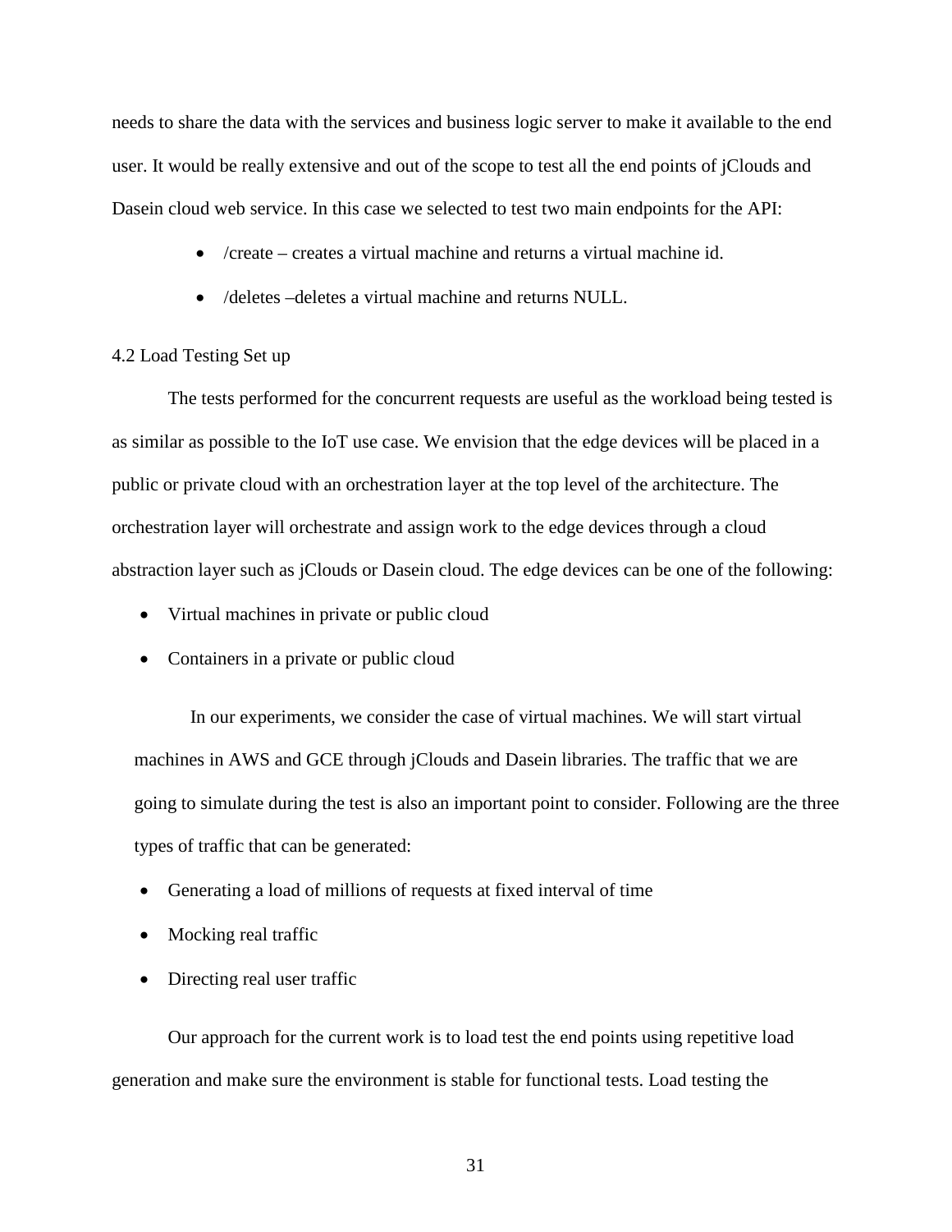needs to share the data with the services and business logic server to make it available to the end user. It would be really extensive and out of the scope to test all the end points of jClouds and Dasein cloud web service. In this case we selected to test two main endpoints for the API:

- /create – creates a virtual machine and returns a virtual machine id.
- /deletes –deletes a virtual machine and returns NULL.

4.2 Load Testing Set up

The tests performed for the concurrent requests are useful as the workload being tested is as similar as possible to the IoT use case. We envision that the edge devices will be placed in a public or private cloud with an orchestration layer at the top level of the architecture. The orchestration layer will orchestrate and assign work to the edge devices through a cloud abstraction layer such as jClouds or Dasein cloud. The edge devices can be one of the following:

- Virtual machines in private or public cloud
- Containers in a private or public cloud

In our experiments, we consider the case of virtual machines. We will start virtual machines in AWS and GCE through jClouds and Dasein libraries. The traffic that we are going to simulate during the test is also an important point to consider. Following are the three types of traffic that can be generated:

- Generating a load of millions of requests at fixed interval of time
- Mocking real traffic
- Directing real user traffic

Our approach for the current work is to load test the end points using repetitive load generation and make sure the environment is stable for functional tests. Load testing the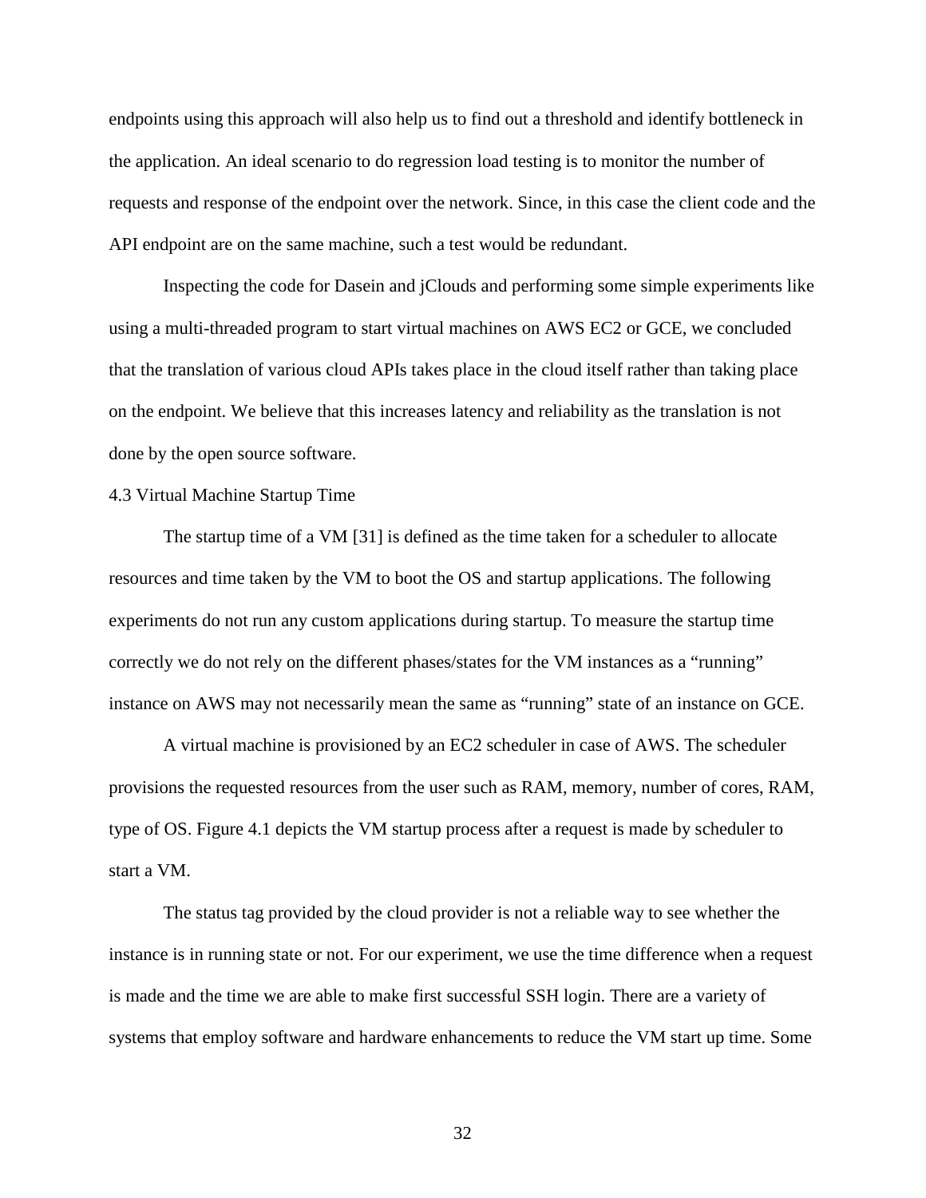endpoints using this approach will also help us to find out a threshold and identify bottleneck in the application. An ideal scenario to do regression load testing is to monitor the number of requests and response of the endpoint over the network. Since, in this case the client code and the API endpoint are on the same machine, such a test would be redundant.

Inspecting the code for Dasein and jClouds and performing some simple experiments like using a multi-threaded program to start virtual machines on AWS EC2 or GCE, we concluded that the translation of various cloud APIs takes place in the cloud itself rather than taking place on the endpoint. We believe that this increases latency and reliability as the translation is not done by the open source software.

### 4.3 Virtual Machine Startup Time

The startup time of a VM [31] is defined as the time taken for a scheduler to allocate resources and time taken by the VM to boot the OS and startup applications. The following experiments do not run any custom applications during startup. To measure the startup time correctly we do not rely on the different phases/states for the VM instances as a "running" instance on AWS may not necessarily mean the same as "running" state of an instance on GCE.

A virtual machine is provisioned by an EC2 scheduler in case of AWS. The scheduler provisions the requested resources from the user such as RAM, memory, number of cores, RAM, type of OS. Figure 4.1 depicts the VM startup process after a request is made by scheduler to start a VM.

The status tag provided by the cloud provider is not a reliable way to see whether the instance is in running state or not. For our experiment, we use the time difference when a request is made and the time we are able to make first successful SSH login. There are a variety of systems that employ software and hardware enhancements to reduce the VM start up time. Some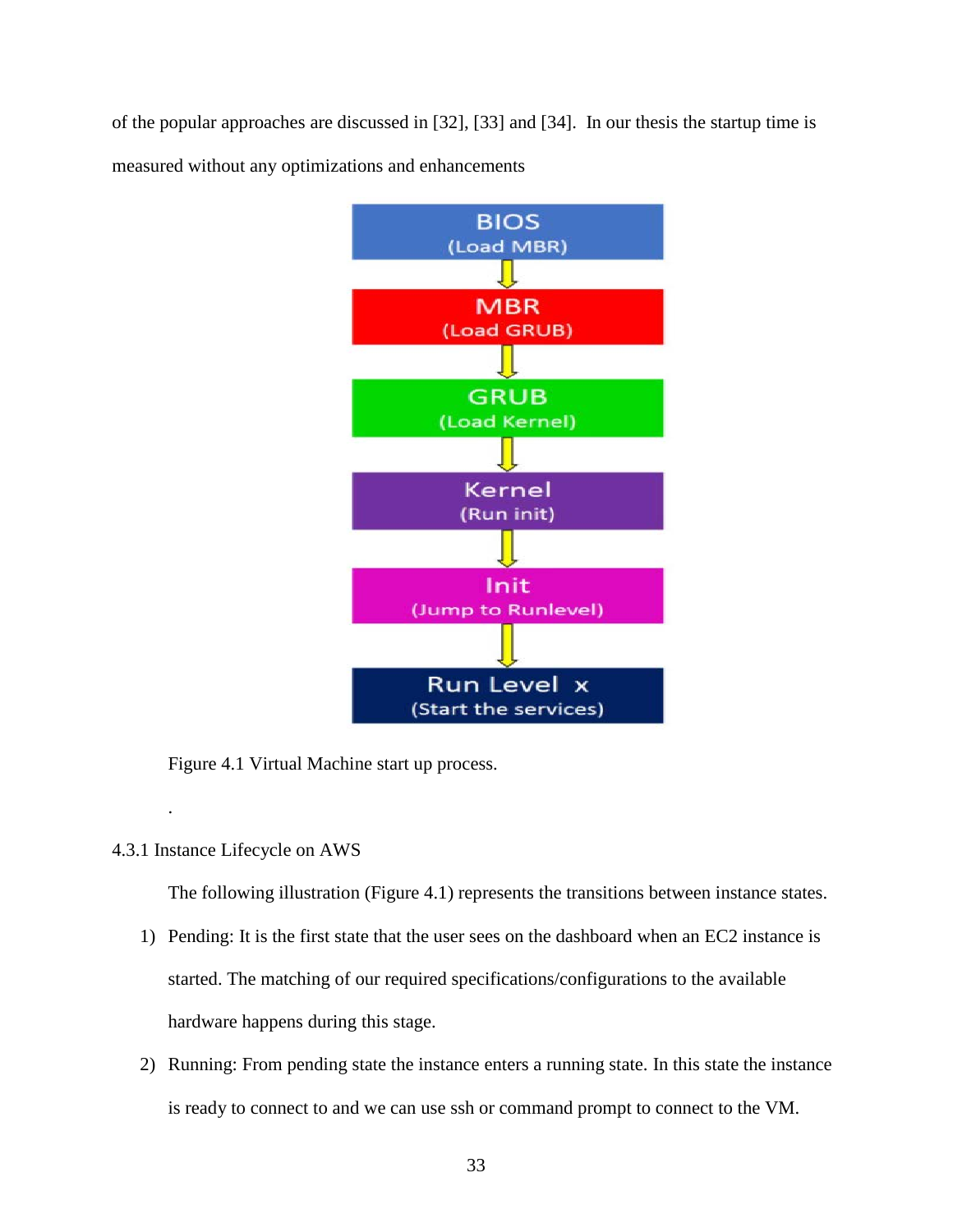of the popular approaches are discussed in [32], [33] and [34]. In our thesis the startup time is measured without any optimizations and enhancements

BIOS
(Load MBR)

↓

MBR
(Load GRUB)

↓

GRUB
(Load Kernel)

↓

Kernel
(Run init)

↓

Init
(Jump to Runlevel)

↓

Run Level x
(Start the services)

Figure 4.1 Virtual Machine start up process.

.

### 4.3.1 Instance Lifecycle on AWS

The following illustration (Figure 4.1) represents the transitions between instance states.

1) Pending: It is the first state that the user sees on the dashboard when an EC2 instance is started. The matching of our required specifications/configurations to the available hardware happens during this stage.

2) Running: From pending state the instance enters a running state. In this state the instance is ready to connect to and we can use ssh or command prompt to connect to the VM.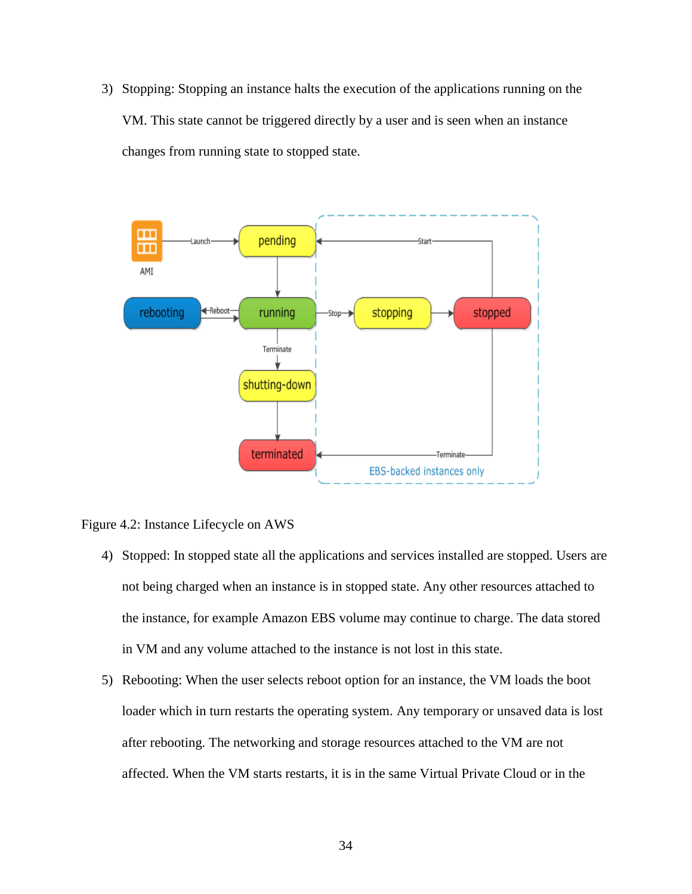3) Stopping: Stopping an instance halts the execution of the applications running on the VM. This state cannot be triggered directly by a user and is seen when an instance changes from running state to stopped state.

Figure 4.2: Instance Lifecycle on AWS

4) Stopped: In stopped state all the applications and services installed are stopped. Users are not being charged when an instance is in stopped state. Any other resources attached to the instance, for example Amazon EBS volume may continue to charge. The data stored in VM and any volume attached to the instance is not lost in this state.

5) Rebooting: When the user selects reboot option for an instance, the VM loads the boot loader which in turn restarts the operating system. Any temporary or unsaved data is lost after rebooting. The networking and storage resources attached to the VM are not affected. When the VM starts restarts, it is in the same Virtual Private Cloud or in the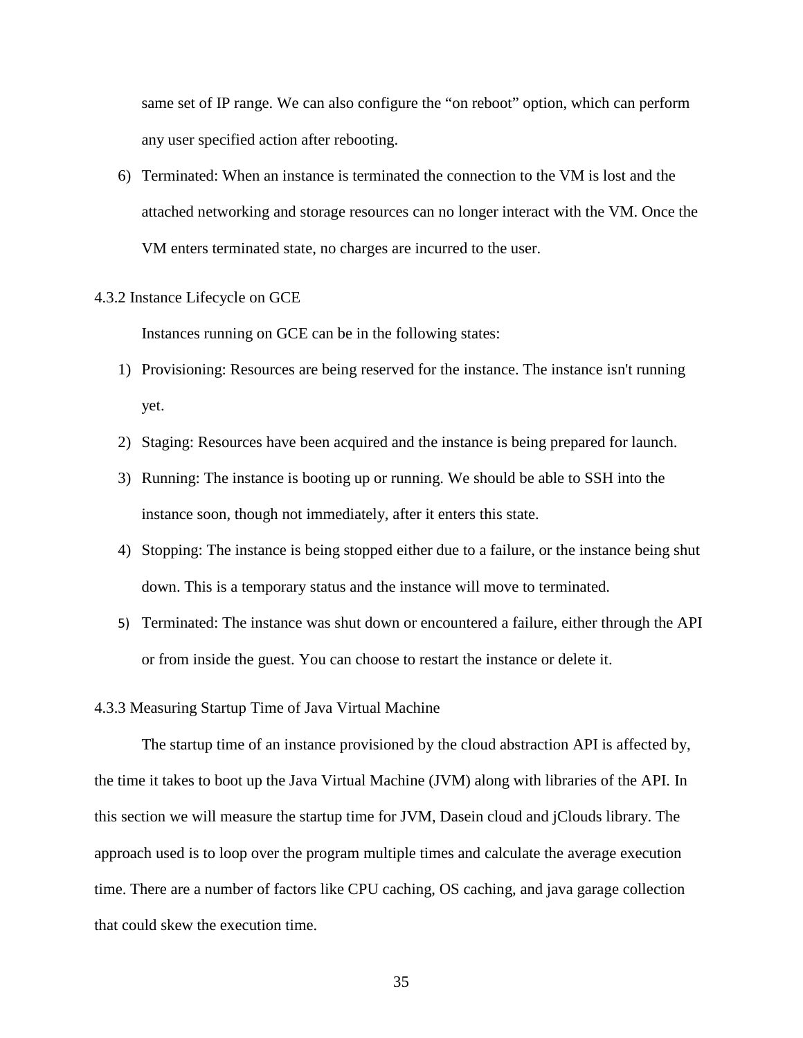same set of IP range. We can also configure the “on reboot” option, which can perform any user specified action after rebooting.

6) Terminated: When an instance is terminated the connection to the VM is lost and the attached networking and storage resources can no longer interact with the VM. Once the VM enters terminated state, no charges are incurred to the user.

### 4.3.2 Instance Lifecycle on GCE

Instances running on GCE can be in the following states:

1) Provisioning: Resources are being reserved for the instance. The instance isn't running yet.
2) Staging: Resources have been acquired and the instance is being prepared for launch.
3) Running: The instance is booting up or running. We should be able to SSH into the instance soon, though not immediately, after it enters this state.
4) Stopping: The instance is being stopped either due to a failure, or the instance being shut down. This is a temporary status and the instance will move to terminated.
5) Terminated: The instance was shut down or encountered a failure, either through the API or from inside the guest. You can choose to restart the instance or delete it.

### 4.3.3 Measuring Startup Time of Java Virtual Machine

The startup time of an instance provisioned by the cloud abstraction API is affected by, the time it takes to boot up the Java Virtual Machine (JVM) along with libraries of the API. In this section we will measure the startup time for JVM, Dasein cloud and jClouds library. The approach used is to loop over the program multiple times and calculate the average execution time. There are a number of factors like CPU caching, OS caching, and java garage collection that could skew the execution time.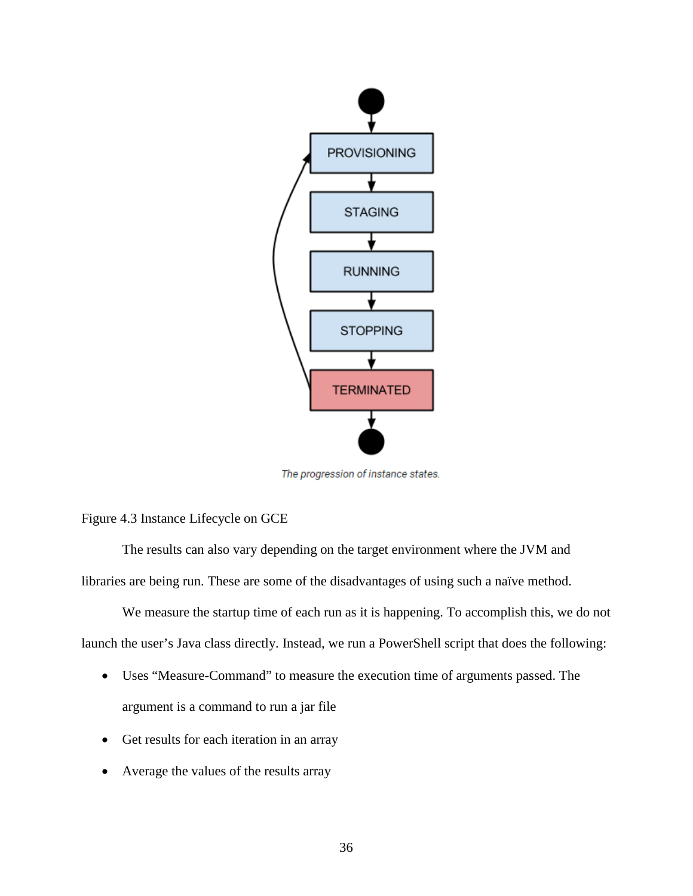The progression of instance states.

Figure 4.3 Instance Lifecycle on GCE

The results can also vary depending on the target environment where the JVM and libraries are being run. These are some of the disadvantages of using such a naïve method.

We measure the startup time of each run as it is happening. To accomplish this, we do not launch the user's Java class directly. Instead, we run a PowerShell script that does the following:

- Uses "Measure-Command" to measure the execution time of arguments passed. The argument is a command to run a jar file
- Get results for each iteration in an array
- Average the values of the results array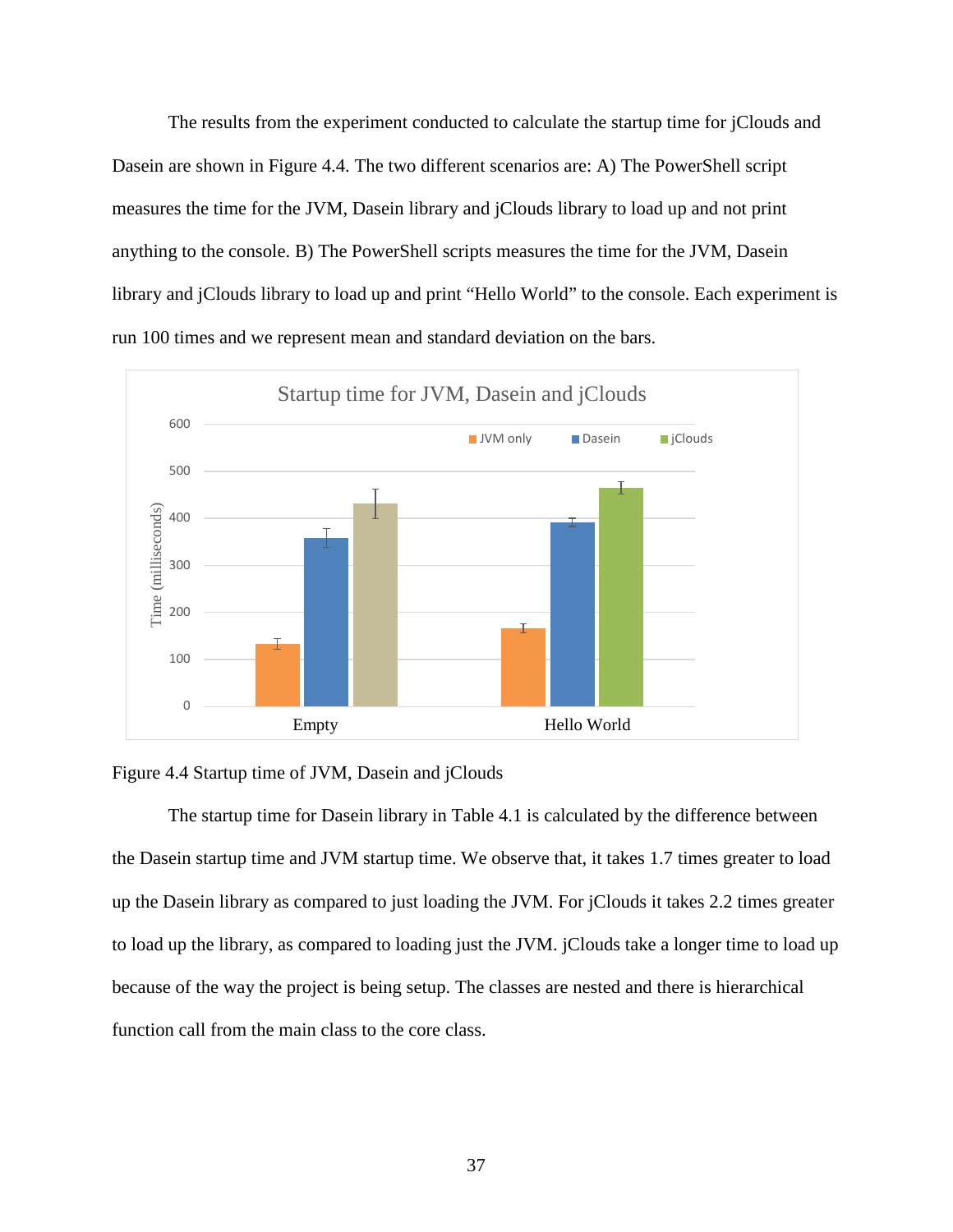The results from the experiment conducted to calculate the startup time for jClouds and Dasein are shown in Figure 4.4. The two different scenarios are: A) The PowerShell script measures the time for the JVM, Dasein library and jClouds library to load up and not print anything to the console. B) The PowerShell scripts measures the time for the JVM, Dasein library and jClouds library to load up and print "Hello World" to the console. Each experiment is run 100 times and we represent mean and standard deviation on the bars.

Figure 4.4 Startup time of JVM, Dasein and jClouds

The startup time for Dasein library in Table 4.1 is calculated by the difference between the Dasein startup time and JVM startup time. We observe that, it takes 1.7 times greater to load up the Dasein library as compared to just loading the JVM. For jClouds it takes 2.2 times greater to load up the library, as compared to loading just the JVM. jClouds take a longer time to load up because of the way the project is being setup. The classes are nested and there is hierarchical function call from the main class to the core class.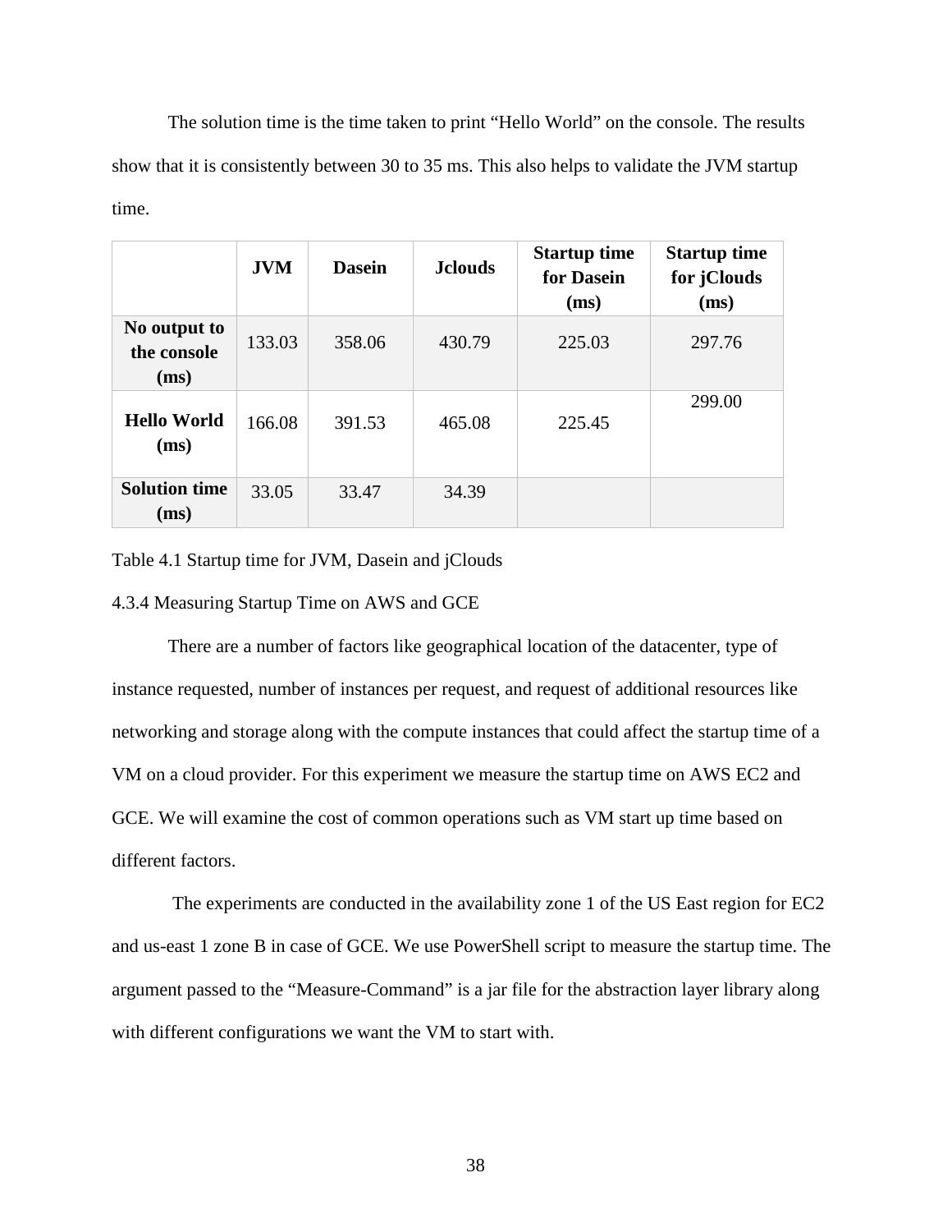The solution time is the time taken to print “Hello World” on the console. The results show that it is consistently between 30 to 35 ms. This also helps to validate the JVM startup time.

| | JVM | Dasein | Jclouds | Startup time for Dasein (ms) | Startup time for jClouds (ms) |
|---|---|---|---|---|---|
| **No output to the console (ms)** | 133.03 | 358.06 | 430.79 | 225.03 | 297.76 |
| **Hello World (ms)** | 166.08 | 391.53 | 465.08 | 225.45 | 299.00 |
| **Solution time (ms)** | 33.05 | 33.47 | 34.39 | | |

Table 4.1 Startup time for JVM, Dasein and jClouds

### 4.3.4 Measuring Startup Time on AWS and GCE

There are a number of factors like geographical location of the datacenter, type of instance requested, number of instances per request, and request of additional resources like networking and storage along with the compute instances that could affect the startup time of a VM on a cloud provider. For this experiment we measure the startup time on AWS EC2 and GCE. We will examine the cost of common operations such as VM start up time based on different factors.

The experiments are conducted in the availability zone 1 of the US East region for EC2 and us-east 1 zone B in case of GCE. We use PowerShell script to measure the startup time. The argument passed to the “Measure-Command” is a jar file for the abstraction layer library along with different configurations we want the VM to start with.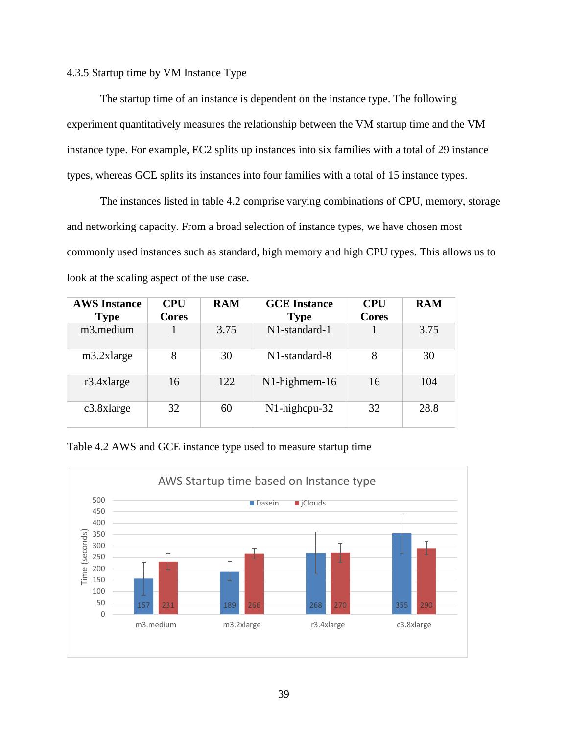4.3.5 Startup time by VM Instance Type

The startup time of an instance is dependent on the instance type. The following experiment quantitatively measures the relationship between the VM startup time and the VM instance type. For example, EC2 splits up instances into six families with a total of 29 instance types, whereas GCE splits its instances into four families with a total of 15 instance types.

The instances listed in table 4.2 comprise varying combinations of CPU, memory, storage and networking capacity. From a broad selection of instance types, we have chosen most commonly used instances such as standard, high memory and high CPU types. This allows us to look at the scaling aspect of the use case.

| AWS Instance Type | CPU Cores | RAM | GCE Instance Type | CPU Cores | RAM |
|---|---|---|---|---|---|
| m3.medium | 1 | 3.75 | N1-standard-1 | 1 | 3.75 |
| m3.2xlarge | 8 | 30 | N1-standard-8 | 8 | 30 |
| r3.4xlarge | 16 | 122 | N1-highmem-16 | 16 | 104 |
| c3.8xlarge | 32 | 60 | N1-highcpu-32 | 32 | 28.8 |

Table 4.2 AWS and GCE instance type used to measure startup time

AWS Startup time based on Instance type

| Instance type | Dasein (seconds) | jClouds (seconds) |
|---|---|---|
| m3.medium | 157 | 231 |
| m3.2xlarge | 189 | 266 |
| r3.4xlarge | 268 | 270 |
| c3.8xlarge | 355 | 290 |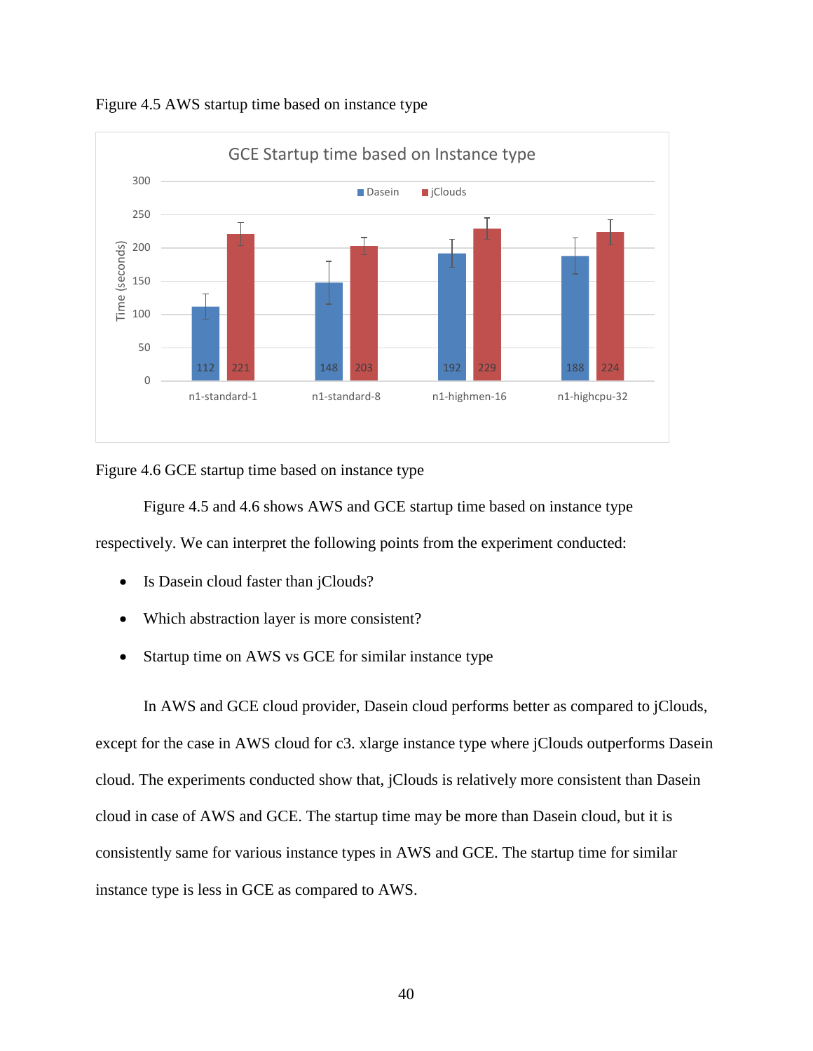Figure 4.5 AWS startup time based on instance type

Figure 4.6 GCE startup time based on instance type

Figure 4.5 and 4.6 shows AWS and GCE startup time based on instance type respectively. We can interpret the following points from the experiment conducted:

- Is Dasein cloud faster than jClouds?
- Which abstraction layer is more consistent?
- Startup time on AWS vs GCE for similar instance type

In AWS and GCE cloud provider, Dasein cloud performs better as compared to jClouds, except for the case in AWS cloud for c3. xlarge instance type where jClouds outperforms Dasein cloud. The experiments conducted show that, jClouds is relatively more consistent than Dasein cloud in case of AWS and GCE. The startup time may be more than Dasein cloud, but it is consistently same for various instance types in AWS and GCE. The startup time for similar instance type is less in GCE as compared to AWS.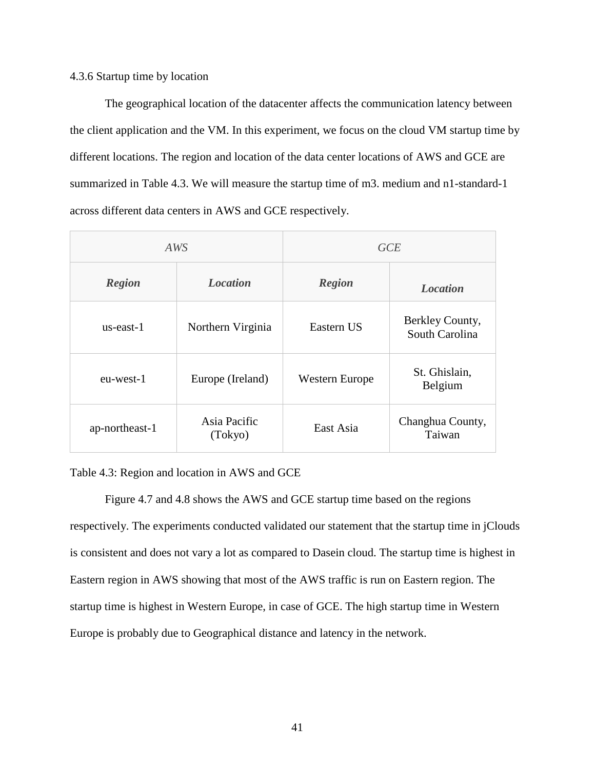### 4.3.6 Startup time by location

The geographical location of the datacenter affects the communication latency between the client application and the VM. In this experiment, we focus on the cloud VM startup time by different locations. The region and location of the data center locations of AWS and GCE are summarized in Table 4.3. We will measure the startup time of m3. medium and n1-standard-1 across different data centers in AWS and GCE respectively.

| *AWS* | | *GCE* | |
|---|---|---|---|
| ***Region*** | ***Location*** | ***Region*** | ***Location*** |
| us-east-1 | Northern Virginia | Eastern US | Berkley County, South Carolina |
| eu-west-1 | Europe (Ireland) | Western Europe | St. Ghislain, Belgium |
| ap-northeast-1 | Asia Pacific (Tokyo) | East Asia | Changhua County, Taiwan |

Table 4.3: Region and location in AWS and GCE

Figure 4.7 and 4.8 shows the AWS and GCE startup time based on the regions respectively. The experiments conducted validated our statement that the startup time in jClouds is consistent and does not vary a lot as compared to Dasein cloud. The startup time is highest in Eastern region in AWS showing that most of the AWS traffic is run on Eastern region. The startup time is highest in Western Europe, in case of GCE. The high startup time in Western Europe is probably due to Geographical distance and latency in the network.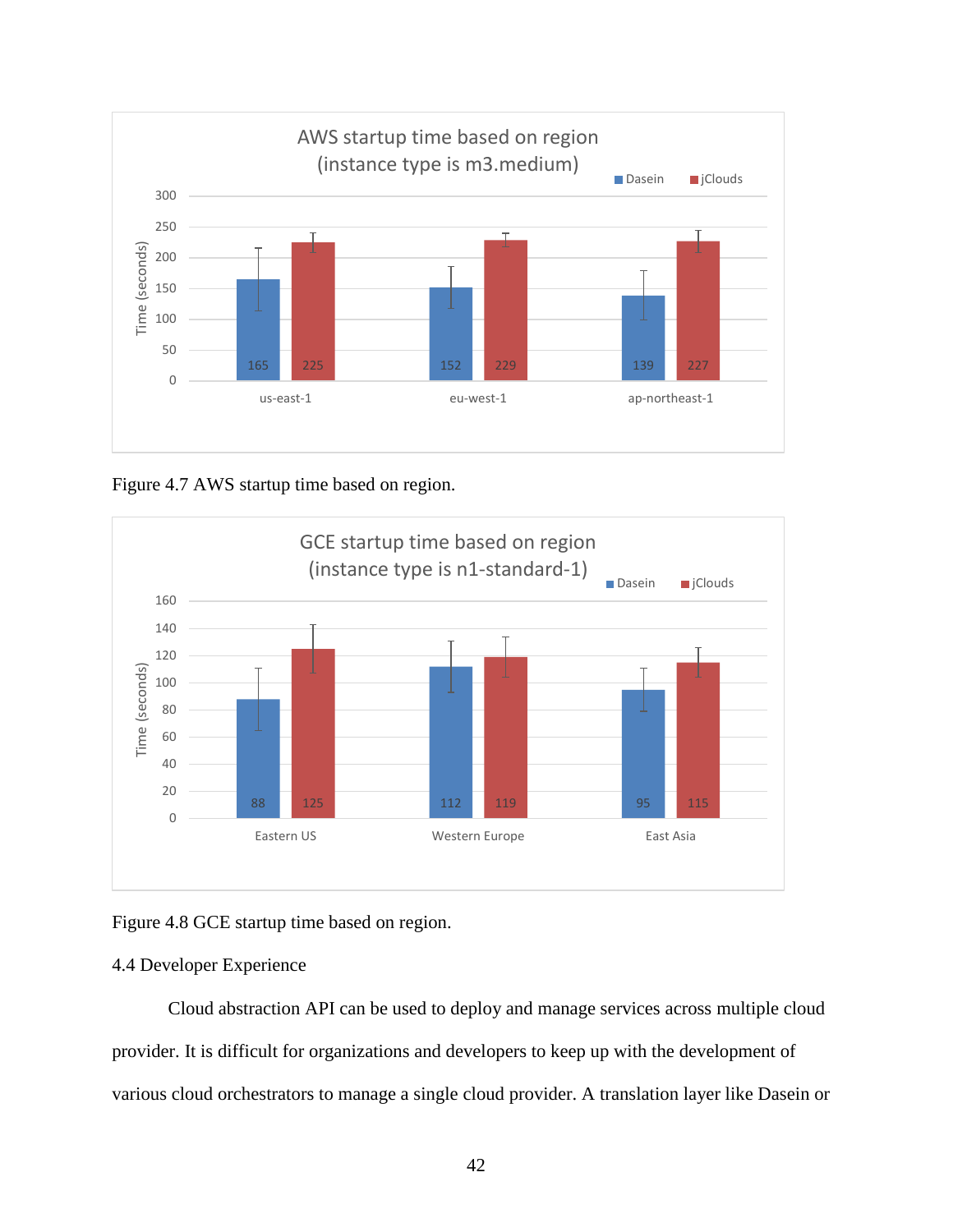Figure 4.7 AWS startup time based on region.

Figure 4.8 GCE startup time based on region.

## 4.4 Developer Experience

Cloud abstraction API can be used to deploy and manage services across multiple cloud provider. It is difficult for organizations and developers to keep up with the development of various cloud orchestrators to manage a single cloud provider. A translation layer like Dasein or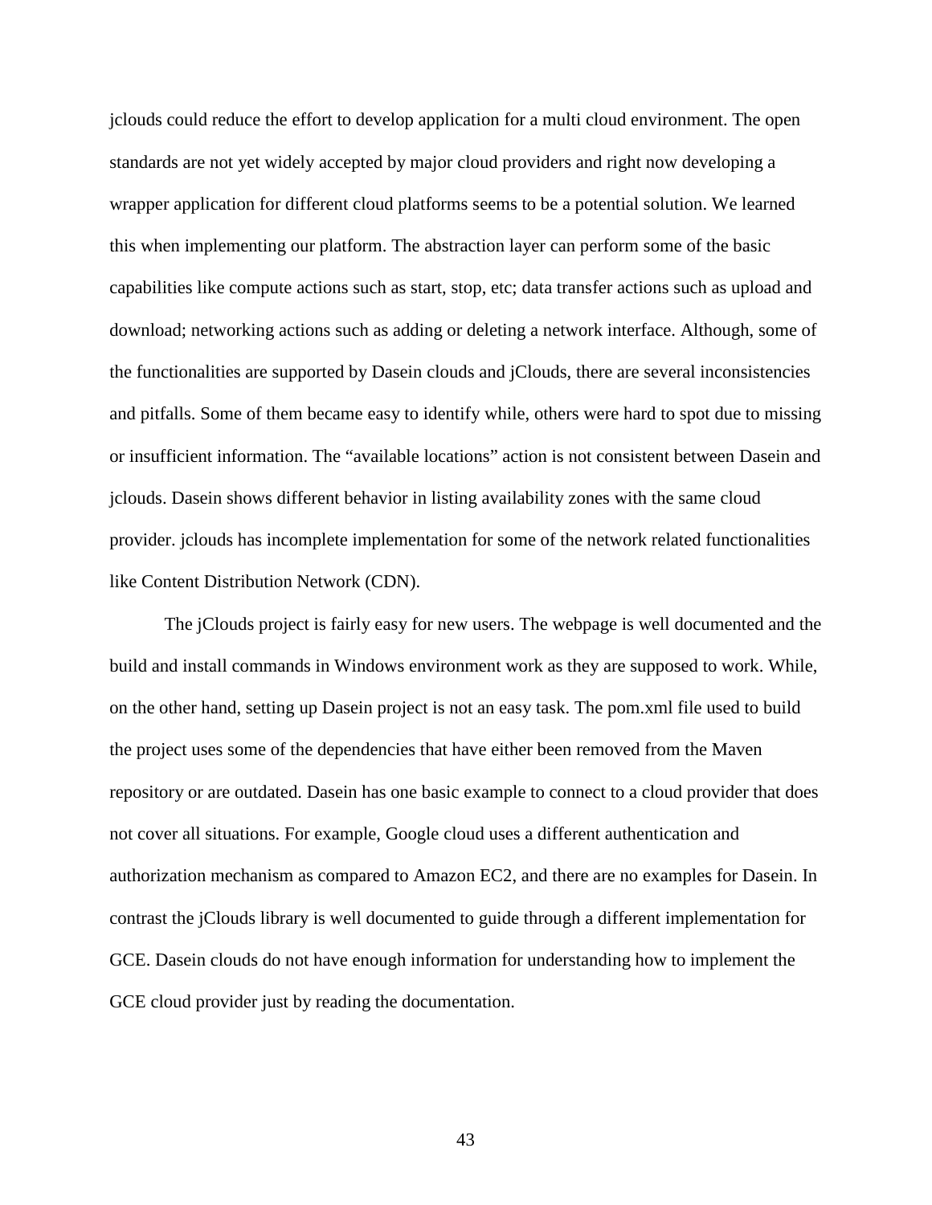jclouds could reduce the effort to develop application for a multi cloud environment. The open standards are not yet widely accepted by major cloud providers and right now developing a wrapper application for different cloud platforms seems to be a potential solution. We learned this when implementing our platform. The abstraction layer can perform some of the basic capabilities like compute actions such as start, stop, etc; data transfer actions such as upload and download; networking actions such as adding or deleting a network interface. Although, some of the functionalities are supported by Dasein clouds and jClouds, there are several inconsistencies and pitfalls. Some of them became easy to identify while, others were hard to spot due to missing or insufficient information. The "available locations" action is not consistent between Dasein and jclouds. Dasein shows different behavior in listing availability zones with the same cloud provider. jclouds has incomplete implementation for some of the network related functionalities like Content Distribution Network (CDN).

The jClouds project is fairly easy for new users. The webpage is well documented and the build and install commands in Windows environment work as they are supposed to work. While, on the other hand, setting up Dasein project is not an easy task. The pom.xml file used to build the project uses some of the dependencies that have either been removed from the Maven repository or are outdated. Dasein has one basic example to connect to a cloud provider that does not cover all situations. For example, Google cloud uses a different authentication and authorization mechanism as compared to Amazon EC2, and there are no examples for Dasein. In contrast the jClouds library is well documented to guide through a different implementation for GCE. Dasein clouds do not have enough information for understanding how to implement the GCE cloud provider just by reading the documentation.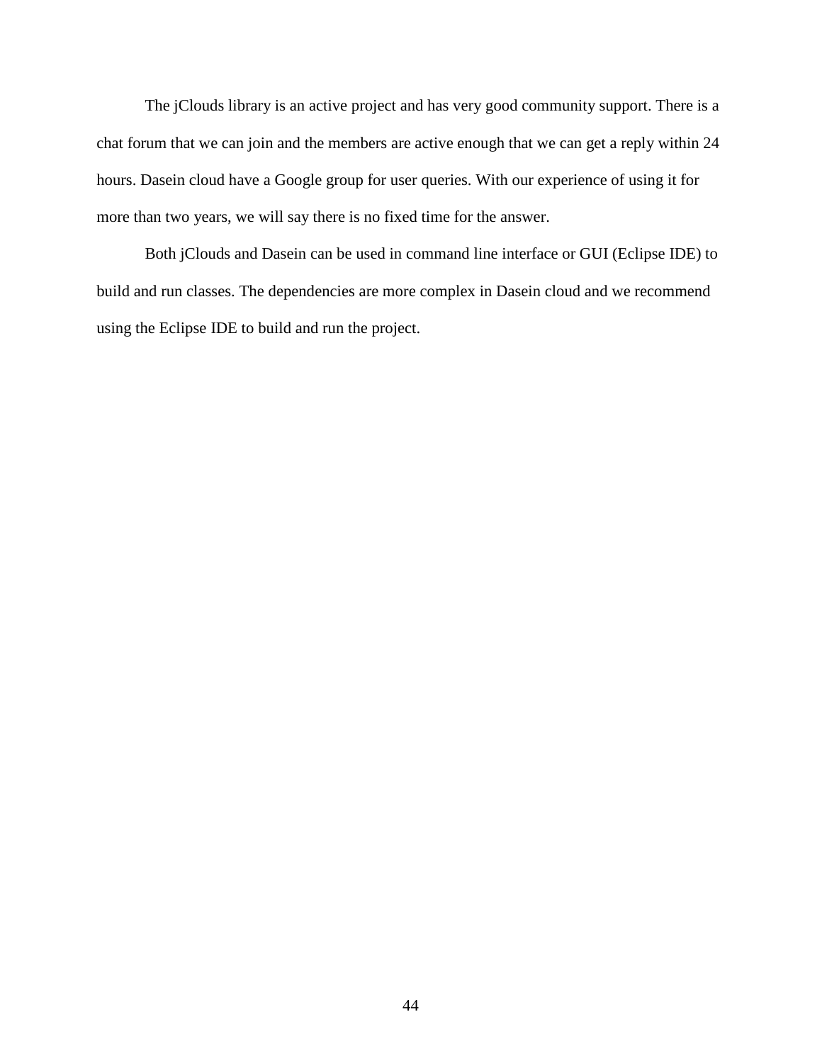The jClouds library is an active project and has very good community support. There is a chat forum that we can join and the members are active enough that we can get a reply within 24 hours. Dasein cloud have a Google group for user queries. With our experience of using it for more than two years, we will say there is no fixed time for the answer.

Both jClouds and Dasein can be used in command line interface or GUI (Eclipse IDE) to build and run classes. The dependencies are more complex in Dasein cloud and we recommend using the Eclipse IDE to build and run the project.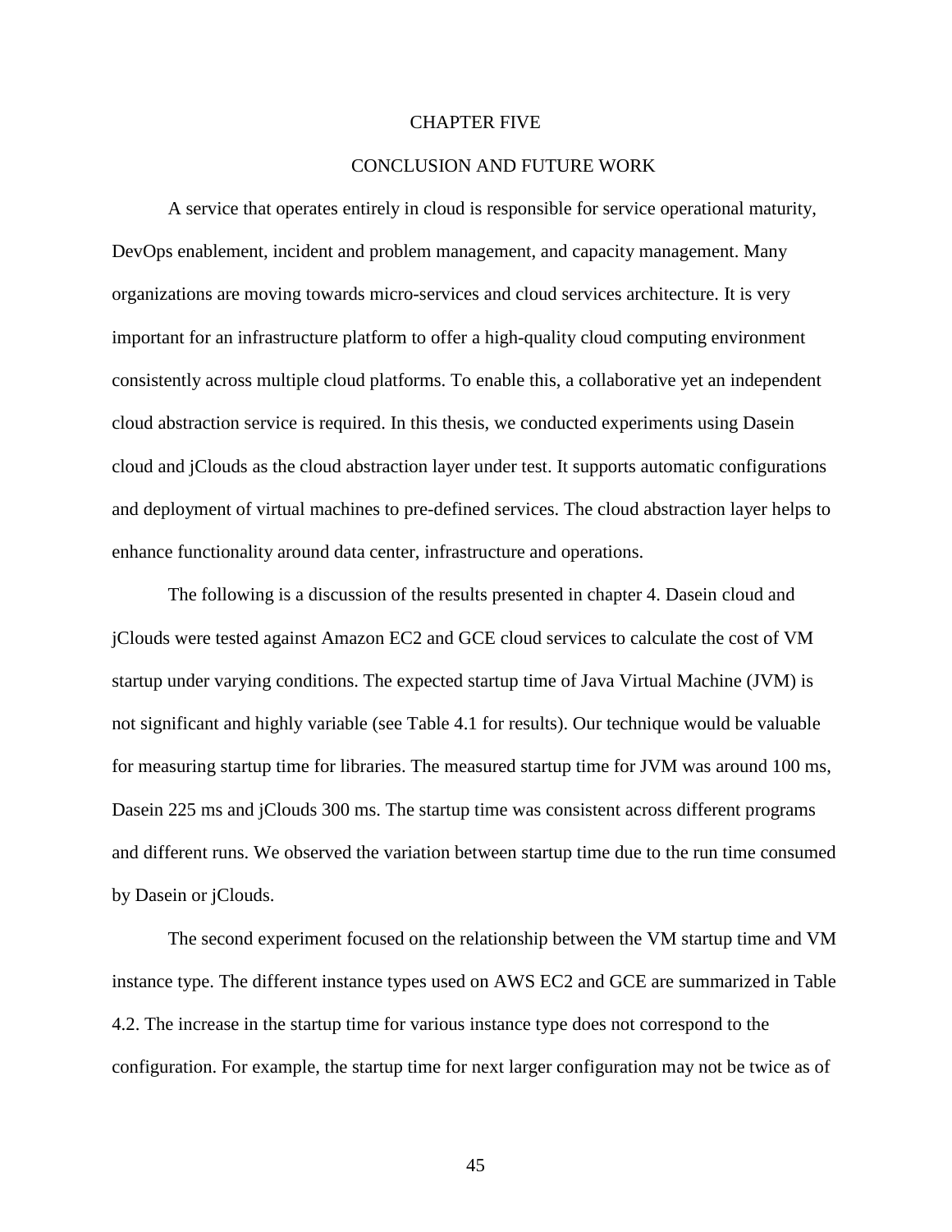# CHAPTER FIVE

## CONCLUSION AND FUTURE WORK

A service that operates entirely in cloud is responsible for service operational maturity, DevOps enablement, incident and problem management, and capacity management. Many organizations are moving towards micro-services and cloud services architecture. It is very important for an infrastructure platform to offer a high-quality cloud computing environment consistently across multiple cloud platforms. To enable this, a collaborative yet an independent cloud abstraction service is required. In this thesis, we conducted experiments using Dasein cloud and jClouds as the cloud abstraction layer under test. It supports automatic configurations and deployment of virtual machines to pre-defined services. The cloud abstraction layer helps to enhance functionality around data center, infrastructure and operations.

The following is a discussion of the results presented in chapter 4. Dasein cloud and jClouds were tested against Amazon EC2 and GCE cloud services to calculate the cost of VM startup under varying conditions. The expected startup time of Java Virtual Machine (JVM) is not significant and highly variable (see Table 4.1 for results). Our technique would be valuable for measuring startup time for libraries. The measured startup time for JVM was around 100 ms, Dasein 225 ms and jClouds 300 ms. The startup time was consistent across different programs and different runs. We observed the variation between startup time due to the run time consumed by Dasein or jClouds.

The second experiment focused on the relationship between the VM startup time and VM instance type. The different instance types used on AWS EC2 and GCE are summarized in Table 4.2. The increase in the startup time for various instance type does not correspond to the configuration. For example, the startup time for next larger configuration may not be twice as of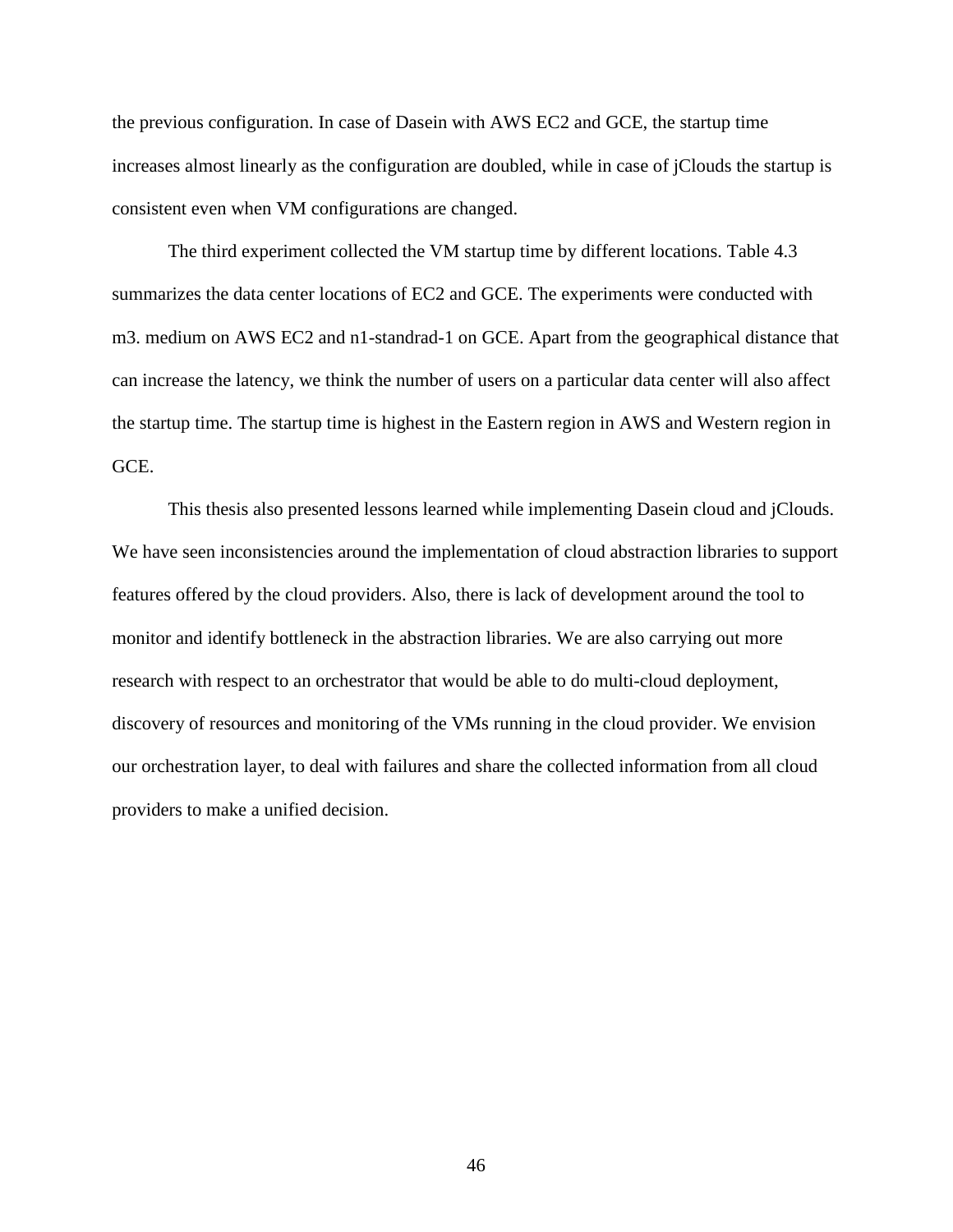the previous configuration. In case of Dasein with AWS EC2 and GCE, the startup time increases almost linearly as the configuration are doubled, while in case of jClouds the startup is consistent even when VM configurations are changed.

The third experiment collected the VM startup time by different locations. Table 4.3 summarizes the data center locations of EC2 and GCE. The experiments were conducted with m3. medium on AWS EC2 and n1-standrad-1 on GCE. Apart from the geographical distance that can increase the latency, we think the number of users on a particular data center will also affect the startup time. The startup time is highest in the Eastern region in AWS and Western region in GCE.

This thesis also presented lessons learned while implementing Dasein cloud and jClouds. We have seen inconsistencies around the implementation of cloud abstraction libraries to support features offered by the cloud providers. Also, there is lack of development around the tool to monitor and identify bottleneck in the abstraction libraries. We are also carrying out more research with respect to an orchestrator that would be able to do multi-cloud deployment, discovery of resources and monitoring of the VMs running in the cloud provider. We envision our orchestration layer, to deal with failures and share the collected information from all cloud providers to make a unified decision.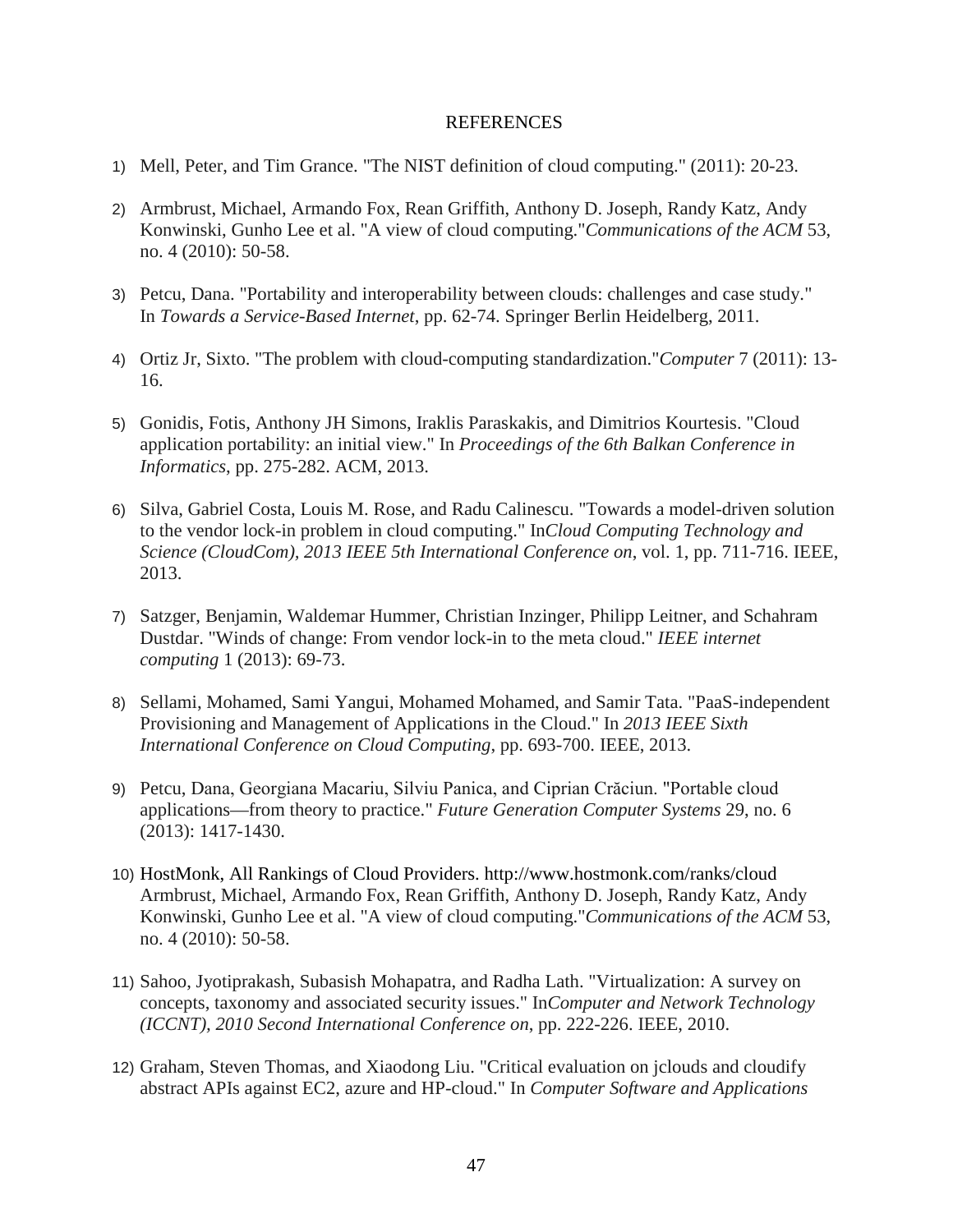# REFERENCES

1) Mell, Peter, and Tim Grance. "The NIST definition of cloud computing." (2011): 20-23.

2) Armbrust, Michael, Armando Fox, Rean Griffith, Anthony D. Joseph, Randy Katz, Andy Konwinski, Gunho Lee et al. "A view of cloud computing."*Communications of the ACM* 53, no. 4 (2010): 50-58.

3) Petcu, Dana. "Portability and interoperability between clouds: challenges and case study." In *Towards a Service-Based Internet*, pp. 62-74. Springer Berlin Heidelberg, 2011.

4) Ortiz Jr, Sixto. "The problem with cloud-computing standardization."*Computer* 7 (2011): 13-16.

5) Gonidis, Fotis, Anthony JH Simons, Iraklis Paraskakis, and Dimitrios Kourtesis. "Cloud application portability: an initial view." In *Proceedings of the 6th Balkan Conference in Informatics*, pp. 275-282. ACM, 2013.

6) Silva, Gabriel Costa, Louis M. Rose, and Radu Calinescu. "Towards a model-driven solution to the vendor lock-in problem in cloud computing." In*Cloud Computing Technology and Science (CloudCom), 2013 IEEE 5th International Conference on*, vol. 1, pp. 711-716. IEEE, 2013.

7) Satzger, Benjamin, Waldemar Hummer, Christian Inzinger, Philipp Leitner, and Schahram Dustdar. "Winds of change: From vendor lock-in to the meta cloud." *IEEE internet computing* 1 (2013): 69-73.

8) Sellami, Mohamed, Sami Yangui, Mohamed Mohamed, and Samir Tata. "PaaS-independent Provisioning and Management of Applications in the Cloud." In *2013 IEEE Sixth International Conference on Cloud Computing*, pp. 693-700. IEEE, 2013.

9) Petcu, Dana, Georgiana Macariu, Silviu Panica, and Ciprian Crăciun. "Portable cloud applications—from theory to practice." *Future Generation Computer Systems* 29, no. 6 (2013): 1417-1430.

10) HostMonk, All Rankings of Cloud Providers. http://www.hostmonk.com/ranks/cloud Armbrust, Michael, Armando Fox, Rean Griffith, Anthony D. Joseph, Randy Katz, Andy Konwinski, Gunho Lee et al. "A view of cloud computing."*Communications of the ACM* 53, no. 4 (2010): 50-58.

11) Sahoo, Jyotiprakash, Subasish Mohapatra, and Radha Lath. "Virtualization: A survey on concepts, taxonomy and associated security issues." In*Computer and Network Technology (ICCNT), 2010 Second International Conference on*, pp. 222-226. IEEE, 2010.

12) Graham, Steven Thomas, and Xiaodong Liu. "Critical evaluation on jclouds and cloudify abstract APIs against EC2, azure and HP-cloud." In *Computer Software and Applications*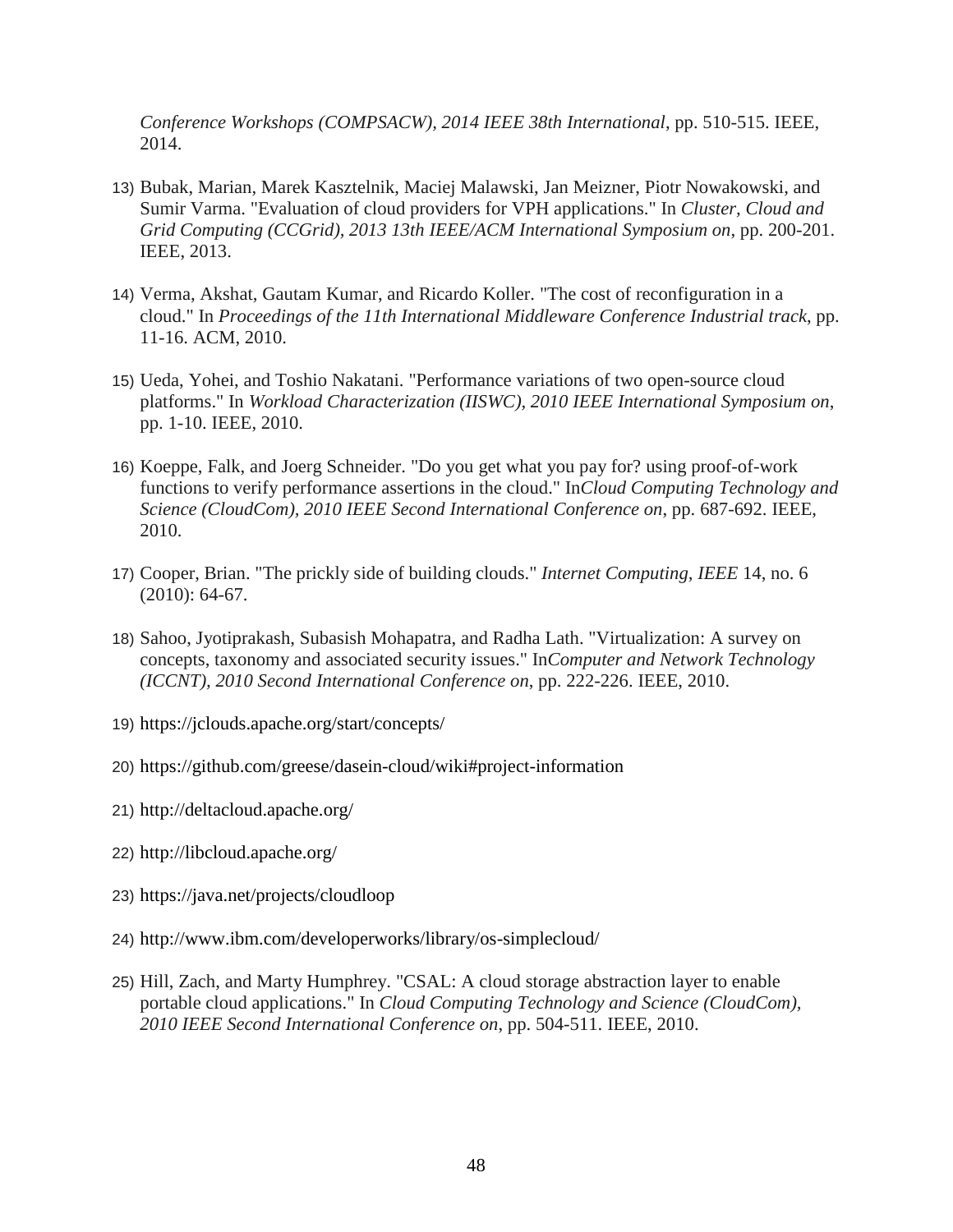*Conference Workshops (COMPSACW), 2014 IEEE 38th International*, pp. 510-515. IEEE, 2014.

13) Bubak, Marian, Marek Kasztelnik, Maciej Malawski, Jan Meizner, Piotr Nowakowski, and Sumir Varma. "Evaluation of cloud providers for VPH applications." In *Cluster, Cloud and Grid Computing (CCGrid), 2013 13th IEEE/ACM International Symposium on*, pp. 200-201. IEEE, 2013.

14) Verma, Akshat, Gautam Kumar, and Ricardo Koller. "The cost of reconfiguration in a cloud." In *Proceedings of the 11th International Middleware Conference Industrial track*, pp. 11-16. ACM, 2010.

15) Ueda, Yohei, and Toshio Nakatani. "Performance variations of two open-source cloud platforms." In *Workload Characterization (IISWC), 2010 IEEE International Symposium on*, pp. 1-10. IEEE, 2010.

16) Koeppe, Falk, and Joerg Schneider. "Do you get what you pay for? using proof-of-work functions to verify performance assertions in the cloud." In*Cloud Computing Technology and Science (CloudCom), 2010 IEEE Second International Conference on*, pp. 687-692. IEEE, 2010.

17) Cooper, Brian. "The prickly side of building clouds." *Internet Computing, IEEE* 14, no. 6 (2010): 64-67.

18) Sahoo, Jyotiprakash, Subasish Mohapatra, and Radha Lath. "Virtualization: A survey on concepts, taxonomy and associated security issues." In*Computer and Network Technology (ICCNT), 2010 Second International Conference on*, pp. 222-226. IEEE, 2010.

19) https://jclouds.apache.org/start/concepts/

20) https://github.com/greese/dasein-cloud/wiki#project-information

21) http://deltacloud.apache.org/

22) http://libcloud.apache.org/

23) https://java.net/projects/cloudloop

24) http://www.ibm.com/developerworks/library/os-simplecloud/

25) Hill, Zach, and Marty Humphrey. "CSAL: A cloud storage abstraction layer to enable portable cloud applications." In *Cloud Computing Technology and Science (CloudCom), 2010 IEEE Second International Conference on*, pp. 504-511. IEEE, 2010.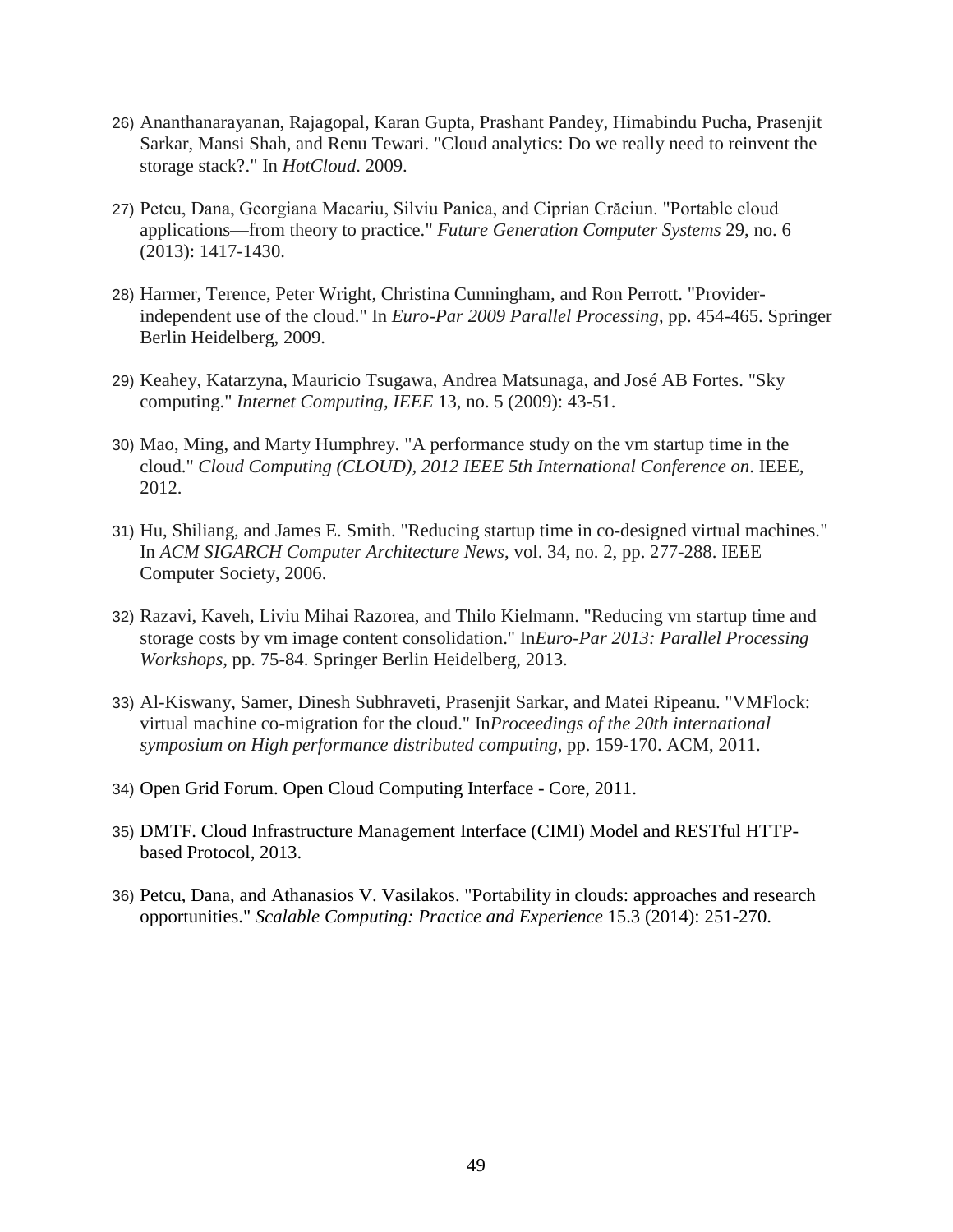26) Ananthanarayanan, Rajagopal, Karan Gupta, Prashant Pandey, Himabindu Pucha, Prasenjit Sarkar, Mansi Shah, and Renu Tewari. "Cloud analytics: Do we really need to reinvent the storage stack?." In *HotCloud*. 2009.

27) Petcu, Dana, Georgiana Macariu, Silviu Panica, and Ciprian Crăciun. "Portable cloud applications—from theory to practice." *Future Generation Computer Systems* 29, no. 6 (2013): 1417-1430.

28) Harmer, Terence, Peter Wright, Christina Cunningham, and Ron Perrott. "Provider-independent use of the cloud." In *Euro-Par 2009 Parallel Processing*, pp. 454-465. Springer Berlin Heidelberg, 2009.

29) Keahey, Katarzyna, Mauricio Tsugawa, Andrea Matsunaga, and José AB Fortes. "Sky computing." *Internet Computing, IEEE* 13, no. 5 (2009): 43-51.

30) Mao, Ming, and Marty Humphrey. "A performance study on the vm startup time in the cloud." *Cloud Computing (CLOUD), 2012 IEEE 5th International Conference on*. IEEE, 2012.

31) Hu, Shiliang, and James E. Smith. "Reducing startup time in co-designed virtual machines." In *ACM SIGARCH Computer Architecture News*, vol. 34, no. 2, pp. 277-288. IEEE Computer Society, 2006.

32) Razavi, Kaveh, Liviu Mihai Razorea, and Thilo Kielmann. "Reducing vm startup time and storage costs by vm image content consolidation." In*Euro-Par 2013: Parallel Processing Workshops*, pp. 75-84. Springer Berlin Heidelberg, 2013.

33) Al-Kiswany, Samer, Dinesh Subhraveti, Prasenjit Sarkar, and Matei Ripeanu. "VMFlock: virtual machine co-migration for the cloud." In*Proceedings of the 20th international symposium on High performance distributed computing*, pp. 159-170. ACM, 2011.

34) Open Grid Forum. Open Cloud Computing Interface - Core, 2011.

35) DMTF. Cloud Infrastructure Management Interface (CIMI) Model and RESTful HTTP-based Protocol, 2013.

36) Petcu, Dana, and Athanasios V. Vasilakos. "Portability in clouds: approaches and research opportunities." *Scalable Computing: Practice and Experience* 15.3 (2014): 251-270.